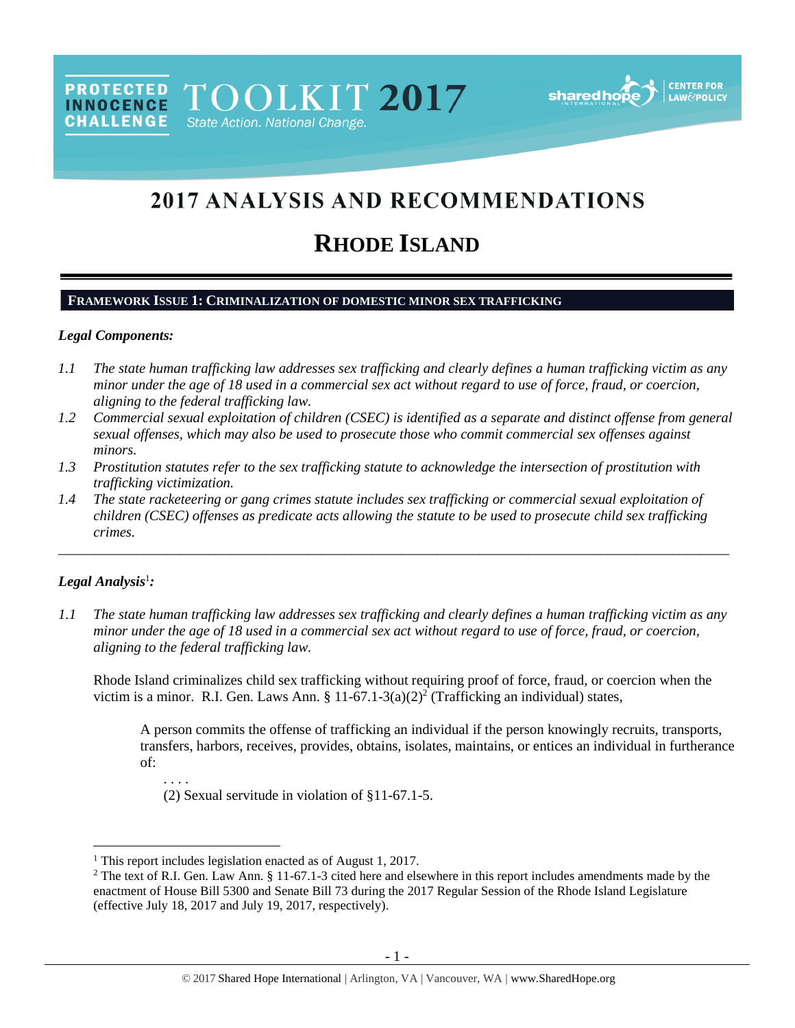PROTECTED INNOCENCE CHALLENGE TOOLKIT 2017 State Action. National Change.

# 2017 ANALYSIS AND RECOMMENDATIONS

# RHODE ISLAND

## FRAMEWORK ISSUE 1: CRIMINALIZATION OF DOMESTIC MINOR SEX TRAFFICKING

***Legal Components:***

*1.1 The state human trafficking law addresses sex trafficking and clearly defines a human trafficking victim as any minor under the age of 18 used in a commercial sex act without regard to use of force, fraud, or coercion, aligning to the federal trafficking law.*

*1.2 Commercial sexual exploitation of children (CSEC) is identified as a separate and distinct offense from general sexual offenses, which may also be used to prosecute those who commit commercial sex offenses against minors.*

*1.3 Prostitution statutes refer to the sex trafficking statute to acknowledge the intersection of prostitution with trafficking victimization.*

*1.4 The state racketeering or gang crimes statute includes sex trafficking or commercial sexual exploitation of children (CSEC) offenses as predicate acts allowing the statute to be used to prosecute child sex trafficking crimes.*

---

***Legal Analysis***[1]***:***

*1.1 The state human trafficking law addresses sex trafficking and clearly defines a human trafficking victim as any minor under the age of 18 used in a commercial sex act without regard to use of force, fraud, or coercion, aligning to the federal trafficking law.*

Rhode Island criminalizes child sex trafficking without requiring proof of force, fraud, or coercion when the victim is a minor. R.I. Gen. Laws Ann. § 11-67.1-3(a)(2)[2] (Trafficking an individual) states,

> A person commits the offense of trafficking an individual if the person knowingly recruits, transports, transfers, harbors, receives, provides, obtains, isolates, maintains, or entices an individual in furtherance of:
>
> . . . .
>
> (2) Sexual servitude in violation of §11-67.1-5.

---

[1] This report includes legislation enacted as of August 1, 2017.

[2] The text of R.I. Gen. Law Ann. § 11-67.1-3 cited here and elsewhere in this report includes amendments made by the enactment of House Bill 5300 and Senate Bill 73 during the 2017 Regular Session of the Rhode Island Legislature (effective July 18, 2017 and July 19, 2017, respectively).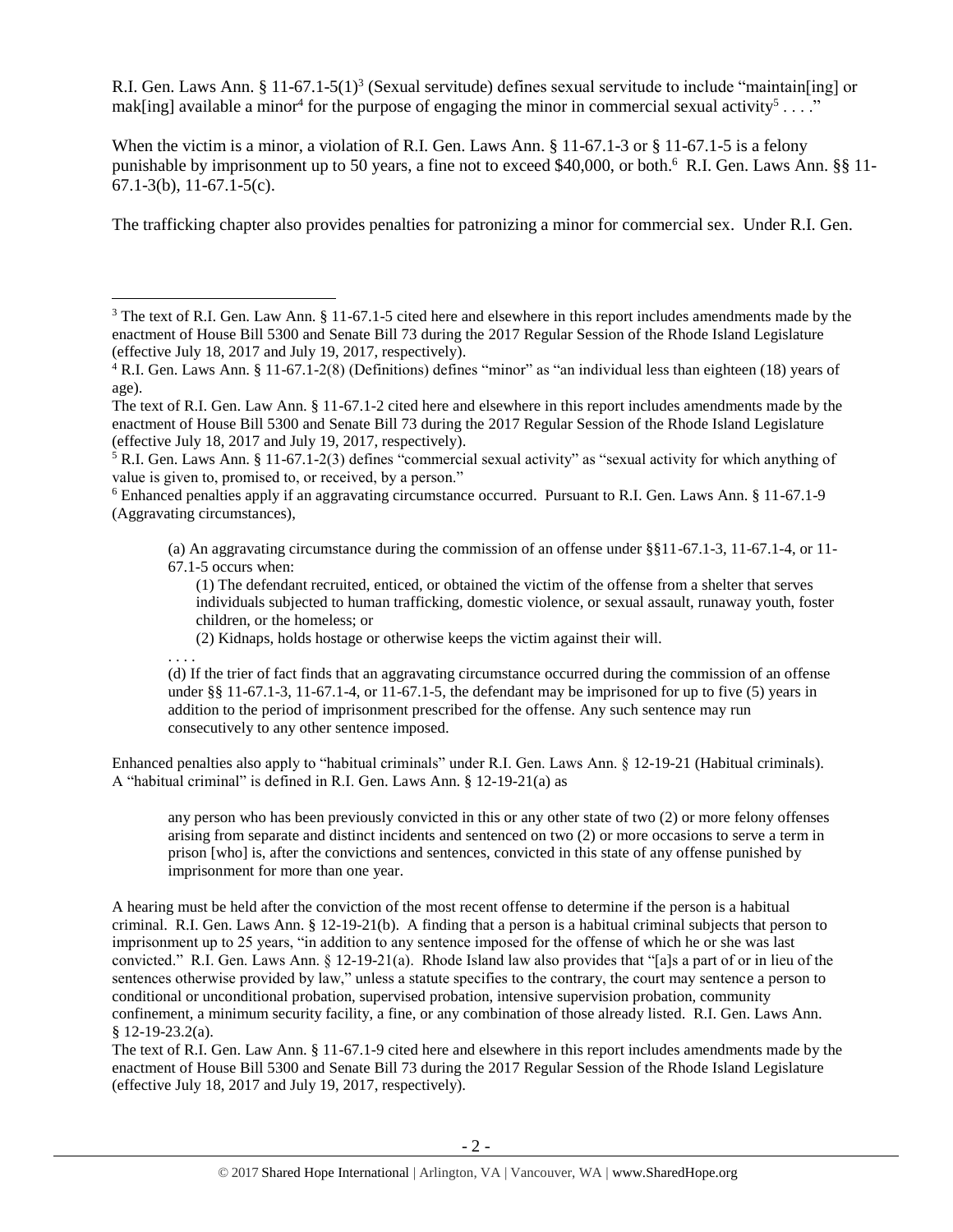R.I. Gen. Laws Ann. § 11-67.1-5(1)[3] (Sexual servitude) defines sexual servitude to include "maintain[ing] or mak[ing] available a minor[4] for the purpose of engaging the minor in commercial sexual activity[5] . . . ."

When the victim is a minor, a violation of R.I. Gen. Laws Ann. § 11-67.1-3 or § 11-67.1-5 is a felony punishable by imprisonment up to 50 years, a fine not to exceed $40,000, or both.[6] R.I. Gen. Laws Ann. §§ 11-67.1-3(b), 11-67.1-5(c).

The trafficking chapter also provides penalties for patronizing a minor for commercial sex. Under R.I. Gen.

---

[3] The text of R.I. Gen. Law Ann. § 11-67.1-5 cited here and elsewhere in this report includes amendments made by the enactment of House Bill 5300 and Senate Bill 73 during the 2017 Regular Session of the Rhode Island Legislature (effective July 18, 2017 and July 19, 2017, respectively).

[4] R.I. Gen. Laws Ann. § 11-67.1-2(8) (Definitions) defines "minor" as "an individual less than eighteen (18) years of age).

The text of R.I. Gen. Law Ann. § 11-67.1-2 cited here and elsewhere in this report includes amendments made by the enactment of House Bill 5300 and Senate Bill 73 during the 2017 Regular Session of the Rhode Island Legislature (effective July 18, 2017 and July 19, 2017, respectively).

[5] R.I. Gen. Laws Ann. § 11-67.1-2(3) defines "commercial sexual activity" as "sexual activity for which anything of value is given to, promised to, or received, by a person."

[6] Enhanced penalties apply if an aggravating circumstance occurred. Pursuant to R.I. Gen. Laws Ann. § 11-67.1-9 (Aggravating circumstances),

> (a) An aggravating circumstance during the commission of an offense under §§11-67.1-3, 11-67.1-4, or 11-67.1-5 occurs when:
>
> > (1) The defendant recruited, enticed, or obtained the victim of the offense from a shelter that serves individuals subjected to human trafficking, domestic violence, or sexual assault, runaway youth, foster children, or the homeless; or
> >
> > (2) Kidnaps, holds hostage or otherwise keeps the victim against their will.
>
> . . . .
>
> (d) If the trier of fact finds that an aggravating circumstance occurred during the commission of an offense under §§ 11-67.1-3, 11-67.1-4, or 11-67.1-5, the defendant may be imprisoned for up to five (5) years in addition to the period of imprisonment prescribed for the offense. Any such sentence may run consecutively to any other sentence imposed.

Enhanced penalties also apply to "habitual criminals" under R.I. Gen. Laws Ann. § 12-19-21 (Habitual criminals). A "habitual criminal" is defined in R.I. Gen. Laws Ann. § 12-19-21(a) as

> any person who has been previously convicted in this or any other state of two (2) or more felony offenses arising from separate and distinct incidents and sentenced on two (2) or more occasions to serve a term in prison [who] is, after the convictions and sentences, convicted in this state of any offense punished by imprisonment for more than one year.

A hearing must be held after the conviction of the most recent offense to determine if the person is a habitual criminal. R.I. Gen. Laws Ann. § 12-19-21(b). A finding that a person is a habitual criminal subjects that person to imprisonment up to 25 years, "in addition to any sentence imposed for the offense of which he or she was last convicted." R.I. Gen. Laws Ann. § 12-19-21(a). Rhode Island law also provides that "[a]s a part of or in lieu of the sentences otherwise provided by law," unless a statute specifies to the contrary, the court may sentence a person to conditional or unconditional probation, supervised probation, intensive supervision probation, community confinement, a minimum security facility, a fine, or any combination of those already listed. R.I. Gen. Laws Ann. § 12-19-23.2(a).

The text of R.I. Gen. Law Ann. § 11-67.1-9 cited here and elsewhere in this report includes amendments made by the enactment of House Bill 5300 and Senate Bill 73 during the 2017 Regular Session of the Rhode Island Legislature (effective July 18, 2017 and July 19, 2017, respectively).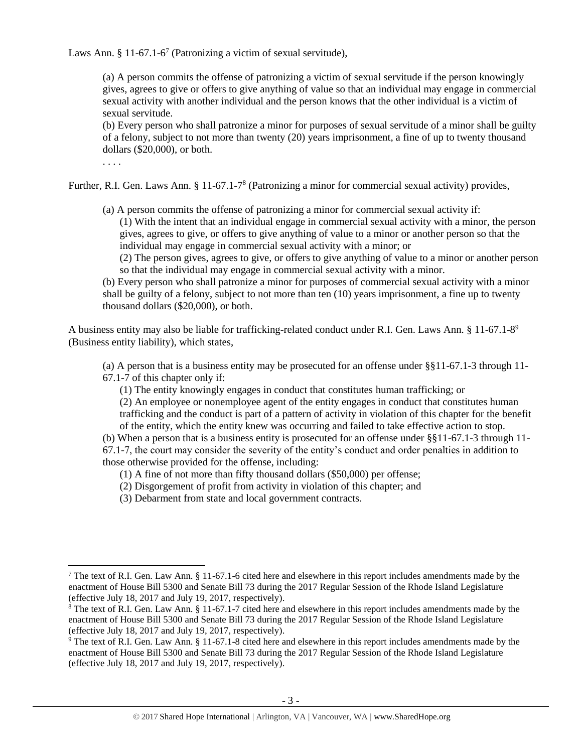Laws Ann. § 11-67.1-6[7] (Patronizing a victim of sexual servitude),

> (a) A person commits the offense of patronizing a victim of sexual servitude if the person knowingly gives, agrees to give or offers to give anything of value so that an individual may engage in commercial sexual activity with another individual and the person knows that the other individual is a victim of sexual servitude.
> (b) Every person who shall patronize a minor for purposes of sexual servitude of a minor shall be guilty of a felony, subject to not more than twenty (20) years imprisonment, a fine of up to twenty thousand dollars ($20,000), or both.
> . . . .

Further, R.I. Gen. Laws Ann. § 11-67.1-7[8] (Patronizing a minor for commercial sexual activity) provides,

> (a) A person commits the offense of patronizing a minor for commercial sexual activity if:
>
> (1) With the intent that an individual engage in commercial sexual activity with a minor, the person gives, agrees to give, or offers to give anything of value to a minor or another person so that the individual may engage in commercial sexual activity with a minor; or
>
> (2) The person gives, agrees to give, or offers to give anything of value to a minor or another person so that the individual may engage in commercial sexual activity with a minor.
>
> (b) Every person who shall patronize a minor for purposes of commercial sexual activity with a minor shall be guilty of a felony, subject to not more than ten (10) years imprisonment, a fine up to twenty thousand dollars ($20,000), or both.

A business entity may also be liable for trafficking-related conduct under R.I. Gen. Laws Ann. § 11-67.1-8[9] (Business entity liability), which states,

> (a) A person that is a business entity may be prosecuted for an offense under §§11-67.1-3 through 11-67.1-7 of this chapter only if:
>
> (1) The entity knowingly engages in conduct that constitutes human trafficking; or
>
> (2) An employee or nonemployee agent of the entity engages in conduct that constitutes human trafficking and the conduct is part of a pattern of activity in violation of this chapter for the benefit of the entity, which the entity knew was occurring and failed to take effective action to stop.
>
> (b) When a person that is a business entity is prosecuted for an offense under §§11-67.1-3 through 11-67.1-7, the court may consider the severity of the entity's conduct and order penalties in addition to those otherwise provided for the offense, including:
>
> (1) A fine of not more than fifty thousand dollars ($50,000) per offense;
>
> (2) Disgorgement of profit from activity in violation of this chapter; and
>
> (3) Debarment from state and local government contracts.

---

[7] The text of R.I. Gen. Law Ann. § 11-67.1-6 cited here and elsewhere in this report includes amendments made by the enactment of House Bill 5300 and Senate Bill 73 during the 2017 Regular Session of the Rhode Island Legislature (effective July 18, 2017 and July 19, 2017, respectively).

[8] The text of R.I. Gen. Law Ann. § 11-67.1-7 cited here and elsewhere in this report includes amendments made by the enactment of House Bill 5300 and Senate Bill 73 during the 2017 Regular Session of the Rhode Island Legislature (effective July 18, 2017 and July 19, 2017, respectively).

[9] The text of R.I. Gen. Law Ann. § 11-67.1-8 cited here and elsewhere in this report includes amendments made by the enactment of House Bill 5300 and Senate Bill 73 during the 2017 Regular Session of the Rhode Island Legislature (effective July 18, 2017 and July 19, 2017, respectively).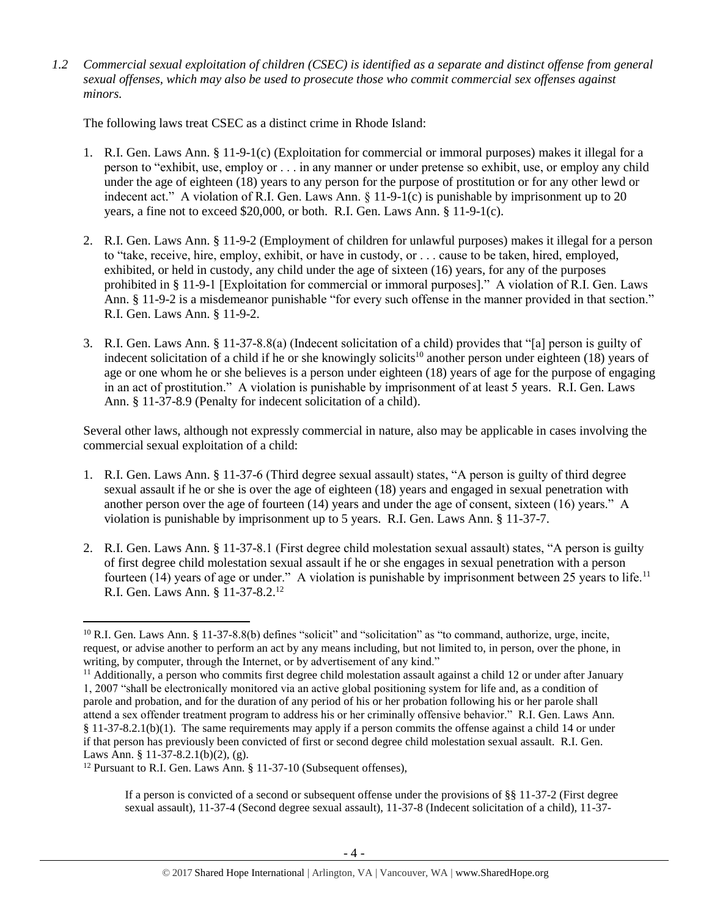*1.2 Commercial sexual exploitation of children (CSEC) is identified as a separate and distinct offense from general sexual offenses, which may also be used to prosecute those who commit commercial sex offenses against minors.*

The following laws treat CSEC as a distinct crime in Rhode Island:

1. R.I. Gen. Laws Ann. § 11-9-1(c) (Exploitation for commercial or immoral purposes) makes it illegal for a person to "exhibit, use, employ or . . . in any manner or under pretense so exhibit, use, or employ any child under the age of eighteen (18) years to any person for the purpose of prostitution or for any other lewd or indecent act." A violation of R.I. Gen. Laws Ann. § 11-9-1(c) is punishable by imprisonment up to 20 years, a fine not to exceed $20,000, or both. R.I. Gen. Laws Ann. § 11-9-1(c).

2. R.I. Gen. Laws Ann. § 11-9-2 (Employment of children for unlawful purposes) makes it illegal for a person to "take, receive, hire, employ, exhibit, or have in custody, or . . . cause to be taken, hired, employed, exhibited, or held in custody, any child under the age of sixteen (16) years, for any of the purposes prohibited in § 11-9-1 [Exploitation for commercial or immoral purposes]." A violation of R.I. Gen. Laws Ann. § 11-9-2 is a misdemeanor punishable "for every such offense in the manner provided in that section." R.I. Gen. Laws Ann. § 11-9-2.

3. R.I. Gen. Laws Ann. § 11-37-8.8(a) (Indecent solicitation of a child) provides that "[a] person is guilty of indecent solicitation of a child if he or she knowingly solicits[10] another person under eighteen (18) years of age or one whom he or she believes is a person under eighteen (18) years of age for the purpose of engaging in an act of prostitution." A violation is punishable by imprisonment of at least 5 years. R.I. Gen. Laws Ann. § 11-37-8.9 (Penalty for indecent solicitation of a child).

Several other laws, although not expressly commercial in nature, also may be applicable in cases involving the commercial sexual exploitation of a child:

1. R.I. Gen. Laws Ann. § 11-37-6 (Third degree sexual assault) states, "A person is guilty of third degree sexual assault if he or she is over the age of eighteen (18) years and engaged in sexual penetration with another person over the age of fourteen (14) years and under the age of consent, sixteen (16) years." A violation is punishable by imprisonment up to 5 years. R.I. Gen. Laws Ann. § 11-37-7.

2. R.I. Gen. Laws Ann. § 11-37-8.1 (First degree child molestation sexual assault) states, "A person is guilty of first degree child molestation sexual assault if he or she engages in sexual penetration with a person fourteen (14) years of age or under." A violation is punishable by imprisonment between 25 years to life.[11] R.I. Gen. Laws Ann. § 11-37-8.2.[12]

---

[10] R.I. Gen. Laws Ann. § 11-37-8.8(b) defines "solicit" and "solicitation" as "to command, authorize, urge, incite, request, or advise another to perform an act by any means including, but not limited to, in person, over the phone, in writing, by computer, through the Internet, or by advertisement of any kind."

[11] Additionally, a person who commits first degree child molestation assault against a child 12 or under after January 1, 2007 "shall be electronically monitored via an active global positioning system for life and, as a condition of parole and probation, and for the duration of any period of his or her probation following his or her parole shall attend a sex offender treatment program to address his or her criminally offensive behavior." R.I. Gen. Laws Ann. § 11-37-8.2.1(b)(1). The same requirements may apply if a person commits the offense against a child 14 or under if that person has previously been convicted of first or second degree child molestation sexual assault. R.I. Gen. Laws Ann. § 11-37-8.2.1(b)(2), (g).

[12] Pursuant to R.I. Gen. Laws Ann. § 11-37-10 (Subsequent offenses),

> If a person is convicted of a second or subsequent offense under the provisions of §§ 11-37-2 (First degree sexual assault), 11-37-4 (Second degree sexual assault), 11-37-8 (Indecent solicitation of a child), 11-37-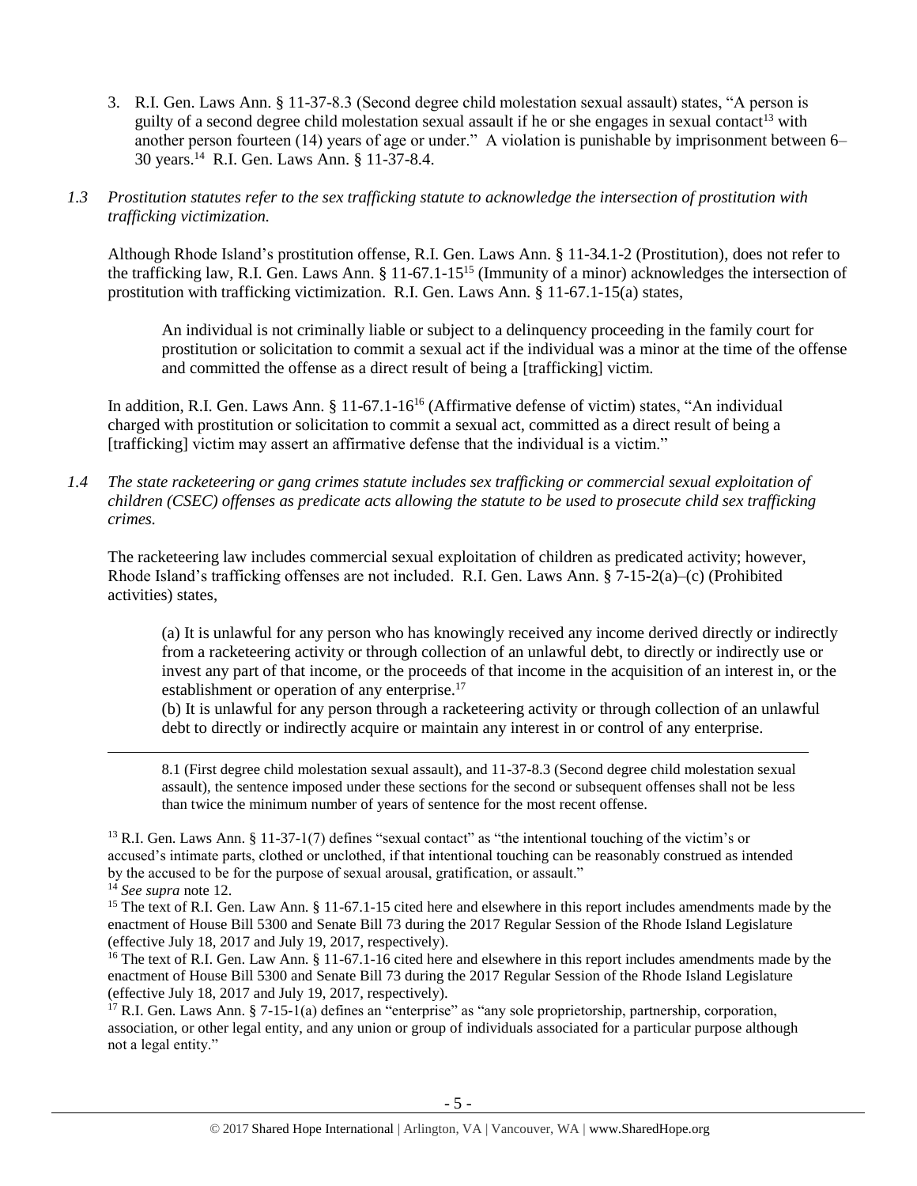3. R.I. Gen. Laws Ann. § 11-37-8.3 (Second degree child molestation sexual assault) states, "A person is guilty of a second degree child molestation sexual assault if he or she engages in sexual contact[13] with another person fourteen (14) years of age or under." A violation is punishable by imprisonment between 6–30 years.[14] R.I. Gen. Laws Ann. § 11-37-8.4.

*1.3 Prostitution statutes refer to the sex trafficking statute to acknowledge the intersection of prostitution with trafficking victimization.*

Although Rhode Island's prostitution offense, R.I. Gen. Laws Ann. § 11-34.1-2 (Prostitution), does not refer to the trafficking law, R.I. Gen. Laws Ann. § 11-67.1-15[15] (Immunity of a minor) acknowledges the intersection of prostitution with trafficking victimization. R.I. Gen. Laws Ann. § 11-67.1-15(a) states,

> An individual is not criminally liable or subject to a delinquency proceeding in the family court for prostitution or solicitation to commit a sexual act if the individual was a minor at the time of the offense and committed the offense as a direct result of being a [trafficking] victim.

In addition, R.I. Gen. Laws Ann. § 11-67.1-16[16] (Affirmative defense of victim) states, "An individual charged with prostitution or solicitation to commit a sexual act, committed as a direct result of being a [trafficking] victim may assert an affirmative defense that the individual is a victim."

*1.4 The state racketeering or gang crimes statute includes sex trafficking or commercial sexual exploitation of children (CSEC) offenses as predicate acts allowing the statute to be used to prosecute child sex trafficking crimes.*

The racketeering law includes commercial sexual exploitation of children as predicated activity; however, Rhode Island's trafficking offenses are not included. R.I. Gen. Laws Ann. § 7-15-2(a)–(c) (Prohibited activities) states,

> (a) It is unlawful for any person who has knowingly received any income derived directly or indirectly from a racketeering activity or through collection of an unlawful debt, to directly or indirectly use or invest any part of that income, or the proceeds of that income in the acquisition of an interest in, or the establishment or operation of any enterprise.[17]
>
> (b) It is unlawful for any person through a racketeering activity or through collection of an unlawful debt to directly or indirectly acquire or maintain any interest in or control of any enterprise.

---

8.1 (First degree child molestation sexual assault), and 11-37-8.3 (Second degree child molestation sexual assault), the sentence imposed under these sections for the second or subsequent offenses shall not be less than twice the minimum number of years of sentence for the most recent offense.

[13] R.I. Gen. Laws Ann. § 11-37-1(7) defines "sexual contact" as "the intentional touching of the victim's or accused's intimate parts, clothed or unclothed, if that intentional touching can be reasonably construed as intended by the accused to be for the purpose of sexual arousal, gratification, or assault."

[14] *See supra* note 12.

[15] The text of R.I. Gen. Law Ann. § 11-67.1-15 cited here and elsewhere in this report includes amendments made by the enactment of House Bill 5300 and Senate Bill 73 during the 2017 Regular Session of the Rhode Island Legislature (effective July 18, 2017 and July 19, 2017, respectively).

[16] The text of R.I. Gen. Law Ann. § 11-67.1-16 cited here and elsewhere in this report includes amendments made by the enactment of House Bill 5300 and Senate Bill 73 during the 2017 Regular Session of the Rhode Island Legislature (effective July 18, 2017 and July 19, 2017, respectively).

[17] R.I. Gen. Laws Ann. § 7-15-1(a) defines an "enterprise" as "any sole proprietorship, partnership, corporation, association, or other legal entity, and any union or group of individuals associated for a particular purpose although not a legal entity."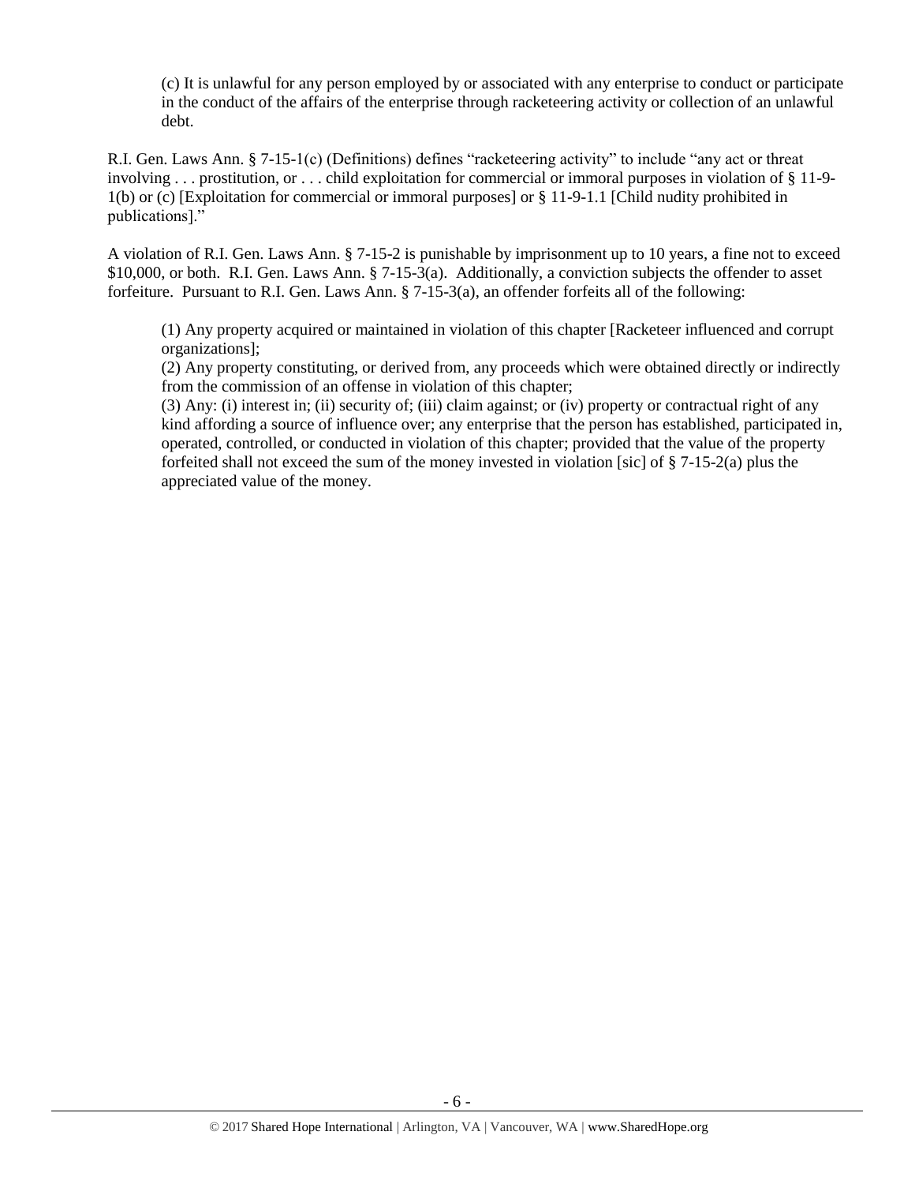(c) It is unlawful for any person employed by or associated with any enterprise to conduct or participate in the conduct of the affairs of the enterprise through racketeering activity or collection of an unlawful debt.

R.I. Gen. Laws Ann. § 7-15-1(c) (Definitions) defines "racketeering activity" to include "any act or threat involving . . . prostitution, or . . . child exploitation for commercial or immoral purposes in violation of § 11-9-1(b) or (c) [Exploitation for commercial or immoral purposes] or § 11-9-1.1 [Child nudity prohibited in publications]."

A violation of R.I. Gen. Laws Ann. § 7-15-2 is punishable by imprisonment up to 10 years, a fine not to exceed $10,000, or both. R.I. Gen. Laws Ann. § 7-15-3(a). Additionally, a conviction subjects the offender to asset forfeiture. Pursuant to R.I. Gen. Laws Ann. § 7-15-3(a), an offender forfeits all of the following:

> (1) Any property acquired or maintained in violation of this chapter [Racketeer influenced and corrupt organizations];
> (2) Any property constituting, or derived from, any proceeds which were obtained directly or indirectly from the commission of an offense in violation of this chapter;
> (3) Any: (i) interest in; (ii) security of; (iii) claim against; or (iv) property or contractual right of any kind affording a source of influence over; any enterprise that the person has established, participated in, operated, controlled, or conducted in violation of this chapter; provided that the value of the property forfeited shall not exceed the sum of the money invested in violation [sic] of § 7-15-2(a) plus the appreciated value of the money.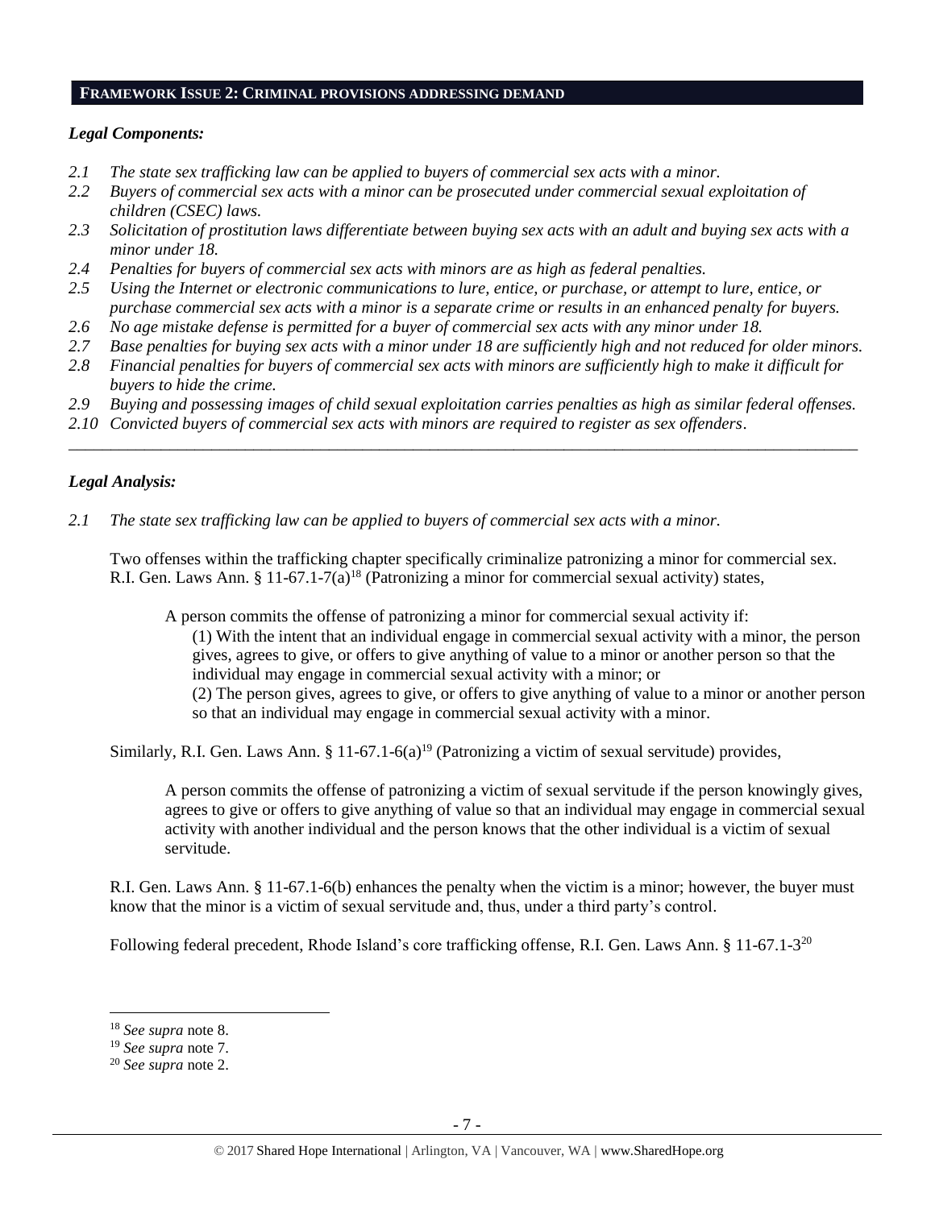## FRAMEWORK ISSUE 2: CRIMINAL PROVISIONS ADDRESSING DEMAND

### *Legal Components:*

*2.1 The state sex trafficking law can be applied to buyers of commercial sex acts with a minor.*
*2.2 Buyers of commercial sex acts with a minor can be prosecuted under commercial sexual exploitation of children (CSEC) laws.*
*2.3 Solicitation of prostitution laws differentiate between buying sex acts with an adult and buying sex acts with a minor under 18.*
*2.4 Penalties for buyers of commercial sex acts with minors are as high as federal penalties.*
*2.5 Using the Internet or electronic communications to lure, entice, or purchase, or attempt to lure, entice, or purchase commercial sex acts with a minor is a separate crime or results in an enhanced penalty for buyers.*
*2.6 No age mistake defense is permitted for a buyer of commercial sex acts with any minor under 18.*
*2.7 Base penalties for buying sex acts with a minor under 18 are sufficiently high and not reduced for older minors.*
*2.8 Financial penalties for buyers of commercial sex acts with minors are sufficiently high to make it difficult for buyers to hide the crime.*
*2.9 Buying and possessing images of child sexual exploitation carries penalties as high as similar federal offenses.*
*2.10 Convicted buyers of commercial sex acts with minors are required to register as sex offenders.*

---

### *Legal Analysis:*

*2.1 The state sex trafficking law can be applied to buyers of commercial sex acts with a minor.*

Two offenses within the trafficking chapter specifically criminalize patronizing a minor for commercial sex. R.I. Gen. Laws Ann. § 11-67.1-7(a)[18] (Patronizing a minor for commercial sexual activity) states,

> A person commits the offense of patronizing a minor for commercial sexual activity if:
> (1) With the intent that an individual engage in commercial sexual activity with a minor, the person gives, agrees to give, or offers to give anything of value to a minor or another person so that the individual may engage in commercial sexual activity with a minor; or
> (2) The person gives, agrees to give, or offers to give anything of value to a minor or another person so that an individual may engage in commercial sexual activity with a minor.

Similarly, R.I. Gen. Laws Ann. § 11-67.1-6(a)[19] (Patronizing a victim of sexual servitude) provides,

> A person commits the offense of patronizing a victim of sexual servitude if the person knowingly gives, agrees to give or offers to give anything of value so that an individual may engage in commercial sexual activity with another individual and the person knows that the other individual is a victim of sexual servitude.

R.I. Gen. Laws Ann. § 11-67.1-6(b) enhances the penalty when the victim is a minor; however, the buyer must know that the minor is a victim of sexual servitude and, thus, under a third party's control.

Following federal precedent, Rhode Island's core trafficking offense, R.I. Gen. Laws Ann. § 11-67.1-3[20]

---

[18] *See supra* note 8.
[19] *See supra* note 7.
[20] *See supra* note 2.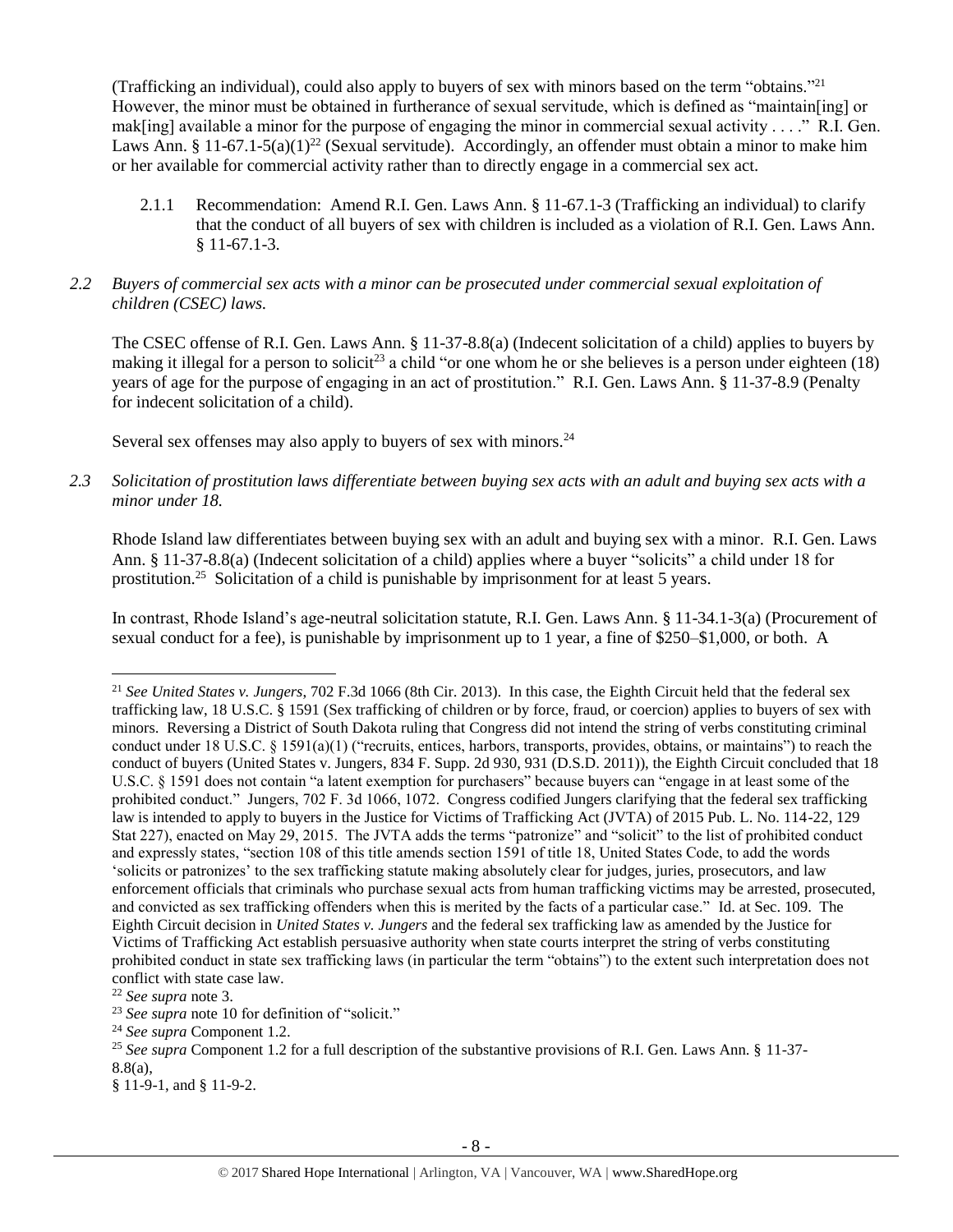(Trafficking an individual), could also apply to buyers of sex with minors based on the term "obtains."[21] However, the minor must be obtained in furtherance of sexual servitude, which is defined as "maintain[ing] or mak[ing] available a minor for the purpose of engaging the minor in commercial sexual activity . . . ." R.I. Gen. Laws Ann. § 11-67.1-5(a)(1)[22] (Sexual servitude). Accordingly, an offender must obtain a minor to make him or her available for commercial activity rather than to directly engage in a commercial sex act.

2.1.1 Recommendation: Amend R.I. Gen. Laws Ann. § 11-67.1-3 (Trafficking an individual) to clarify that the conduct of all buyers of sex with children is included as a violation of R.I. Gen. Laws Ann. § 11-67.1-3.

*2.2 Buyers of commercial sex acts with a minor can be prosecuted under commercial sexual exploitation of children (CSEC) laws.*

The CSEC offense of R.I. Gen. Laws Ann. § 11-37-8.8(a) (Indecent solicitation of a child) applies to buyers by making it illegal for a person to solicit[23] a child "or one whom he or she believes is a person under eighteen (18) years of age for the purpose of engaging in an act of prostitution." R.I. Gen. Laws Ann. § 11-37-8.9 (Penalty for indecent solicitation of a child).

Several sex offenses may also apply to buyers of sex with minors.[24]

*2.3 Solicitation of prostitution laws differentiate between buying sex acts with an adult and buying sex acts with a minor under 18.*

Rhode Island law differentiates between buying sex with an adult and buying sex with a minor. R.I. Gen. Laws Ann. § 11-37-8.8(a) (Indecent solicitation of a child) applies where a buyer "solicits" a child under 18 for prostitution.[25] Solicitation of a child is punishable by imprisonment for at least 5 years.

In contrast, Rhode Island's age-neutral solicitation statute, R.I. Gen. Laws Ann. § 11-34.1-3(a) (Procurement of sexual conduct for a fee), is punishable by imprisonment up to 1 year, a fine of $250–$1,000, or both. A

---

[21] *See United States v. Jungers*, 702 F.3d 1066 (8th Cir. 2013). In this case, the Eighth Circuit held that the federal sex trafficking law, 18 U.S.C. § 1591 (Sex trafficking of children or by force, fraud, or coercion) applies to buyers of sex with minors. Reversing a District of South Dakota ruling that Congress did not intend the string of verbs constituting criminal conduct under 18 U.S.C. § 1591(a)(1) ("recruits, entices, harbors, transports, provides, obtains, or maintains") to reach the conduct of buyers (United States v. Jungers, 834 F. Supp. 2d 930, 931 (D.S.D. 2011)), the Eighth Circuit concluded that 18 U.S.C. § 1591 does not contain "a latent exemption for purchasers" because buyers can "engage in at least some of the prohibited conduct." Jungers, 702 F. 3d 1066, 1072. Congress codified Jungers clarifying that the federal sex trafficking law is intended to apply to buyers in the Justice for Victims of Trafficking Act (JVTA) of 2015 Pub. L. No. 114-22, 129 Stat 227), enacted on May 29, 2015. The JVTA adds the terms "patronize" and "solicit" to the list of prohibited conduct and expressly states, "section 108 of this title amends section 1591 of title 18, United States Code, to add the words 'solicits or patronizes' to the sex trafficking statute making absolutely clear for judges, juries, prosecutors, and law enforcement officials that criminals who purchase sexual acts from human trafficking victims may be arrested, prosecuted, and convicted as sex trafficking offenders when this is merited by the facts of a particular case." Id. at Sec. 109. The Eighth Circuit decision in *United States v. Jungers* and the federal sex trafficking law as amended by the Justice for Victims of Trafficking Act establish persuasive authority when state courts interpret the string of verbs constituting prohibited conduct in state sex trafficking laws (in particular the term "obtains") to the extent such interpretation does not conflict with state case law.

[22] *See supra* note 3.

[23] *See supra* note 10 for definition of "solicit."

[24] *See supra* Component 1.2.

[25] *See supra* Component 1.2 for a full description of the substantive provisions of R.I. Gen. Laws Ann. § 11-37-8.8(a), § 11-9-1, and § 11-9-2.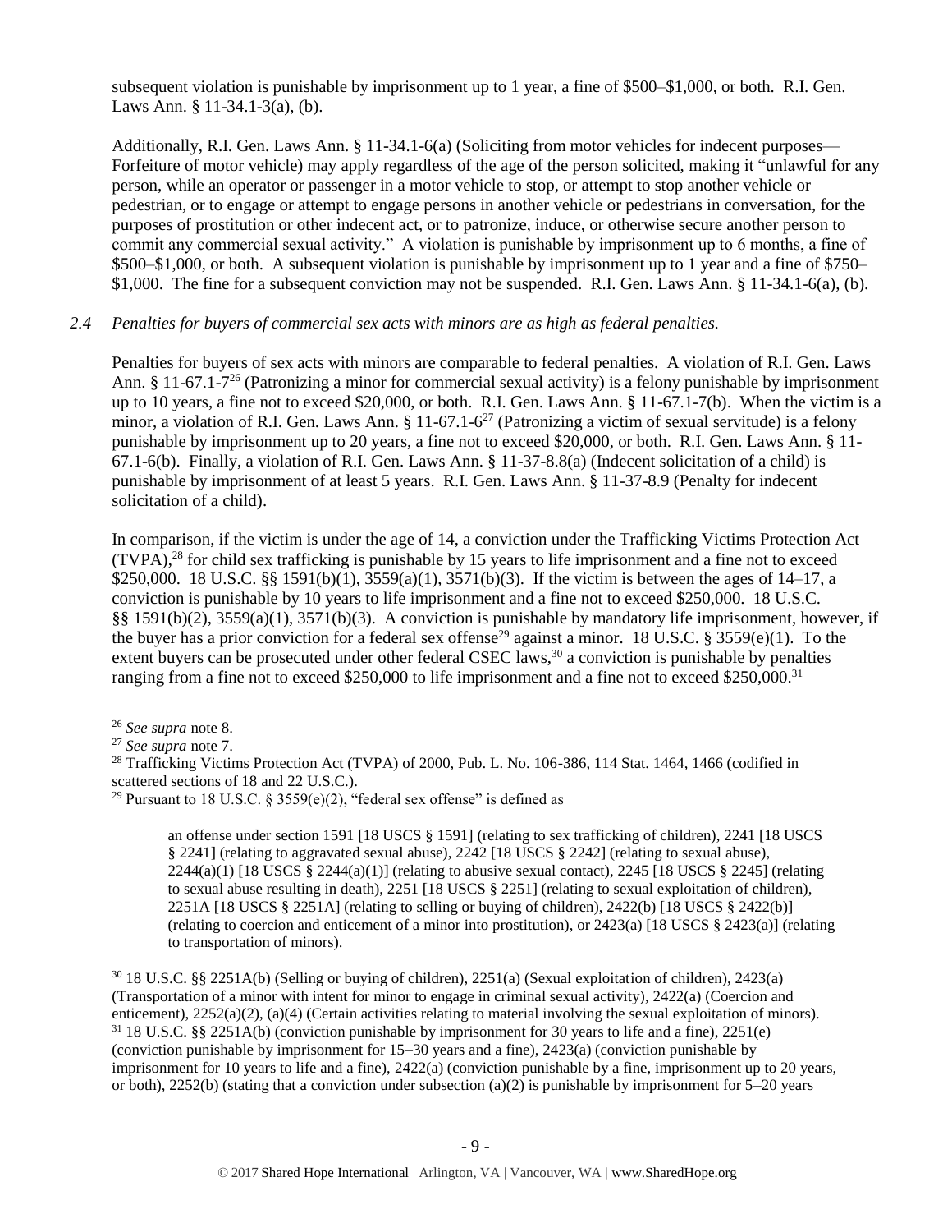subsequent violation is punishable by imprisonment up to 1 year, a fine of $500–$1,000, or both. R.I. Gen. Laws Ann. § 11-34.1-3(a), (b).

Additionally, R.I. Gen. Laws Ann. § 11-34.1-6(a) (Soliciting from motor vehicles for indecent purposes—Forfeiture of motor vehicle) may apply regardless of the age of the person solicited, making it "unlawful for any person, while an operator or passenger in a motor vehicle to stop, or attempt to stop another vehicle or pedestrian, or to engage or attempt to engage persons in another vehicle or pedestrians in conversation, for the purposes of prostitution or other indecent act, or to patronize, induce, or otherwise secure another person to commit any commercial sexual activity." A violation is punishable by imprisonment up to 6 months, a fine of $500–$1,000, or both. A subsequent violation is punishable by imprisonment up to 1 year and a fine of $750–$1,000. The fine for a subsequent conviction may not be suspended. R.I. Gen. Laws Ann. § 11-34.1-6(a), (b).

*2.4 Penalties for buyers of commercial sex acts with minors are as high as federal penalties.*

Penalties for buyers of sex acts with minors are comparable to federal penalties. A violation of R.I. Gen. Laws Ann. § 11-67.1-7[26] (Patronizing a minor for commercial sexual activity) is a felony punishable by imprisonment up to 10 years, a fine not to exceed $20,000, or both. R.I. Gen. Laws Ann. § 11-67.1-7(b). When the victim is a minor, a violation of R.I. Gen. Laws Ann. § 11-67.1-6[27] (Patronizing a victim of sexual servitude) is a felony punishable by imprisonment up to 20 years, a fine not to exceed $20,000, or both. R.I. Gen. Laws Ann. § 11-67.1-6(b). Finally, a violation of R.I. Gen. Laws Ann. § 11-37-8.8(a) (Indecent solicitation of a child) is punishable by imprisonment of at least 5 years. R.I. Gen. Laws Ann. § 11-37-8.9 (Penalty for indecent solicitation of a child).

In comparison, if the victim is under the age of 14, a conviction under the Trafficking Victims Protection Act (TVPA),[28] for child sex trafficking is punishable by 15 years to life imprisonment and a fine not to exceed $250,000. 18 U.S.C. §§ 1591(b)(1), 3559(a)(1), 3571(b)(3). If the victim is between the ages of 14–17, a conviction is punishable by 10 years to life imprisonment and a fine not to exceed $250,000. 18 U.S.C. §§ 1591(b)(2), 3559(a)(1), 3571(b)(3). A conviction is punishable by mandatory life imprisonment, however, if the buyer has a prior conviction for a federal sex offense[29] against a minor. 18 U.S.C. § 3559(e)(1). To the extent buyers can be prosecuted under other federal CSEC laws,[30] a conviction is punishable by penalties ranging from a fine not to exceed $250,000 to life imprisonment and a fine not to exceed $250,000.[31]

---

[26] *See supra* note 8.

[27] *See supra* note 7.

[28] Trafficking Victims Protection Act (TVPA) of 2000, Pub. L. No. 106-386, 114 Stat. 1464, 1466 (codified in scattered sections of 18 and 22 U.S.C.).

[29] Pursuant to 18 U.S.C. § 3559(e)(2), "federal sex offense" is defined as

> an offense under section 1591 [18 USCS § 1591] (relating to sex trafficking of children), 2241 [18 USCS § 2241] (relating to aggravated sexual abuse), 2242 [18 USCS § 2242] (relating to sexual abuse), 2244(a)(1) [18 USCS § 2244(a)(1)] (relating to abusive sexual contact), 2245 [18 USCS § 2245] (relating to sexual abuse resulting in death), 2251 [18 USCS § 2251] (relating to sexual exploitation of children), 2251A [18 USCS § 2251A] (relating to selling or buying of children), 2422(b) [18 USCS § 2422(b)] (relating to coercion and enticement of a minor into prostitution), or 2423(a) [18 USCS § 2423(a)] (relating to transportation of minors).

[30] 18 U.S.C. §§ 2251A(b) (Selling or buying of children), 2251(a) (Sexual exploitation of children), 2423(a) (Transportation of a minor with intent for minor to engage in criminal sexual activity), 2422(a) (Coercion and enticement), 2252(a)(2), (a)(4) (Certain activities relating to material involving the sexual exploitation of minors).

[31] 18 U.S.C. §§ 2251A(b) (conviction punishable by imprisonment for 30 years to life and a fine), 2251(e) (conviction punishable by imprisonment for 15–30 years and a fine), 2423(a) (conviction punishable by imprisonment for 10 years to life and a fine), 2422(a) (conviction punishable by a fine, imprisonment up to 20 years, or both), 2252(b) (stating that a conviction under subsection (a)(2) is punishable by imprisonment for 5–20 years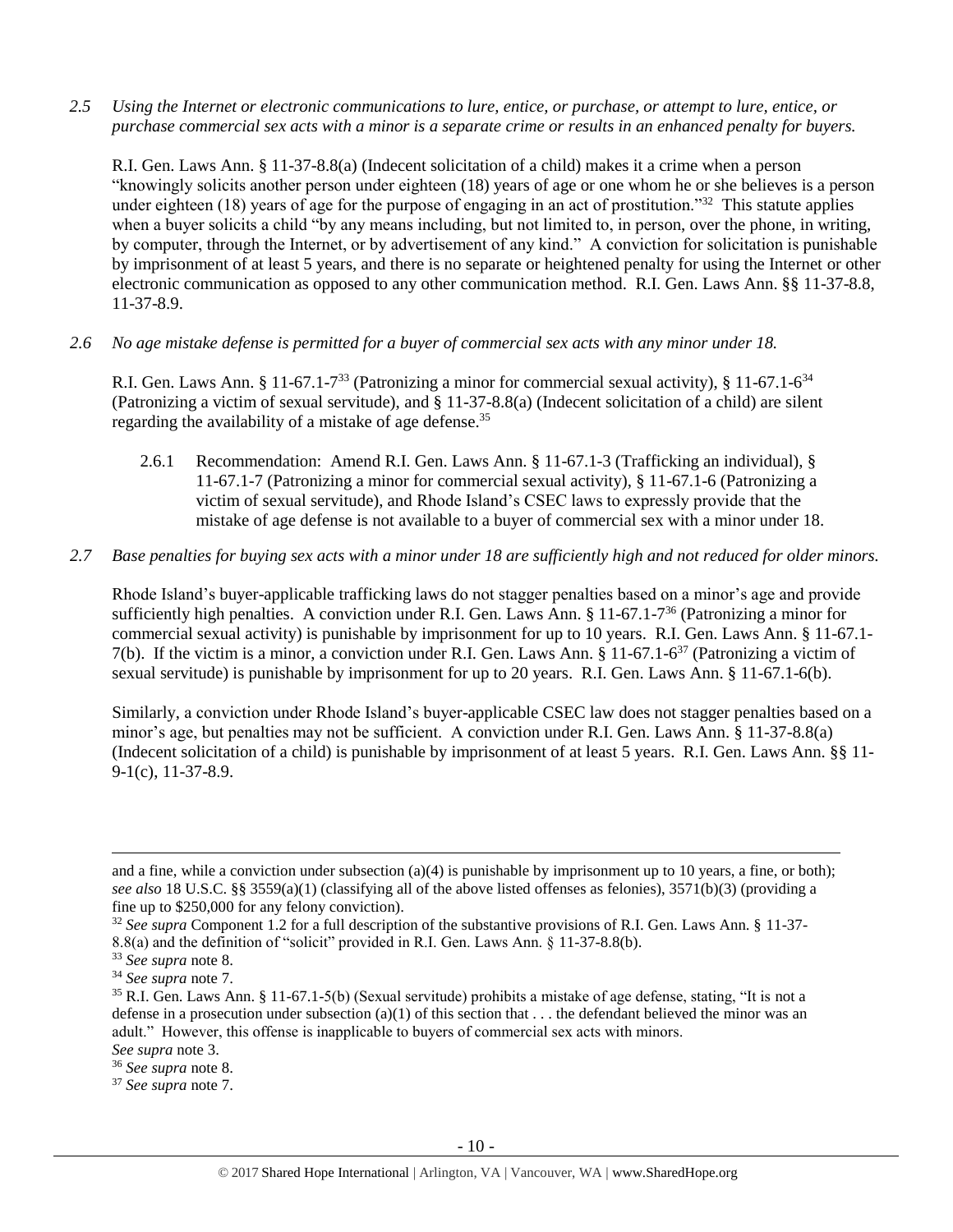*2.5 Using the Internet or electronic communications to lure, entice, or purchase, or attempt to lure, entice, or purchase commercial sex acts with a minor is a separate crime or results in an enhanced penalty for buyers.*

R.I. Gen. Laws Ann. § 11-37-8.8(a) (Indecent solicitation of a child) makes it a crime when a person "knowingly solicits another person under eighteen (18) years of age or one whom he or she believes is a person under eighteen (18) years of age for the purpose of engaging in an act of prostitution."[32] This statute applies when a buyer solicits a child "by any means including, but not limited to, in person, over the phone, in writing, by computer, through the Internet, or by advertisement of any kind." A conviction for solicitation is punishable by imprisonment of at least 5 years, and there is no separate or heightened penalty for using the Internet or other electronic communication as opposed to any other communication method. R.I. Gen. Laws Ann. §§ 11-37-8.8, 11-37-8.9.

*2.6 No age mistake defense is permitted for a buyer of commercial sex acts with any minor under 18.*

R.I. Gen. Laws Ann. § 11-67.1-7[33] (Patronizing a minor for commercial sexual activity), § 11-67.1-6[34] (Patronizing a victim of sexual servitude), and § 11-37-8.8(a) (Indecent solicitation of a child) are silent regarding the availability of a mistake of age defense.[35]

2.6.1 Recommendation: Amend R.I. Gen. Laws Ann. § 11-67.1-3 (Trafficking an individual), § 11-67.1-7 (Patronizing a minor for commercial sexual activity), § 11-67.1-6 (Patronizing a victim of sexual servitude), and Rhode Island's CSEC laws to expressly provide that the mistake of age defense is not available to a buyer of commercial sex with a minor under 18.

*2.7 Base penalties for buying sex acts with a minor under 18 are sufficiently high and not reduced for older minors.*

Rhode Island's buyer-applicable trafficking laws do not stagger penalties based on a minor's age and provide sufficiently high penalties. A conviction under R.I. Gen. Laws Ann. § 11-67.1-7[36] (Patronizing a minor for commercial sexual activity) is punishable by imprisonment for up to 10 years. R.I. Gen. Laws Ann. § 11-67.1-7(b). If the victim is a minor, a conviction under R.I. Gen. Laws Ann. § 11-67.1-6[37] (Patronizing a victim of sexual servitude) is punishable by imprisonment for up to 20 years. R.I. Gen. Laws Ann. § 11-67.1-6(b).

Similarly, a conviction under Rhode Island's buyer-applicable CSEC law does not stagger penalties based on a minor's age, but penalties may not be sufficient. A conviction under R.I. Gen. Laws Ann. § 11-37-8.8(a) (Indecent solicitation of a child) is punishable by imprisonment of at least 5 years. R.I. Gen. Laws Ann. §§ 11-9-1(c), 11-37-8.9.

---

and a fine, while a conviction under subsection (a)(4) is punishable by imprisonment up to 10 years, a fine, or both); *see also* 18 U.S.C. §§ 3559(a)(1) (classifying all of the above listed offenses as felonies), 3571(b)(3) (providing a fine up to $250,000 for any felony conviction).

[32] *See supra* Component 1.2 for a full description of the substantive provisions of R.I. Gen. Laws Ann. § 11-37-8.8(a) and the definition of "solicit" provided in R.I. Gen. Laws Ann. § 11-37-8.8(b).

[33] *See supra* note 8.

[34] *See supra* note 7.

[35] R.I. Gen. Laws Ann. § 11-67.1-5(b) (Sexual servitude) prohibits a mistake of age defense, stating, "It is not a defense in a prosecution under subsection (a)(1) of this section that . . . the defendant believed the minor was an adult." However, this offense is inapplicable to buyers of commercial sex acts with minors. *See supra* note 3.

[36] *See supra* note 8.

[37] *See supra* note 7.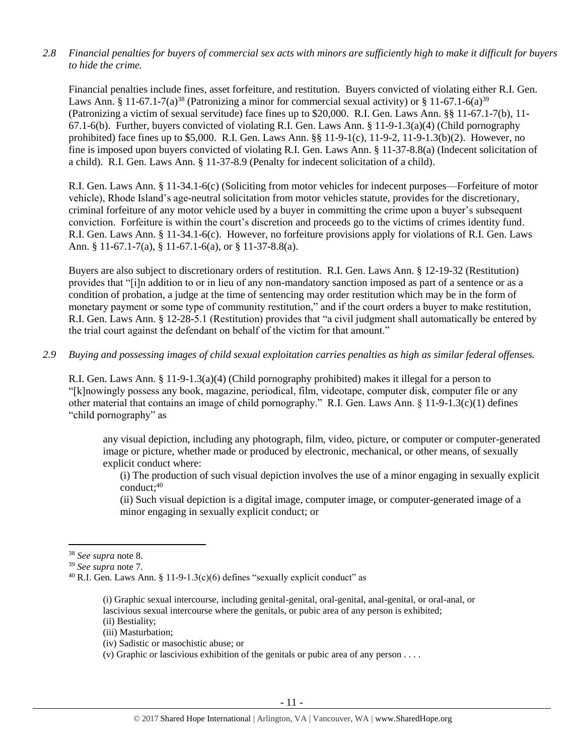*2.8 Financial penalties for buyers of commercial sex acts with minors are sufficiently high to make it difficult for buyers to hide the crime.*

Financial penalties include fines, asset forfeiture, and restitution. Buyers convicted of violating either R.I. Gen. Laws Ann. § 11-67.1-7(a)[38] (Patronizing a minor for commercial sexual activity) or § 11-67.1-6(a)[39] (Patronizing a victim of sexual servitude) face fines up to $20,000. R.I. Gen. Laws Ann. §§ 11-67.1-7(b), 11-67.1-6(b). Further, buyers convicted of violating R.I. Gen. Laws Ann. § 11-9-1.3(a)(4) (Child pornography prohibited) face fines up to $5,000. R.I. Gen. Laws Ann. §§ 11-9-1(c), 11-9-2, 11-9-1.3(b)(2). However, no fine is imposed upon buyers convicted of violating R.I. Gen. Laws Ann. § 11-37-8.8(a) (Indecent solicitation of a child). R.I. Gen. Laws Ann. § 11-37-8.9 (Penalty for indecent solicitation of a child).

R.I. Gen. Laws Ann. § 11-34.1-6(c) (Soliciting from motor vehicles for indecent purposes—Forfeiture of motor vehicle), Rhode Island's age-neutral solicitation from motor vehicles statute, provides for the discretionary, criminal forfeiture of any motor vehicle used by a buyer in committing the crime upon a buyer's subsequent conviction. Forfeiture is within the court's discretion and proceeds go to the victims of crimes identity fund. R.I. Gen. Laws Ann. § 11-34.1-6(c). However, no forfeiture provisions apply for violations of R.I. Gen. Laws Ann. § 11-67.1-7(a), § 11-67.1-6(a), or § 11-37-8.8(a).

Buyers are also subject to discretionary orders of restitution. R.I. Gen. Laws Ann. § 12-19-32 (Restitution) provides that "[i]n addition to or in lieu of any non-mandatory sanction imposed as part of a sentence or as a condition of probation, a judge at the time of sentencing may order restitution which may be in the form of monetary payment or some type of community restitution," and if the court orders a buyer to make restitution, R.I. Gen. Laws Ann. § 12-28-5.1 (Restitution) provides that "a civil judgment shall automatically be entered by the trial court against the defendant on behalf of the victim for that amount."

*2.9 Buying and possessing images of child sexual exploitation carries penalties as high as similar federal offenses.*

R.I. Gen. Laws Ann. § 11-9-1.3(a)(4) (Child pornography prohibited) makes it illegal for a person to "[k]nowingly possess any book, magazine, periodical, film, videotape, computer disk, computer file or any other material that contains an image of child pornography." R.I. Gen. Laws Ann. § 11-9-1.3(c)(1) defines "child pornography" as

> any visual depiction, including any photograph, film, video, picture, or computer or computer-generated image or picture, whether made or produced by electronic, mechanical, or other means, of sexually explicit conduct where:
>
> (i) The production of such visual depiction involves the use of a minor engaging in sexually explicit conduct;[40]
>
> (ii) Such visual depiction is a digital image, computer image, or computer-generated image of a minor engaging in sexually explicit conduct; or

---

[38] *See supra* note 8.

[39] *See supra* note 7.

[40] R.I. Gen. Laws Ann. § 11-9-1.3(c)(6) defines "sexually explicit conduct" as

> (i) Graphic sexual intercourse, including genital-genital, oral-genital, anal-genital, or oral-anal, or lascivious sexual intercourse where the genitals, or pubic area of any person is exhibited;
> (ii) Bestiality;
> (iii) Masturbation;
> (iv) Sadistic or masochistic abuse; or
> (v) Graphic or lascivious exhibition of the genitals or pubic area of any person . . . .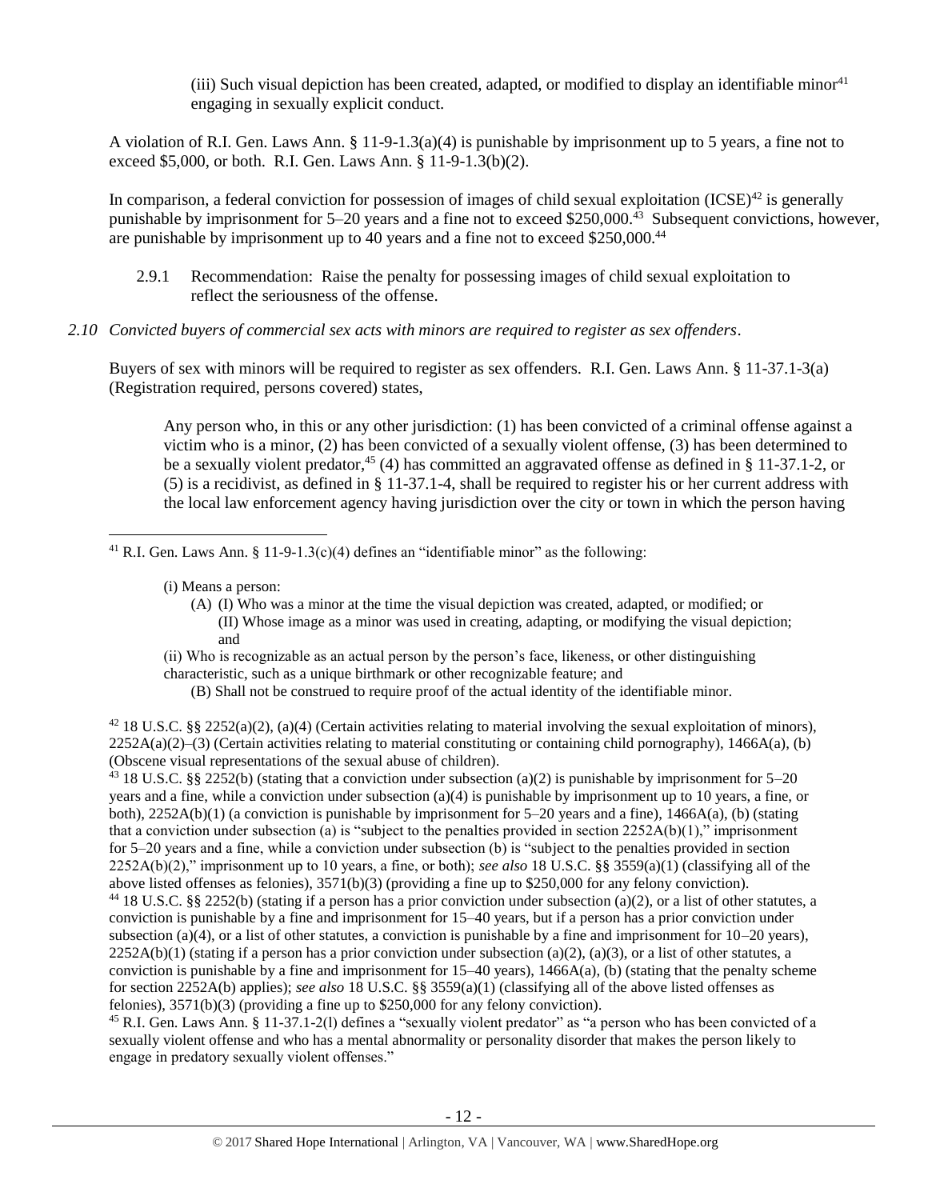(iii) Such visual depiction has been created, adapted, or modified to display an identifiable minor[41] engaging in sexually explicit conduct.

A violation of R.I. Gen. Laws Ann. § 11-9-1.3(a)(4) is punishable by imprisonment up to 5 years, a fine not to exceed $5,000, or both. R.I. Gen. Laws Ann. § 11-9-1.3(b)(2).

In comparison, a federal conviction for possession of images of child sexual exploitation (ICSE)[42] is generally punishable by imprisonment for 5–20 years and a fine not to exceed $250,000.[43] Subsequent convictions, however, are punishable by imprisonment up to 40 years and a fine not to exceed $250,000.[44]

2.9.1 Recommendation: Raise the penalty for possessing images of child sexual exploitation to reflect the seriousness of the offense.

*2.10 Convicted buyers of commercial sex acts with minors are required to register as sex offenders.*

Buyers of sex with minors will be required to register as sex offenders. R.I. Gen. Laws Ann. § 11-37.1-3(a) (Registration required, persons covered) states,

> Any person who, in this or any other jurisdiction: (1) has been convicted of a criminal offense against a victim who is a minor, (2) has been convicted of a sexually violent offense, (3) has been determined to be a sexually violent predator,[45] (4) has committed an aggravated offense as defined in § 11-37.1-2, or (5) is a recidivist, as defined in § 11-37.1-4, shall be required to register his or her current address with the local law enforcement agency having jurisdiction over the city or town in which the person having

---

[41] R.I. Gen. Laws Ann. § 11-9-1.3(c)(4) defines an "identifiable minor" as the following:

> (i) Means a person:
> (A) (I) Who was a minor at the time the visual depiction was created, adapted, or modified; or
> (II) Whose image as a minor was used in creating, adapting, or modifying the visual depiction; and
> (ii) Who is recognizable as an actual person by the person's face, likeness, or other distinguishing characteristic, such as a unique birthmark or other recognizable feature; and
> (B) Shall not be construed to require proof of the actual identity of the identifiable minor.

[42] 18 U.S.C. §§ 2252(a)(2), (a)(4) (Certain activities relating to material involving the sexual exploitation of minors), 2252A(a)(2)–(3) (Certain activities relating to material constituting or containing child pornography), 1466A(a), (b) (Obscene visual representations of the sexual abuse of children).

[43] 18 U.S.C. §§ 2252(b) (stating that a conviction under subsection (a)(2) is punishable by imprisonment for 5–20 years and a fine, while a conviction under subsection (a)(4) is punishable by imprisonment up to 10 years, a fine, or both), 2252A(b)(1) (a conviction is punishable by imprisonment for 5–20 years and a fine), 1466A(a), (b) (stating that a conviction under subsection (a) is "subject to the penalties provided in section 2252A(b)(1)," imprisonment for 5–20 years and a fine, while a conviction under subsection (b) is "subject to the penalties provided in section 2252A(b)(2)," imprisonment up to 10 years, a fine, or both); *see also* 18 U.S.C. §§ 3559(a)(1) (classifying all of the above listed offenses as felonies), 3571(b)(3) (providing a fine up to $250,000 for any felony conviction).

[44] 18 U.S.C. §§ 2252(b) (stating if a person has a prior conviction under subsection (a)(2), or a list of other statutes, a conviction is punishable by a fine and imprisonment for 15–40 years, but if a person has a prior conviction under subsection (a)(4), or a list of other statutes, a conviction is punishable by a fine and imprisonment for 10–20 years), 2252A(b)(1) (stating if a person has a prior conviction under subsection (a)(2), (a)(3), or a list of other statutes, a conviction is punishable by a fine and imprisonment for 15–40 years), 1466A(a), (b) (stating that the penalty scheme for section 2252A(b) applies); *see also* 18 U.S.C. §§ 3559(a)(1) (classifying all of the above listed offenses as felonies), 3571(b)(3) (providing a fine up to $250,000 for any felony conviction).

[45] R.I. Gen. Laws Ann. § 11-37.1-2(l) defines a "sexually violent predator" as "a person who has been convicted of a sexually violent offense and who has a mental abnormality or personality disorder that makes the person likely to engage in predatory sexually violent offenses."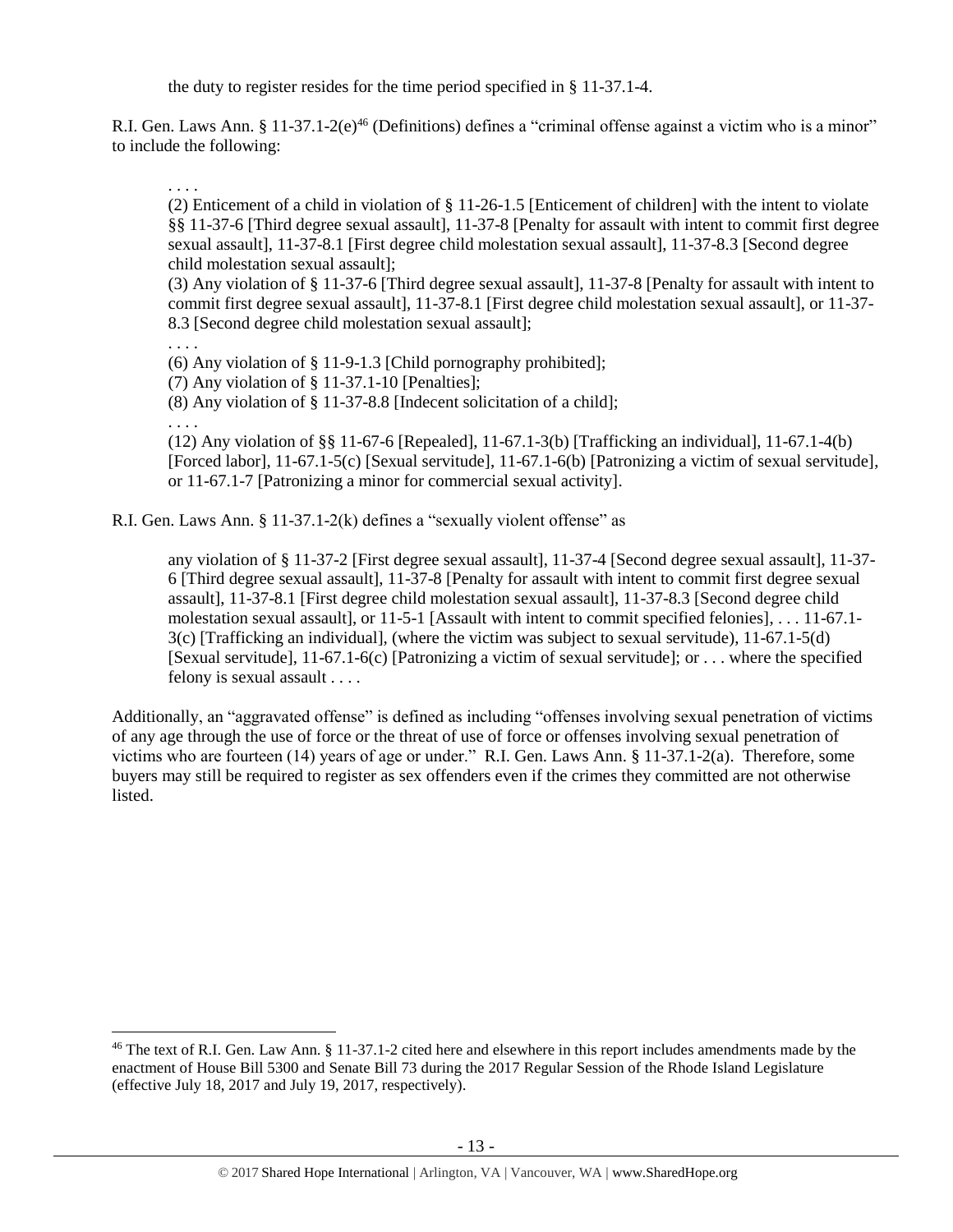the duty to register resides for the time period specified in § 11-37.1-4.

R.I. Gen. Laws Ann. § 11-37.1-2(e)[46] (Definitions) defines a "criminal offense against a victim who is a minor" to include the following:

> . . . .
>
> (2) Enticement of a child in violation of § 11-26-1.5 [Enticement of children] with the intent to violate §§ 11-37-6 [Third degree sexual assault], 11-37-8 [Penalty for assault with intent to commit first degree sexual assault], 11-37-8.1 [First degree child molestation sexual assault], 11-37-8.3 [Second degree child molestation sexual assault];
>
> (3) Any violation of § 11-37-6 [Third degree sexual assault], 11-37-8 [Penalty for assault with intent to commit first degree sexual assault], 11-37-8.1 [First degree child molestation sexual assault], or 11-37-8.3 [Second degree child molestation sexual assault];
>
> . . . .
>
> (6) Any violation of § 11-9-1.3 [Child pornography prohibited];
>
> (7) Any violation of § 11-37.1-10 [Penalties];
>
> (8) Any violation of § 11-37-8.8 [Indecent solicitation of a child];
>
> . . . .
>
> (12) Any violation of §§ 11-67-6 [Repealed], 11-67.1-3(b) [Trafficking an individual], 11-67.1-4(b) [Forced labor], 11-67.1-5(c) [Sexual servitude], 11-67.1-6(b) [Patronizing a victim of sexual servitude], or 11-67.1-7 [Patronizing a minor for commercial sexual activity].

R.I. Gen. Laws Ann. § 11-37.1-2(k) defines a "sexually violent offense" as

> any violation of § 11-37-2 [First degree sexual assault], 11-37-4 [Second degree sexual assault], 11-37-6 [Third degree sexual assault], 11-37-8 [Penalty for assault with intent to commit first degree sexual assault], 11-37-8.1 [First degree child molestation sexual assault], 11-37-8.3 [Second degree child molestation sexual assault], or 11-5-1 [Assault with intent to commit specified felonies], . . . 11-67.1-3(c) [Trafficking an individual], (where the victim was subject to sexual servitude), 11-67.1-5(d) [Sexual servitude], 11-67.1-6(c) [Patronizing a victim of sexual servitude]; or . . . where the specified felony is sexual assault . . . .

Additionally, an "aggravated offense" is defined as including "offenses involving sexual penetration of victims of any age through the use of force or the threat of use of force or offenses involving sexual penetration of victims who are fourteen (14) years of age or under." R.I. Gen. Laws Ann. § 11-37.1-2(a). Therefore, some buyers may still be required to register as sex offenders even if the crimes they committed are not otherwise listed.

---

[46] The text of R.I. Gen. Law Ann. § 11-37.1-2 cited here and elsewhere in this report includes amendments made by the enactment of House Bill 5300 and Senate Bill 73 during the 2017 Regular Session of the Rhode Island Legislature (effective July 18, 2017 and July 19, 2017, respectively).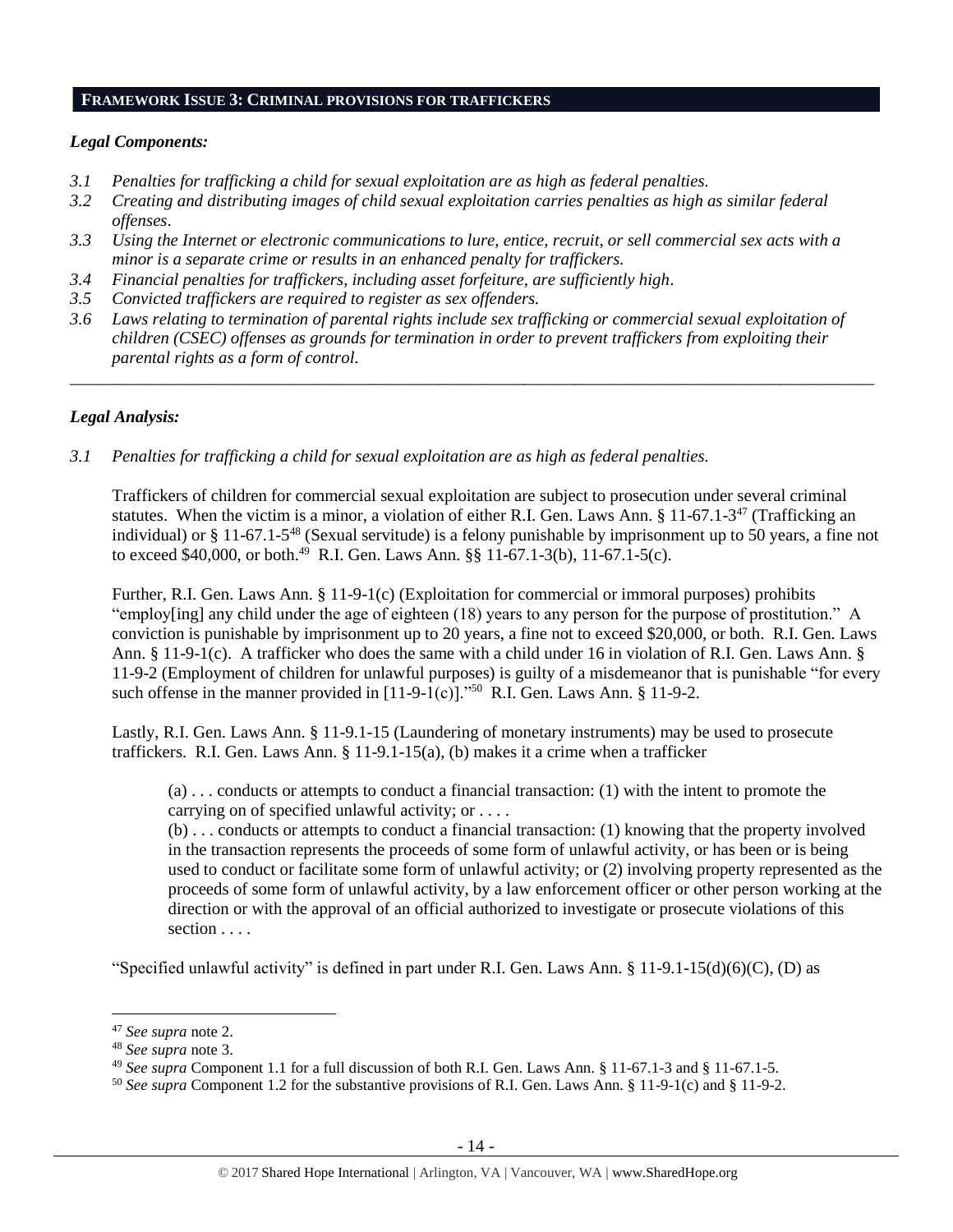## FRAMEWORK ISSUE 3: CRIMINAL PROVISIONS FOR TRAFFICKERS

### *Legal Components:*

*3.1 Penalties for trafficking a child for sexual exploitation are as high as federal penalties.*

*3.2 Creating and distributing images of child sexual exploitation carries penalties as high as similar federal offenses.*

*3.3 Using the Internet or electronic communications to lure, entice, recruit, or sell commercial sex acts with a minor is a separate crime or results in an enhanced penalty for traffickers.*

*3.4 Financial penalties for traffickers, including asset forfeiture, are sufficiently high.*

*3.5 Convicted traffickers are required to register as sex offenders.*

*3.6 Laws relating to termination of parental rights include sex trafficking or commercial sexual exploitation of children (CSEC) offenses as grounds for termination in order to prevent traffickers from exploiting their parental rights as a form of control.*

---

### *Legal Analysis:*

*3.1 Penalties for trafficking a child for sexual exploitation are as high as federal penalties.*

Traffickers of children for commercial sexual exploitation are subject to prosecution under several criminal statutes. When the victim is a minor, a violation of either R.I. Gen. Laws Ann. § 11-67.1-3[47] (Trafficking an individual) or § 11-67.1-5[48] (Sexual servitude) is a felony punishable by imprisonment up to 50 years, a fine not to exceed $40,000, or both.[49] R.I. Gen. Laws Ann. §§ 11-67.1-3(b), 11-67.1-5(c).

Further, R.I. Gen. Laws Ann. § 11-9-1(c) (Exploitation for commercial or immoral purposes) prohibits "employ[ing] any child under the age of eighteen (18) years to any person for the purpose of prostitution." A conviction is punishable by imprisonment up to 20 years, a fine not to exceed $20,000, or both. R.I. Gen. Laws Ann. § 11-9-1(c). A trafficker who does the same with a child under 16 in violation of R.I. Gen. Laws Ann. § 11-9-2 (Employment of children for unlawful purposes) is guilty of a misdemeanor that is punishable "for every such offense in the manner provided in [11-9-1(c)]."[50] R.I. Gen. Laws Ann. § 11-9-2.

Lastly, R.I. Gen. Laws Ann. § 11-9.1-15 (Laundering of monetary instruments) may be used to prosecute traffickers. R.I. Gen. Laws Ann. § 11-9.1-15(a), (b) makes it a crime when a trafficker

> (a) . . . conducts or attempts to conduct a financial transaction: (1) with the intent to promote the carrying on of specified unlawful activity; or . . . .
>
> (b) . . . conducts or attempts to conduct a financial transaction: (1) knowing that the property involved in the transaction represents the proceeds of some form of unlawful activity, or has been or is being used to conduct or facilitate some form of unlawful activity; or (2) involving property represented as the proceeds of some form of unlawful activity, by a law enforcement officer or other person working at the direction or with the approval of an official authorized to investigate or prosecute violations of this section . . . .

"Specified unlawful activity" is defined in part under R.I. Gen. Laws Ann. § 11-9.1-15(d)(6)(C), (D) as

---

[47] *See supra* note 2.

[48] *See supra* note 3.

[49] *See supra* Component 1.1 for a full discussion of both R.I. Gen. Laws Ann. § 11-67.1-3 and § 11-67.1-5.

[50] *See supra* Component 1.2 for the substantive provisions of R.I. Gen. Laws Ann. § 11-9-1(c) and § 11-9-2.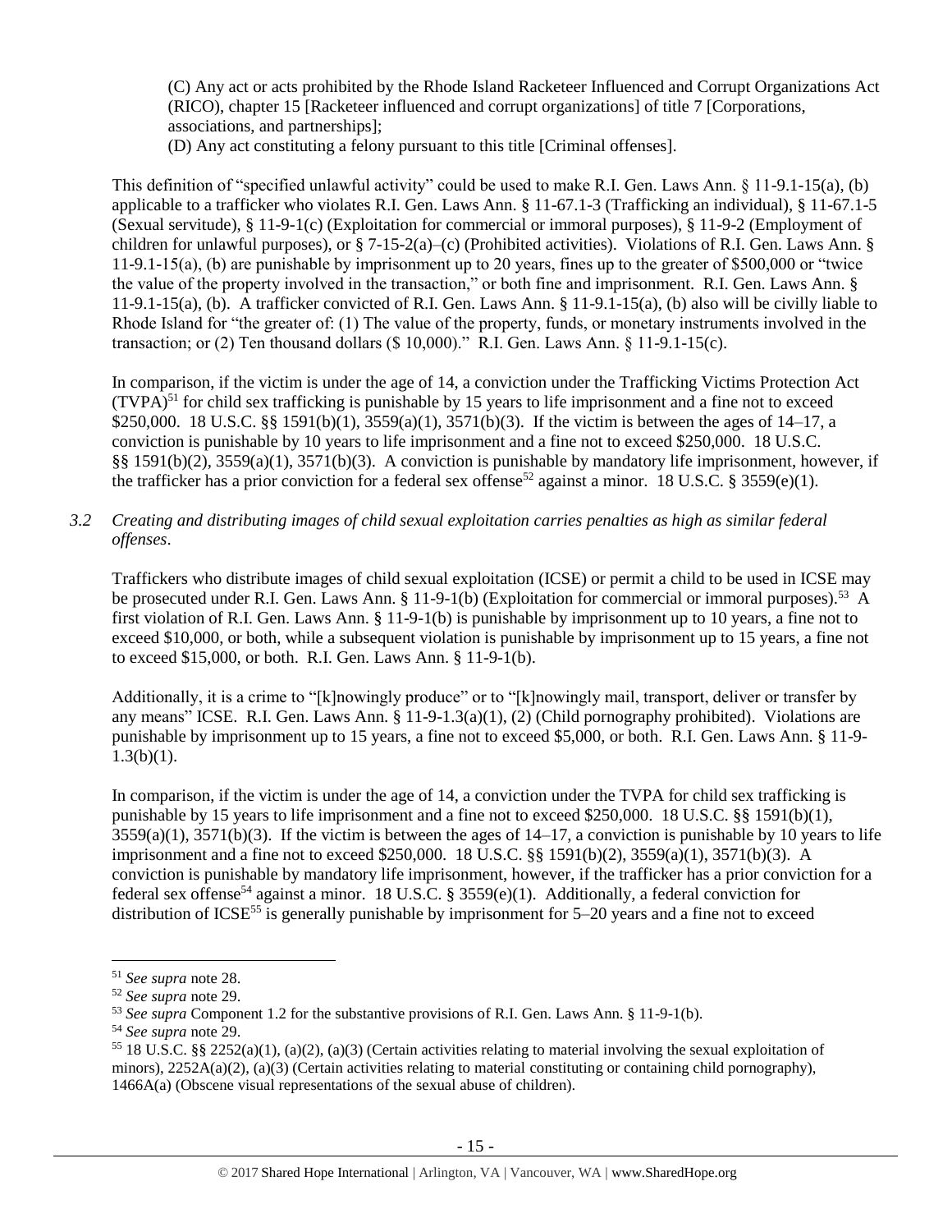(C) Any act or acts prohibited by the Rhode Island Racketeer Influenced and Corrupt Organizations Act (RICO), chapter 15 [Racketeer influenced and corrupt organizations] of title 7 [Corporations, associations, and partnerships];

(D) Any act constituting a felony pursuant to this title [Criminal offenses].

This definition of "specified unlawful activity" could be used to make R.I. Gen. Laws Ann. § 11-9.1-15(a), (b) applicable to a trafficker who violates R.I. Gen. Laws Ann. § 11-67.1-3 (Trafficking an individual), § 11-67.1-5 (Sexual servitude), § 11-9-1(c) (Exploitation for commercial or immoral purposes), § 11-9-2 (Employment of children for unlawful purposes), or § 7-15-2(a)–(c) (Prohibited activities). Violations of R.I. Gen. Laws Ann. § 11-9.1-15(a), (b) are punishable by imprisonment up to 20 years, fines up to the greater of $500,000 or "twice the value of the property involved in the transaction," or both fine and imprisonment. R.I. Gen. Laws Ann. § 11-9.1-15(a), (b). A trafficker convicted of R.I. Gen. Laws Ann. § 11-9.1-15(a), (b) also will be civilly liable to Rhode Island for "the greater of: (1) The value of the property, funds, or monetary instruments involved in the transaction; or (2) Ten thousand dollars ($ 10,000)." R.I. Gen. Laws Ann. § 11-9.1-15(c).

In comparison, if the victim is under the age of 14, a conviction under the Trafficking Victims Protection Act (TVPA)[51] for child sex trafficking is punishable by 15 years to life imprisonment and a fine not to exceed $250,000. 18 U.S.C. §§ 1591(b)(1), 3559(a)(1), 3571(b)(3). If the victim is between the ages of 14–17, a conviction is punishable by 10 years to life imprisonment and a fine not to exceed $250,000. 18 U.S.C. §§ 1591(b)(2), 3559(a)(1), 3571(b)(3). A conviction is punishable by mandatory life imprisonment, however, if the trafficker has a prior conviction for a federal sex offense[52] against a minor. 18 U.S.C. § 3559(e)(1).

*3.2 Creating and distributing images of child sexual exploitation carries penalties as high as similar federal offenses.*

Traffickers who distribute images of child sexual exploitation (ICSE) or permit a child to be used in ICSE may be prosecuted under R.I. Gen. Laws Ann. § 11-9-1(b) (Exploitation for commercial or immoral purposes).[53] A first violation of R.I. Gen. Laws Ann. § 11-9-1(b) is punishable by imprisonment up to 10 years, a fine not to exceed $10,000, or both, while a subsequent violation is punishable by imprisonment up to 15 years, a fine not to exceed $15,000, or both. R.I. Gen. Laws Ann. § 11-9-1(b).

Additionally, it is a crime to "[k]nowingly produce" or to "[k]nowingly mail, transport, deliver or transfer by any means" ICSE. R.I. Gen. Laws Ann. § 11-9-1.3(a)(1), (2) (Child pornography prohibited). Violations are punishable by imprisonment up to 15 years, a fine not to exceed $5,000, or both. R.I. Gen. Laws Ann. § 11-9-1.3(b)(1).

In comparison, if the victim is under the age of 14, a conviction under the TVPA for child sex trafficking is punishable by 15 years to life imprisonment and a fine not to exceed $250,000. 18 U.S.C. §§ 1591(b)(1), 3559(a)(1), 3571(b)(3). If the victim is between the ages of 14–17, a conviction is punishable by 10 years to life imprisonment and a fine not to exceed $250,000. 18 U.S.C. §§ 1591(b)(2), 3559(a)(1), 3571(b)(3). A conviction is punishable by mandatory life imprisonment, however, if the trafficker has a prior conviction for a federal sex offense[54] against a minor. 18 U.S.C. § 3559(e)(1). Additionally, a federal conviction for distribution of ICSE[55] is generally punishable by imprisonment for 5–20 years and a fine not to exceed

---

[51] *See supra* note 28.

[52] *See supra* note 29.

[53] *See supra* Component 1.2 for the substantive provisions of R.I. Gen. Laws Ann. § 11-9-1(b).

[54] *See supra* note 29.

[55] 18 U.S.C. §§ 2252(a)(1), (a)(2), (a)(3) (Certain activities relating to material involving the sexual exploitation of minors), 2252A(a)(2), (a)(3) (Certain activities relating to material constituting or containing child pornography), 1466A(a) (Obscene visual representations of the sexual abuse of children).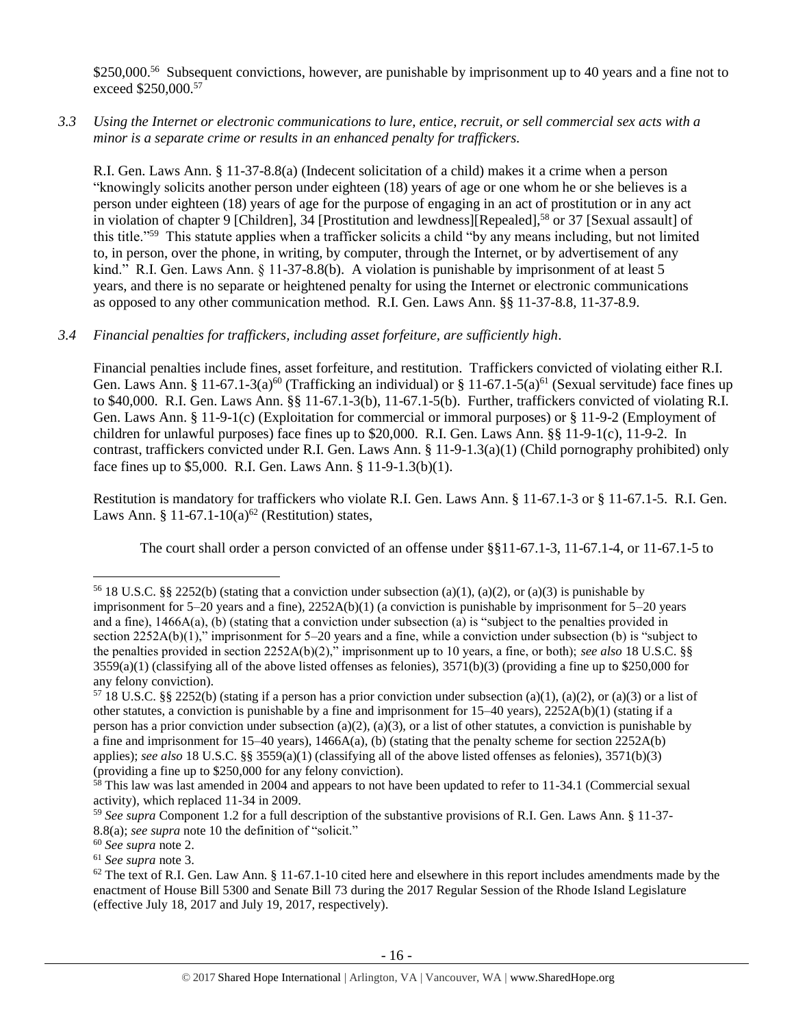$250,000.[56] Subsequent convictions, however, are punishable by imprisonment up to 40 years and a fine not to exceed $250,000.[57]

*3.3 Using the Internet or electronic communications to lure, entice, recruit, or sell commercial sex acts with a minor is a separate crime or results in an enhanced penalty for traffickers.*

R.I. Gen. Laws Ann. § 11-37-8.8(a) (Indecent solicitation of a child) makes it a crime when a person "knowingly solicits another person under eighteen (18) years of age or one whom he or she believes is a person under eighteen (18) years of age for the purpose of engaging in an act of prostitution or in any act in violation of chapter 9 [Children], 34 [Prostitution and lewdness][Repealed],[58] or 37 [Sexual assault] of this title."[59] This statute applies when a trafficker solicits a child "by any means including, but not limited to, in person, over the phone, in writing, by computer, through the Internet, or by advertisement of any kind." R.I. Gen. Laws Ann. § 11-37-8.8(b). A violation is punishable by imprisonment of at least 5 years, and there is no separate or heightened penalty for using the Internet or electronic communications as opposed to any other communication method. R.I. Gen. Laws Ann. §§ 11-37-8.8, 11-37-8.9.

*3.4 Financial penalties for traffickers, including asset forfeiture, are sufficiently high.*

Financial penalties include fines, asset forfeiture, and restitution. Traffickers convicted of violating either R.I. Gen. Laws Ann. § 11-67.1-3(a)[60] (Trafficking an individual) or § 11-67.1-5(a)[61] (Sexual servitude) face fines up to $40,000. R.I. Gen. Laws Ann. §§ 11-67.1-3(b), 11-67.1-5(b). Further, traffickers convicted of violating R.I. Gen. Laws Ann. § 11-9-1(c) (Exploitation for commercial or immoral purposes) or § 11-9-2 (Employment of children for unlawful purposes) face fines up to $20,000. R.I. Gen. Laws Ann. §§ 11-9-1(c), 11-9-2. In contrast, traffickers convicted under R.I. Gen. Laws Ann. § 11-9-1.3(a)(1) (Child pornography prohibited) only face fines up to $5,000. R.I. Gen. Laws Ann. § 11-9-1.3(b)(1).

Restitution is mandatory for traffickers who violate R.I. Gen. Laws Ann. § 11-67.1-3 or § 11-67.1-5. R.I. Gen. Laws Ann. § 11-67.1-10(a)[62] (Restitution) states,

> The court shall order a person convicted of an offense under §§11-67.1-3, 11-67.1-4, or 11-67.1-5 to

---

[56] 18 U.S.C. §§ 2252(b) (stating that a conviction under subsection (a)(1), (a)(2), or (a)(3) is punishable by imprisonment for 5–20 years and a fine), 2252A(b)(1) (a conviction is punishable by imprisonment for 5–20 years and a fine), 1466A(a), (b) (stating that a conviction under subsection (a) is "subject to the penalties provided in section 2252A(b)(1)," imprisonment for 5–20 years and a fine, while a conviction under subsection (b) is "subject to the penalties provided in section 2252A(b)(2)," imprisonment up to 10 years, a fine, or both); *see also* 18 U.S.C. §§ 3559(a)(1) (classifying all of the above listed offenses as felonies), 3571(b)(3) (providing a fine up to $250,000 for any felony conviction).

[57] 18 U.S.C. §§ 2252(b) (stating if a person has a prior conviction under subsection (a)(1), (a)(2), or (a)(3) or a list of other statutes, a conviction is punishable by a fine and imprisonment for 15–40 years), 2252A(b)(1) (stating if a person has a prior conviction under subsection (a)(2), (a)(3), or a list of other statutes, a conviction is punishable by a fine and imprisonment for 15–40 years), 1466A(a), (b) (stating that the penalty scheme for section 2252A(b) applies); *see also* 18 U.S.C. §§ 3559(a)(1) (classifying all of the above listed offenses as felonies), 3571(b)(3) (providing a fine up to $250,000 for any felony conviction).

[58] This law was last amended in 2004 and appears to not have been updated to refer to 11-34.1 (Commercial sexual activity), which replaced 11-34 in 2009.

[59] *See supra* Component 1.2 for a full description of the substantive provisions of R.I. Gen. Laws Ann. § 11-37-8.8(a); *see supra* note 10 the definition of "solicit."

[60] *See supra* note 2.

[61] *See supra* note 3.

[62] The text of R.I. Gen. Law Ann. § 11-67.1-10 cited here and elsewhere in this report includes amendments made by the enactment of House Bill 5300 and Senate Bill 73 during the 2017 Regular Session of the Rhode Island Legislature (effective July 18, 2017 and July 19, 2017, respectively).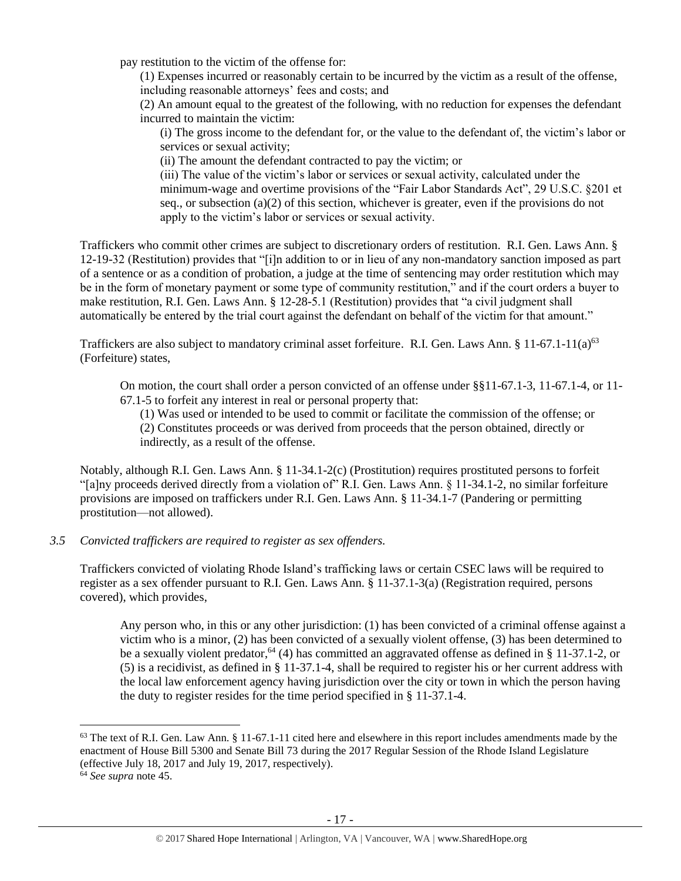pay restitution to the victim of the offense for:

> (1) Expenses incurred or reasonably certain to be incurred by the victim as a result of the offense, including reasonable attorneys' fees and costs; and
>
> (2) An amount equal to the greatest of the following, with no reduction for expenses the defendant incurred to maintain the victim:
>
> > (i) The gross income to the defendant for, or the value to the defendant of, the victim's labor or services or sexual activity;
> >
> > (ii) The amount the defendant contracted to pay the victim; or
> >
> > (iii) The value of the victim's labor or services or sexual activity, calculated under the minimum-wage and overtime provisions of the "Fair Labor Standards Act", 29 U.S.C. §201 et seq., or subsection (a)(2) of this section, whichever is greater, even if the provisions do not apply to the victim's labor or services or sexual activity.

Traffickers who commit other crimes are subject to discretionary orders of restitution. R.I. Gen. Laws Ann. § 12-19-32 (Restitution) provides that "[i]n addition to or in lieu of any non-mandatory sanction imposed as part of a sentence or as a condition of probation, a judge at the time of sentencing may order restitution which may be in the form of monetary payment or some type of community restitution," and if the court orders a buyer to make restitution, R.I. Gen. Laws Ann. § 12-28-5.1 (Restitution) provides that "a civil judgment shall automatically be entered by the trial court against the defendant on behalf of the victim for that amount."

Traffickers are also subject to mandatory criminal asset forfeiture. R.I. Gen. Laws Ann. § 11-67.1-11(a)[63] (Forfeiture) states,

> On motion, the court shall order a person convicted of an offense under §§11-67.1-3, 11-67.1-4, or 11-67.1-5 to forfeit any interest in real or personal property that:
>
> > (1) Was used or intended to be used to commit or facilitate the commission of the offense; or
> >
> > (2) Constitutes proceeds or was derived from proceeds that the person obtained, directly or indirectly, as a result of the offense.

Notably, although R.I. Gen. Laws Ann. § 11-34.1-2(c) (Prostitution) requires prostituted persons to forfeit "[a]ny proceeds derived directly from a violation of" R.I. Gen. Laws Ann. § 11-34.1-2, no similar forfeiture provisions are imposed on traffickers under R.I. Gen. Laws Ann. § 11-34.1-7 (Pandering or permitting prostitution—not allowed).

### *3.5 Convicted traffickers are required to register as sex offenders.*

Traffickers convicted of violating Rhode Island's trafficking laws or certain CSEC laws will be required to register as a sex offender pursuant to R.I. Gen. Laws Ann. § 11-37.1-3(a) (Registration required, persons covered), which provides,

> Any person who, in this or any other jurisdiction: (1) has been convicted of a criminal offense against a victim who is a minor, (2) has been convicted of a sexually violent offense, (3) has been determined to be a sexually violent predator,[64] (4) has committed an aggravated offense as defined in § 11-37.1-2, or (5) is a recidivist, as defined in § 11-37.1-4, shall be required to register his or her current address with the local law enforcement agency having jurisdiction over the city or town in which the person having the duty to register resides for the time period specified in § 11-37.1-4.

---

[63] The text of R.I. Gen. Law Ann. § 11-67.1-11 cited here and elsewhere in this report includes amendments made by the enactment of House Bill 5300 and Senate Bill 73 during the 2017 Regular Session of the Rhode Island Legislature (effective July 18, 2017 and July 19, 2017, respectively).

[64] *See supra* note 45.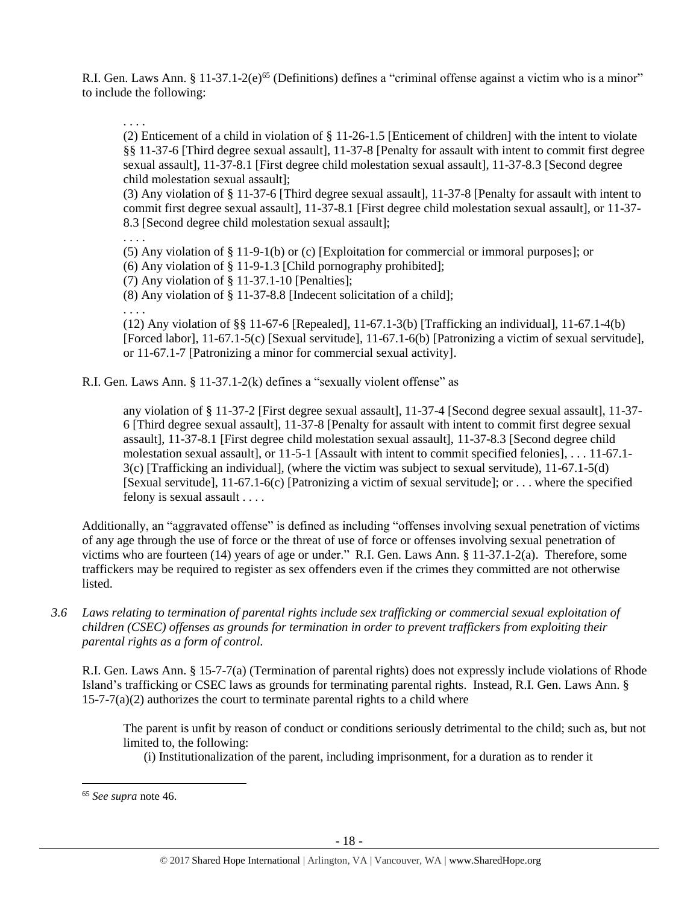R.I. Gen. Laws Ann. § 11-37.1-2(e)[65] (Definitions) defines a "criminal offense against a victim who is a minor" to include the following:

> . . . .
>
> (2) Enticement of a child in violation of § 11-26-1.5 [Enticement of children] with the intent to violate §§ 11-37-6 [Third degree sexual assault], 11-37-8 [Penalty for assault with intent to commit first degree sexual assault], 11-37-8.1 [First degree child molestation sexual assault], 11-37-8.3 [Second degree child molestation sexual assault];
>
> (3) Any violation of § 11-37-6 [Third degree sexual assault], 11-37-8 [Penalty for assault with intent to commit first degree sexual assault], 11-37-8.1 [First degree child molestation sexual assault], or 11-37-8.3 [Second degree child molestation sexual assault];
>
> . . . .
>
> (5) Any violation of § 11-9-1(b) or (c) [Exploitation for commercial or immoral purposes]; or
>
> (6) Any violation of § 11-9-1.3 [Child pornography prohibited];
>
> (7) Any violation of § 11-37.1-10 [Penalties];
>
> (8) Any violation of § 11-37-8.8 [Indecent solicitation of a child];
>
> . . . .
>
> (12) Any violation of §§ 11-67-6 [Repealed], 11-67.1-3(b) [Trafficking an individual], 11-67.1-4(b) [Forced labor], 11-67.1-5(c) [Sexual servitude], 11-67.1-6(b) [Patronizing a victim of sexual servitude], or 11-67.1-7 [Patronizing a minor for commercial sexual activity].

R.I. Gen. Laws Ann. § 11-37.1-2(k) defines a "sexually violent offense" as

> any violation of § 11-37-2 [First degree sexual assault], 11-37-4 [Second degree sexual assault], 11-37-6 [Third degree sexual assault], 11-37-8 [Penalty for assault with intent to commit first degree sexual assault], 11-37-8.1 [First degree child molestation sexual assault], 11-37-8.3 [Second degree child molestation sexual assault], or 11-5-1 [Assault with intent to commit specified felonies], . . . 11-67.1-3(c) [Trafficking an individual], (where the victim was subject to sexual servitude), 11-67.1-5(d) [Sexual servitude], 11-67.1-6(c) [Patronizing a victim of sexual servitude]; or . . . where the specified felony is sexual assault . . . .

Additionally, an "aggravated offense" is defined as including "offenses involving sexual penetration of victims of any age through the use of force or the threat of use of force or offenses involving sexual penetration of victims who are fourteen (14) years of age or under." R.I. Gen. Laws Ann. § 11-37.1-2(a). Therefore, some traffickers may be required to register as sex offenders even if the crimes they committed are not otherwise listed.

*3.6 Laws relating to termination of parental rights include sex trafficking or commercial sexual exploitation of children (CSEC) offenses as grounds for termination in order to prevent traffickers from exploiting their parental rights as a form of control.*

R.I. Gen. Laws Ann. § 15-7-7(a) (Termination of parental rights) does not expressly include violations of Rhode Island's trafficking or CSEC laws as grounds for terminating parental rights. Instead, R.I. Gen. Laws Ann. § 15-7-7(a)(2) authorizes the court to terminate parental rights to a child where

> The parent is unfit by reason of conduct or conditions seriously detrimental to the child; such as, but not limited to, the following:
>
> (i) Institutionalization of the parent, including imprisonment, for a duration as to render it

[65] *See supra* note 46.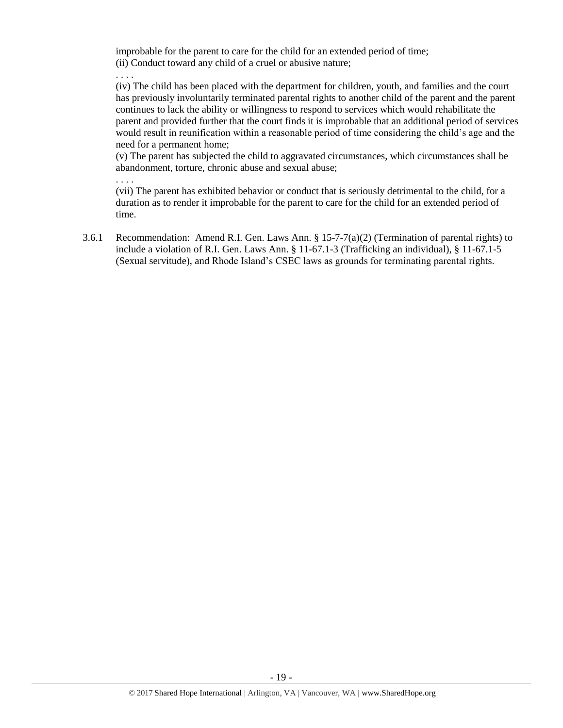improbable for the parent to care for the child for an extended period of time;
(ii) Conduct toward any child of a cruel or abusive nature;

. . . .

(iv) The child has been placed with the department for children, youth, and families and the court has previously involuntarily terminated parental rights to another child of the parent and the parent continues to lack the ability or willingness to respond to services which would rehabilitate the parent and provided further that the court finds it is improbable that an additional period of services would result in reunification within a reasonable period of time considering the child's age and the need for a permanent home;
(v) The parent has subjected the child to aggravated circumstances, which circumstances shall be abandonment, torture, chronic abuse and sexual abuse;

. . . .

(vii) The parent has exhibited behavior or conduct that is seriously detrimental to the child, for a duration as to render it improbable for the parent to care for the child for an extended period of time.

3.6.1 Recommendation: Amend R.I. Gen. Laws Ann. § 15-7-7(a)(2) (Termination of parental rights) to include a violation of R.I. Gen. Laws Ann. § 11-67.1-3 (Trafficking an individual), § 11-67.1-5 (Sexual servitude), and Rhode Island's CSEC laws as grounds for terminating parental rights.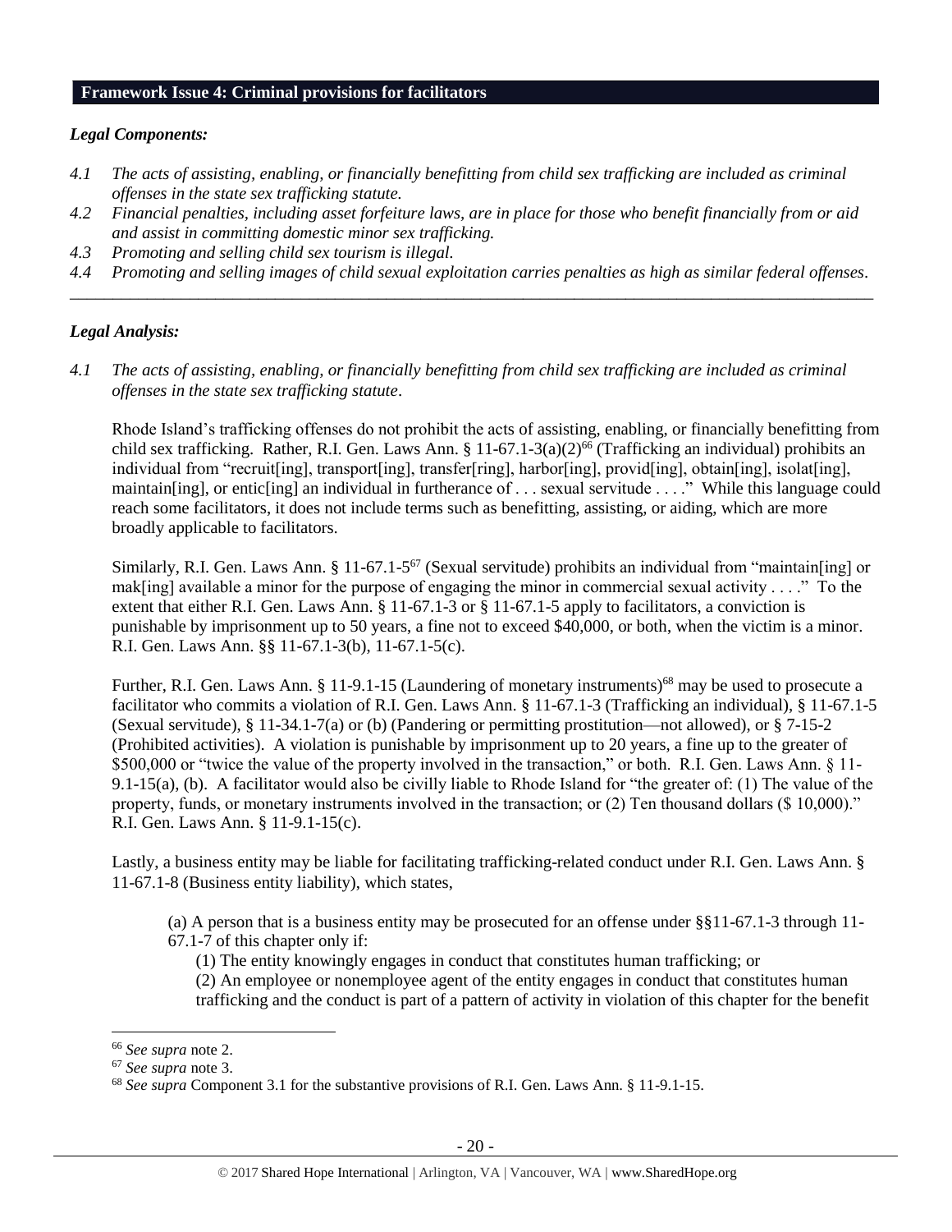## Framework Issue 4: Criminal provisions for facilitators

### *Legal Components:*

*4.1 The acts of assisting, enabling, or financially benefitting from child sex trafficking are included as criminal offenses in the state sex trafficking statute.*

*4.2 Financial penalties, including asset forfeiture laws, are in place for those who benefit financially from or aid and assist in committing domestic minor sex trafficking.*

*4.3 Promoting and selling child sex tourism is illegal.*

*4.4 Promoting and selling images of child sexual exploitation carries penalties as high as similar federal offenses.*

---

### *Legal Analysis:*

*4.1 The acts of assisting, enabling, or financially benefitting from child sex trafficking are included as criminal offenses in the state sex trafficking statute.*

Rhode Island's trafficking offenses do not prohibit the acts of assisting, enabling, or financially benefitting from child sex trafficking. Rather, R.I. Gen. Laws Ann. § 11-67.1-3(a)(2)[66] (Trafficking an individual) prohibits an individual from "recruit[ing], transport[ing], transfer[ring], harbor[ing], provid[ing], obtain[ing], isolat[ing], maintain[ing], or entic[ing] an individual in furtherance of . . . sexual servitude . . . ." While this language could reach some facilitators, it does not include terms such as benefitting, assisting, or aiding, which are more broadly applicable to facilitators.

Similarly, R.I. Gen. Laws Ann. § 11-67.1-5[67] (Sexual servitude) prohibits an individual from "maintain[ing] or mak[ing] available a minor for the purpose of engaging the minor in commercial sexual activity . . . ." To the extent that either R.I. Gen. Laws Ann. § 11-67.1-3 or § 11-67.1-5 apply to facilitators, a conviction is punishable by imprisonment up to 50 years, a fine not to exceed $40,000, or both, when the victim is a minor. R.I. Gen. Laws Ann. §§ 11-67.1-3(b), 11-67.1-5(c).

Further, R.I. Gen. Laws Ann. § 11-9.1-15 (Laundering of monetary instruments)[68] may be used to prosecute a facilitator who commits a violation of R.I. Gen. Laws Ann. § 11-67.1-3 (Trafficking an individual), § 11-67.1-5 (Sexual servitude), § 11-34.1-7(a) or (b) (Pandering or permitting prostitution—not allowed), or § 7-15-2 (Prohibited activities). A violation is punishable by imprisonment up to 20 years, a fine up to the greater of $500,000 or "twice the value of the property involved in the transaction," or both. R.I. Gen. Laws Ann. § 11-9.1-15(a), (b). A facilitator would also be civilly liable to Rhode Island for "the greater of: (1) The value of the property, funds, or monetary instruments involved in the transaction; or (2) Ten thousand dollars ($ 10,000)." R.I. Gen. Laws Ann. § 11-9.1-15(c).

Lastly, a business entity may be liable for facilitating trafficking-related conduct under R.I. Gen. Laws Ann. § 11-67.1-8 (Business entity liability), which states,

> (a) A person that is a business entity may be prosecuted for an offense under §§11-67.1-3 through 11-67.1-7 of this chapter only if:
>
> (1) The entity knowingly engages in conduct that constitutes human trafficking; or
>
> (2) An employee or nonemployee agent of the entity engages in conduct that constitutes human trafficking and the conduct is part of a pattern of activity in violation of this chapter for the benefit

---

[66] *See supra* note 2.

[67] *See supra* note 3.

[68] *See supra* Component 3.1 for the substantive provisions of R.I. Gen. Laws Ann. § 11-9.1-15.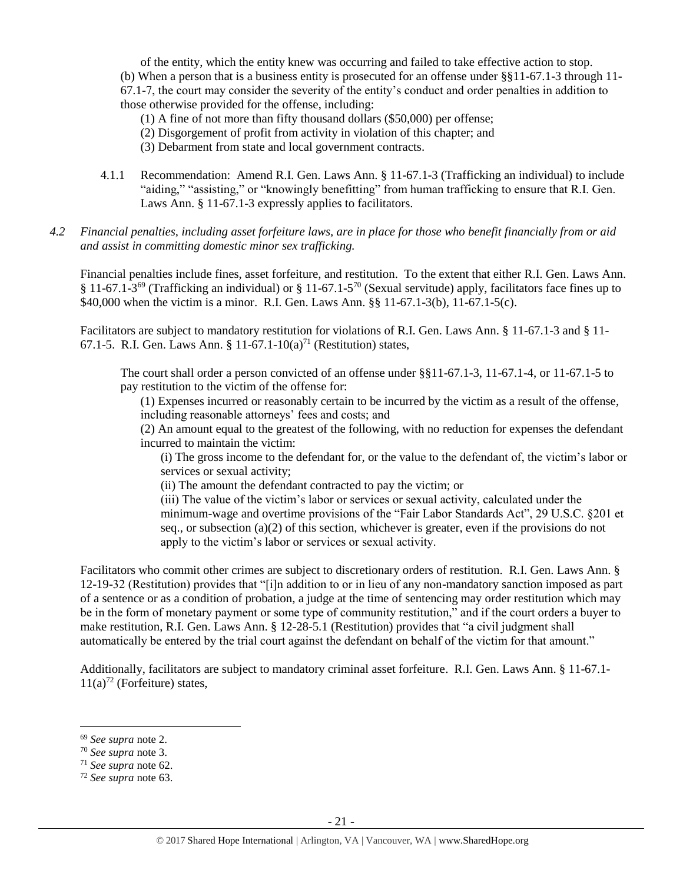of the entity, which the entity knew was occurring and failed to take effective action to stop.

(b) When a person that is a business entity is prosecuted for an offense under §§11-67.1-3 through 11-67.1-7, the court may consider the severity of the entity's conduct and order penalties in addition to those otherwise provided for the offense, including:

(1) A fine of not more than fifty thousand dollars ($50,000) per offense;

(2) Disgorgement of profit from activity in violation of this chapter; and

(3) Debarment from state and local government contracts.

4.1.1 Recommendation: Amend R.I. Gen. Laws Ann. § 11-67.1-3 (Trafficking an individual) to include "aiding," "assisting," or "knowingly benefitting" from human trafficking to ensure that R.I. Gen. Laws Ann. § 11-67.1-3 expressly applies to facilitators.

*4.2 Financial penalties, including asset forfeiture laws, are in place for those who benefit financially from or aid and assist in committing domestic minor sex trafficking.*

Financial penalties include fines, asset forfeiture, and restitution. To the extent that either R.I. Gen. Laws Ann. § 11-67.1-3[69] (Trafficking an individual) or § 11-67.1-5[70] (Sexual servitude) apply, facilitators face fines up to $40,000 when the victim is a minor. R.I. Gen. Laws Ann. §§ 11-67.1-3(b), 11-67.1-5(c).

Facilitators are subject to mandatory restitution for violations of R.I. Gen. Laws Ann. § 11-67.1-3 and § 11-67.1-5. R.I. Gen. Laws Ann. § 11-67.1-10(a)[71] (Restitution) states,

> The court shall order a person convicted of an offense under §§11-67.1-3, 11-67.1-4, or 11-67.1-5 to pay restitution to the victim of the offense for:
>
> (1) Expenses incurred or reasonably certain to be incurred by the victim as a result of the offense, including reasonable attorneys' fees and costs; and
>
> (2) An amount equal to the greatest of the following, with no reduction for expenses the defendant incurred to maintain the victim:
>
> (i) The gross income to the defendant for, or the value to the defendant of, the victim's labor or services or sexual activity;
>
> (ii) The amount the defendant contracted to pay the victim; or
>
> (iii) The value of the victim's labor or services or sexual activity, calculated under the minimum-wage and overtime provisions of the "Fair Labor Standards Act", 29 U.S.C. §201 et seq., or subsection (a)(2) of this section, whichever is greater, even if the provisions do not apply to the victim's labor or services or sexual activity.

Facilitators who commit other crimes are subject to discretionary orders of restitution. R.I. Gen. Laws Ann. § 12-19-32 (Restitution) provides that "[i]n addition to or in lieu of any non-mandatory sanction imposed as part of a sentence or as a condition of probation, a judge at the time of sentencing may order restitution which may be in the form of monetary payment or some type of community restitution," and if the court orders a buyer to make restitution, R.I. Gen. Laws Ann. § 12-28-5.1 (Restitution) provides that "a civil judgment shall automatically be entered by the trial court against the defendant on behalf of the victim for that amount."

Additionally, facilitators are subject to mandatory criminal asset forfeiture. R.I. Gen. Laws Ann. § 11-67.1-11(a)[72] (Forfeiture) states,

---

[69] *See supra* note 2.

[70] *See supra* note 3.

[71] *See supra* note 62.

[72] *See supra* note 63.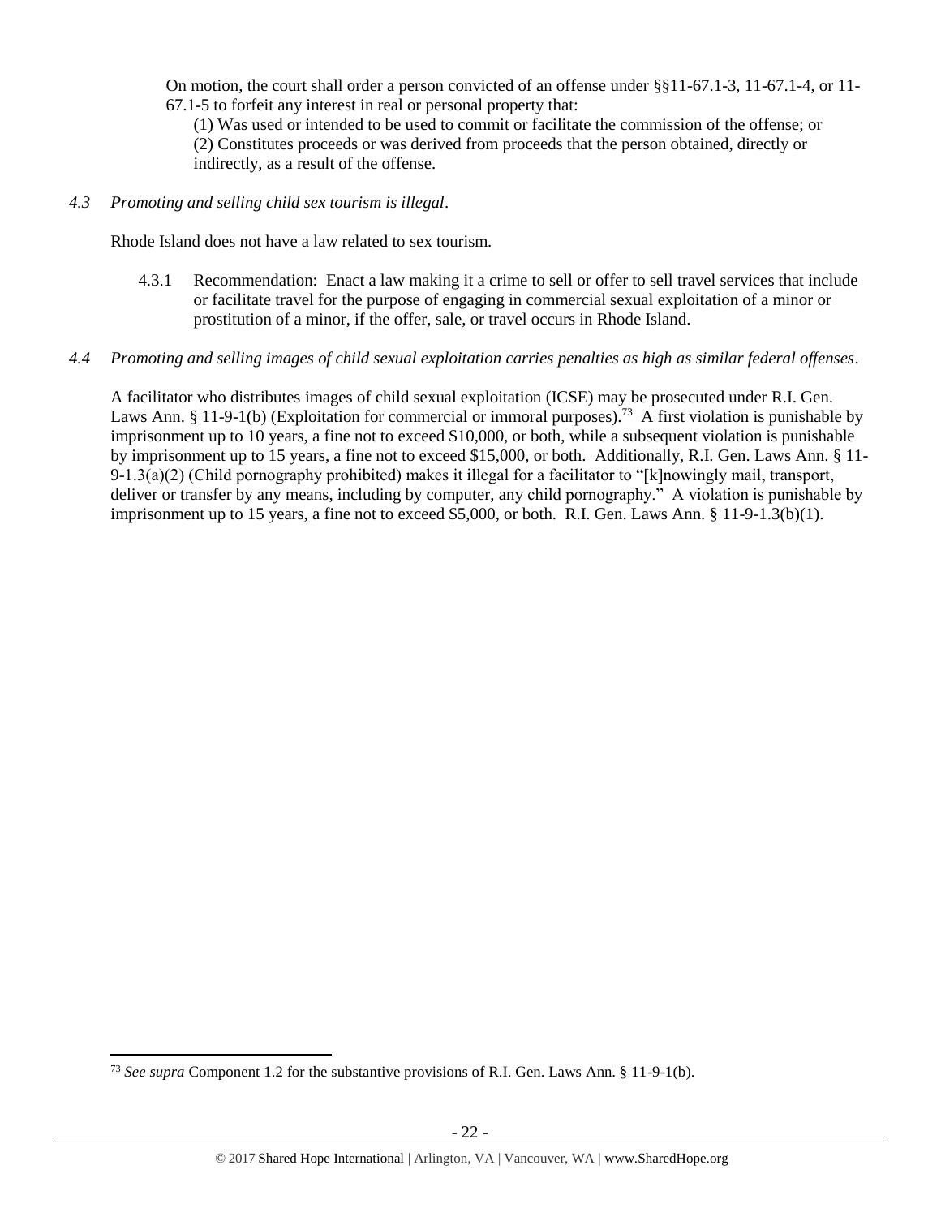On motion, the court shall order a person convicted of an offense under §§11-67.1-3, 11-67.1-4, or 11-67.1-5 to forfeit any interest in real or personal property that:

(1) Was used or intended to be used to commit or facilitate the commission of the offense; or
(2) Constitutes proceeds or was derived from proceeds that the person obtained, directly or indirectly, as a result of the offense.

*4.3 Promoting and selling child sex tourism is illegal*.

Rhode Island does not have a law related to sex tourism.

4.3.1 Recommendation: Enact a law making it a crime to sell or offer to sell travel services that include or facilitate travel for the purpose of engaging in commercial sexual exploitation of a minor or prostitution of a minor, if the offer, sale, or travel occurs in Rhode Island.

*4.4 Promoting and selling images of child sexual exploitation carries penalties as high as similar federal offenses*.

A facilitator who distributes images of child sexual exploitation (ICSE) may be prosecuted under R.I. Gen. Laws Ann. § 11-9-1(b) (Exploitation for commercial or immoral purposes).[73] A first violation is punishable by imprisonment up to 10 years, a fine not to exceed $10,000, or both, while a subsequent violation is punishable by imprisonment up to 15 years, a fine not to exceed $15,000, or both. Additionally, R.I. Gen. Laws Ann. § 11-9-1.3(a)(2) (Child pornography prohibited) makes it illegal for a facilitator to "[k]nowingly mail, transport, deliver or transfer by any means, including by computer, any child pornography." A violation is punishable by imprisonment up to 15 years, a fine not to exceed $5,000, or both. R.I. Gen. Laws Ann. § 11-9-1.3(b)(1).

[73] *See supra* Component 1.2 for the substantive provisions of R.I. Gen. Laws Ann. § 11-9-1(b).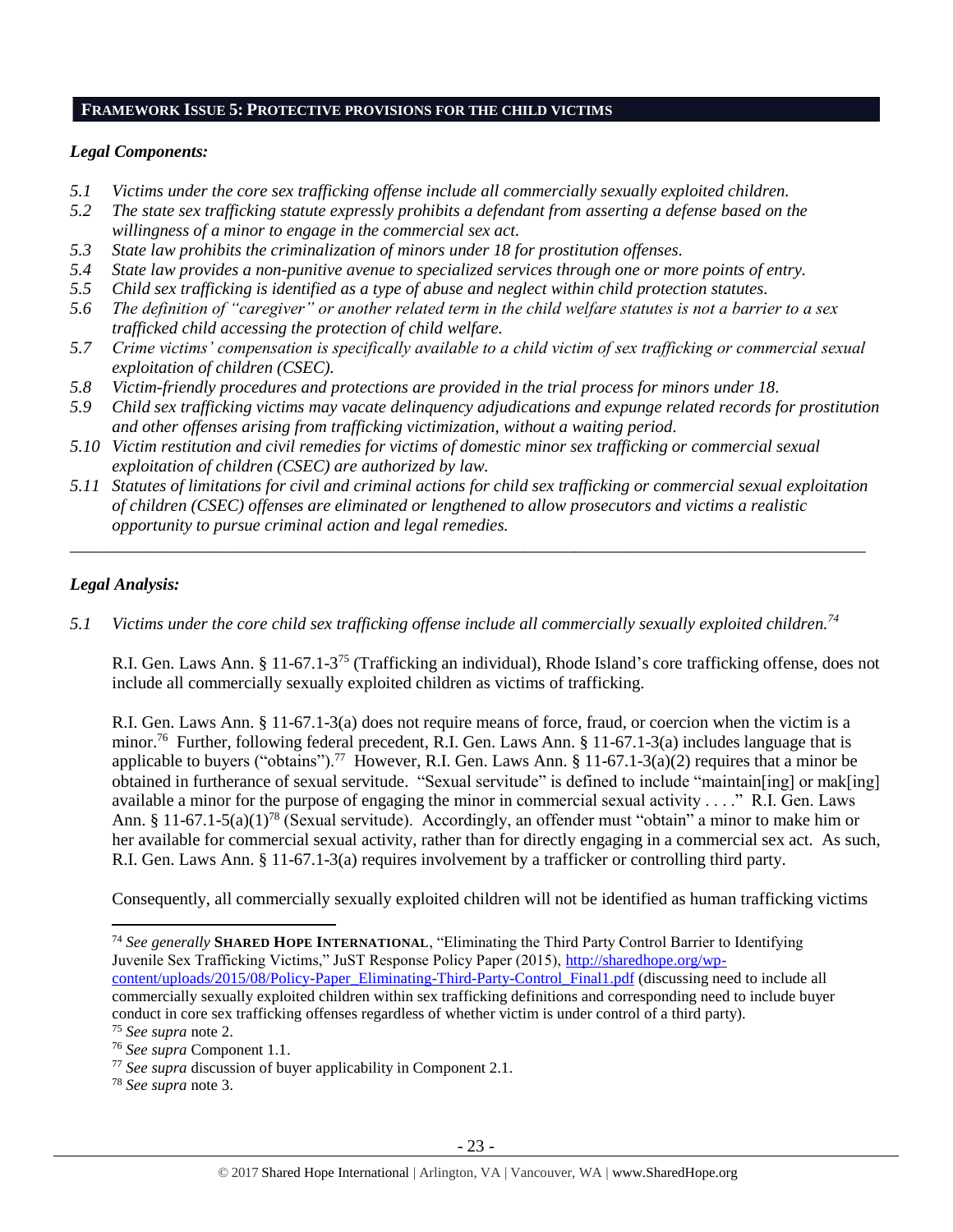## FRAMEWORK ISSUE 5: PROTECTIVE PROVISIONS FOR THE CHILD VICTIMS

### *Legal Components:*

*5.1 Victims under the core sex trafficking offense include all commercially sexually exploited children.*
*5.2 The state sex trafficking statute expressly prohibits a defendant from asserting a defense based on the willingness of a minor to engage in the commercial sex act.*
*5.3 State law prohibits the criminalization of minors under 18 for prostitution offenses.*
*5.4 State law provides a non-punitive avenue to specialized services through one or more points of entry.*
*5.5 Child sex trafficking is identified as a type of abuse and neglect within child protection statutes.*
*5.6 The definition of "caregiver" or another related term in the child welfare statutes is not a barrier to a sex trafficked child accessing the protection of child welfare.*
*5.7 Crime victims' compensation is specifically available to a child victim of sex trafficking or commercial sexual exploitation of children (CSEC).*
*5.8 Victim-friendly procedures and protections are provided in the trial process for minors under 18.*
*5.9 Child sex trafficking victims may vacate delinquency adjudications and expunge related records for prostitution and other offenses arising from trafficking victimization, without a waiting period.*
*5.10 Victim restitution and civil remedies for victims of domestic minor sex trafficking or commercial sexual exploitation of children (CSEC) are authorized by law.*
*5.11 Statutes of limitations for civil and criminal actions for child sex trafficking or commercial sexual exploitation of children (CSEC) offenses are eliminated or lengthened to allow prosecutors and victims a realistic opportunity to pursue criminal action and legal remedies.*

---

### *Legal Analysis:*

*5.1 Victims under the core child sex trafficking offense include all commercially sexually exploited children.*[74]

R.I. Gen. Laws Ann. § 11-67.1-3[75] (Trafficking an individual), Rhode Island's core trafficking offense, does not include all commercially sexually exploited children as victims of trafficking.

R.I. Gen. Laws Ann. § 11-67.1-3(a) does not require means of force, fraud, or coercion when the victim is a minor.[76] Further, following federal precedent, R.I. Gen. Laws Ann. § 11-67.1-3(a) includes language that is applicable to buyers ("obtains").[77] However, R.I. Gen. Laws Ann. § 11-67.1-3(a)(2) requires that a minor be obtained in furtherance of sexual servitude. "Sexual servitude" is defined to include "maintain[ing] or mak[ing] available a minor for the purpose of engaging the minor in commercial sexual activity . . . ." R.I. Gen. Laws Ann. § 11-67.1-5(a)(1)[78] (Sexual servitude). Accordingly, an offender must "obtain" a minor to make him or her available for commercial sexual activity, rather than for directly engaging in a commercial sex act. As such, R.I. Gen. Laws Ann. § 11-67.1-3(a) requires involvement by a trafficker or controlling third party.

Consequently, all commercially sexually exploited children will not be identified as human trafficking victims

---

[74] *See generally* **SHARED HOPE INTERNATIONAL**, "Eliminating the Third Party Control Barrier to Identifying Juvenile Sex Trafficking Victims," JuST Response Policy Paper (2015), http://sharedhope.org/wp-content/uploads/2015/08/Policy-Paper_Eliminating-Third-Party-Control_Final1.pdf (discussing need to include all commercially sexually exploited children within sex trafficking definitions and corresponding need to include buyer conduct in core sex trafficking offenses regardless of whether victim is under control of a third party).
[75] *See supra* note 2.
[76] *See supra* Component 1.1.
[77] *See supra* discussion of buyer applicability in Component 2.1.
[78] *See supra* note 3.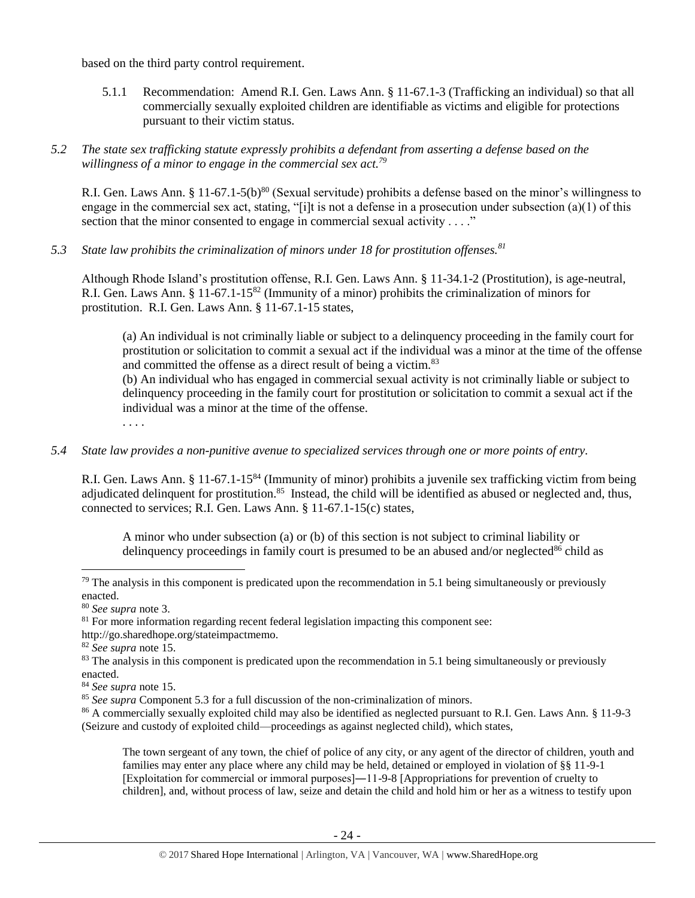based on the third party control requirement.

5.1.1 Recommendation: Amend R.I. Gen. Laws Ann. § 11-67.1-3 (Trafficking an individual) so that all commercially sexually exploited children are identifiable as victims and eligible for protections pursuant to their victim status.

*5.2 The state sex trafficking statute expressly prohibits a defendant from asserting a defense based on the willingness of a minor to engage in the commercial sex act.*[79]

R.I. Gen. Laws Ann. § 11-67.1-5(b)[80] (Sexual servitude) prohibits a defense based on the minor's willingness to engage in the commercial sex act, stating, "[i]t is not a defense in a prosecution under subsection (a)(1) of this section that the minor consented to engage in commercial sexual activity . . . ."

*5.3 State law prohibits the criminalization of minors under 18 for prostitution offenses.*[81]

Although Rhode Island's prostitution offense, R.I. Gen. Laws Ann. § 11-34.1-2 (Prostitution), is age-neutral, R.I. Gen. Laws Ann. § 11-67.1-15[82] (Immunity of a minor) prohibits the criminalization of minors for prostitution. R.I. Gen. Laws Ann. § 11-67.1-15 states,

> (a) An individual is not criminally liable or subject to a delinquency proceeding in the family court for prostitution or solicitation to commit a sexual act if the individual was a minor at the time of the offense and committed the offense as a direct result of being a victim.[83]
> (b) An individual who has engaged in commercial sexual activity is not criminally liable or subject to delinquency proceeding in the family court for prostitution or solicitation to commit a sexual act if the individual was a minor at the time of the offense.
> . . . .

*5.4 State law provides a non-punitive avenue to specialized services through one or more points of entry.*

R.I. Gen. Laws Ann. § 11-67.1-15[84] (Immunity of minor) prohibits a juvenile sex trafficking victim from being adjudicated delinquent for prostitution.[85] Instead, the child will be identified as abused or neglected and, thus, connected to services; R.I. Gen. Laws Ann. § 11-67.1-15(c) states,

> A minor who under subsection (a) or (b) of this section is not subject to criminal liability or delinquency proceedings in family court is presumed to be an abused and/or neglected[86] child as

---

[79] The analysis in this component is predicated upon the recommendation in 5.1 being simultaneously or previously enacted.

[80] *See supra* note 3.

[81] For more information regarding recent federal legislation impacting this component see: http://go.sharedhope.org/stateimpactmemo.

[82] *See supra* note 15.

[83] The analysis in this component is predicated upon the recommendation in 5.1 being simultaneously or previously enacted.

[84] *See supra* note 15.

[85] *See supra* Component 5.3 for a full discussion of the non-criminalization of minors.

[86] A commercially sexually exploited child may also be identified as neglected pursuant to R.I. Gen. Laws Ann. § 11-9-3 (Seizure and custody of exploited child—proceedings as against neglected child), which states,

> The town sergeant of any town, the chief of police of any city, or any agent of the director of children, youth and families may enter any place where any child may be held, detained or employed in violation of §§ 11-9-1 [Exploitation for commercial or immoral purposes]—11-9-8 [Appropriations for prevention of cruelty to children], and, without process of law, seize and detain the child and hold him or her as a witness to testify upon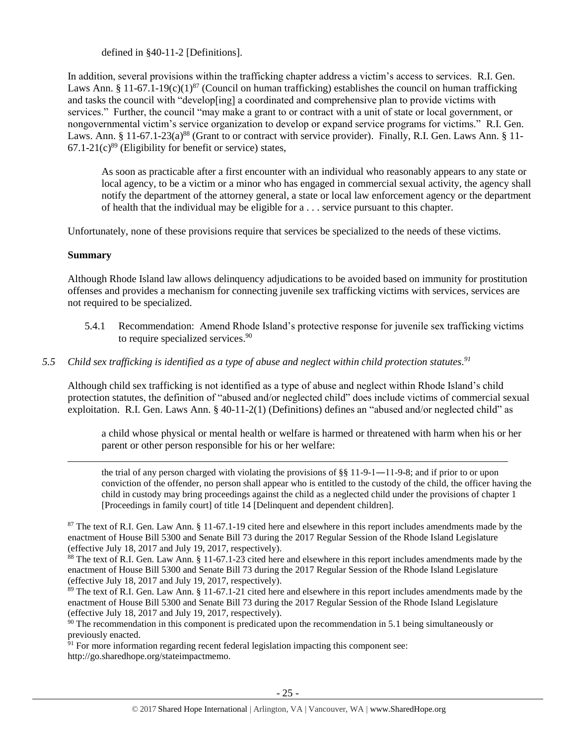defined in §40-11-2 [Definitions].

In addition, several provisions within the trafficking chapter address a victim's access to services. R.I. Gen. Laws Ann. § 11-67.1-19(c)(1)[87] (Council on human trafficking) establishes the council on human trafficking and tasks the council with "develop[ing] a coordinated and comprehensive plan to provide victims with services." Further, the council "may make a grant to or contract with a unit of state or local government, or nongovernmental victim's service organization to develop or expand service programs for victims." R.I. Gen. Laws. Ann. § 11-67.1-23(a)[88] (Grant to or contract with service provider). Finally, R.I. Gen. Laws Ann. § 11-67.1-21(c)[89] (Eligibility for benefit or service) states,

> As soon as practicable after a first encounter with an individual who reasonably appears to any state or local agency, to be a victim or a minor who has engaged in commercial sexual activity, the agency shall notify the department of the attorney general, a state or local law enforcement agency or the department of health that the individual may be eligible for a . . . service pursuant to this chapter.

Unfortunately, none of these provisions require that services be specialized to the needs of these victims.

**Summary**

Although Rhode Island law allows delinquency adjudications to be avoided based on immunity for prostitution offenses and provides a mechanism for connecting juvenile sex trafficking victims with services, services are not required to be specialized.

5.4.1 Recommendation: Amend Rhode Island's protective response for juvenile sex trafficking victims to require specialized services.[90]

*5.5 Child sex trafficking is identified as a type of abuse and neglect within child protection statutes.[91]*

Although child sex trafficking is not identified as a type of abuse and neglect within Rhode Island's child protection statutes, the definition of "abused and/or neglected child" does include victims of commercial sexual exploitation. R.I. Gen. Laws Ann. § 40-11-2(1) (Definitions) defines an "abused and/or neglected child" as

> a child whose physical or mental health or welfare is harmed or threatened with harm when his or her parent or other person responsible for his or her welfare:

---

the trial of any person charged with violating the provisions of §§ 11-9-1―11-9-8; and if prior to or upon conviction of the offender, no person shall appear who is entitled to the custody of the child, the officer having the child in custody may bring proceedings against the child as a neglected child under the provisions of chapter 1 [Proceedings in family court] of title 14 [Delinquent and dependent children].

[87] The text of R.I. Gen. Law Ann. § 11-67.1-19 cited here and elsewhere in this report includes amendments made by the enactment of House Bill 5300 and Senate Bill 73 during the 2017 Regular Session of the Rhode Island Legislature (effective July 18, 2017 and July 19, 2017, respectively).

[88] The text of R.I. Gen. Law Ann. § 11-67.1-23 cited here and elsewhere in this report includes amendments made by the enactment of House Bill 5300 and Senate Bill 73 during the 2017 Regular Session of the Rhode Island Legislature (effective July 18, 2017 and July 19, 2017, respectively).

[89] The text of R.I. Gen. Law Ann. § 11-67.1-21 cited here and elsewhere in this report includes amendments made by the enactment of House Bill 5300 and Senate Bill 73 during the 2017 Regular Session of the Rhode Island Legislature (effective July 18, 2017 and July 19, 2017, respectively).

[90] The recommendation in this component is predicated upon the recommendation in 5.1 being simultaneously or previously enacted.

[91] For more information regarding recent federal legislation impacting this component see: http://go.sharedhope.org/stateimpactmemo.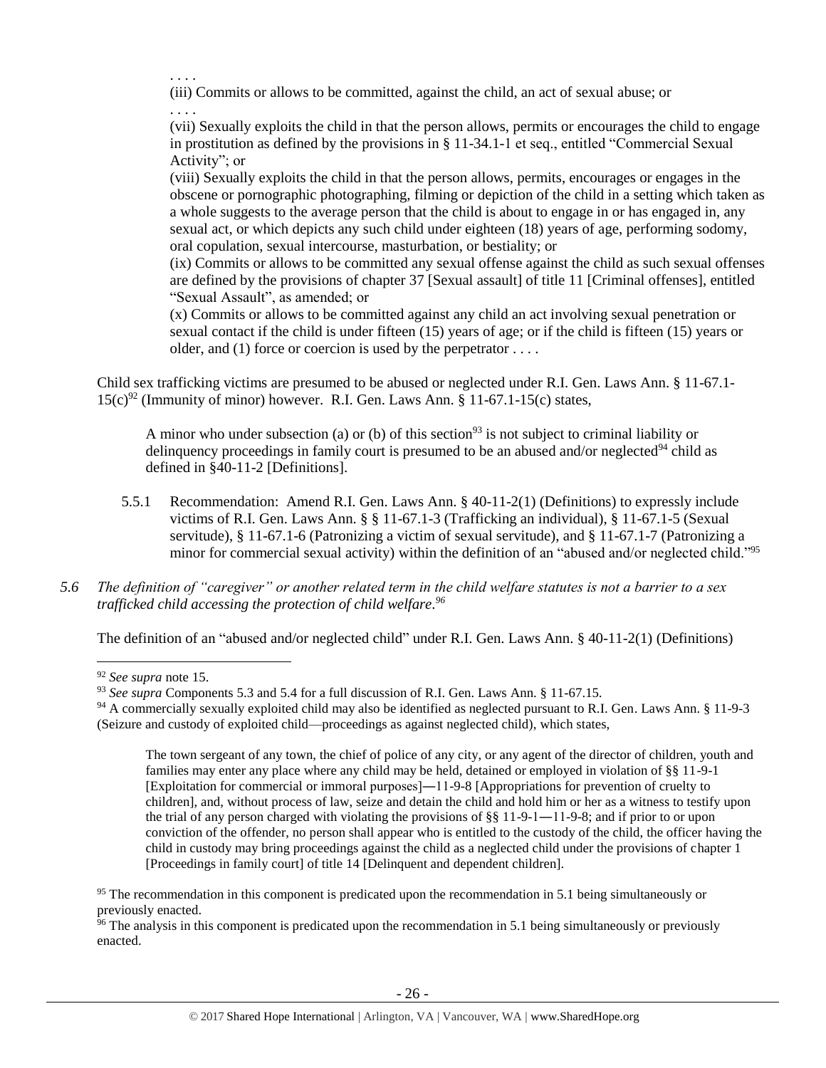. . . .

(iii) Commits or allows to be committed, against the child, an act of sexual abuse; or

. . . .

(vii) Sexually exploits the child in that the person allows, permits or encourages the child to engage in prostitution as defined by the provisions in § 11-34.1-1 et seq., entitled "Commercial Sexual Activity"; or

(viii) Sexually exploits the child in that the person allows, permits, encourages or engages in the obscene or pornographic photographing, filming or depiction of the child in a setting which taken as a whole suggests to the average person that the child is about to engage in or has engaged in, any sexual act, or which depicts any such child under eighteen (18) years of age, performing sodomy, oral copulation, sexual intercourse, masturbation, or bestiality; or

(ix) Commits or allows to be committed any sexual offense against the child as such sexual offenses are defined by the provisions of chapter 37 [Sexual assault] of title 11 [Criminal offenses], entitled "Sexual Assault", as amended; or

(x) Commits or allows to be committed against any child an act involving sexual penetration or sexual contact if the child is under fifteen (15) years of age; or if the child is fifteen (15) years or older, and (1) force or coercion is used by the perpetrator . . . .

Child sex trafficking victims are presumed to be abused or neglected under R.I. Gen. Laws Ann. § 11-67.1-15(c)[92] (Immunity of minor) however. R.I. Gen. Laws Ann. § 11-67.1-15(c) states,

> A minor who under subsection (a) or (b) of this section[93] is not subject to criminal liability or delinquency proceedings in family court is presumed to be an abused and/or neglected[94] child as defined in §40-11-2 [Definitions].

5.5.1 Recommendation: Amend R.I. Gen. Laws Ann. § 40-11-2(1) (Definitions) to expressly include victims of R.I. Gen. Laws Ann. § § 11-67.1-3 (Trafficking an individual), § 11-67.1-5 (Sexual servitude), § 11-67.1-6 (Patronizing a victim of sexual servitude), and § 11-67.1-7 (Patronizing a minor for commercial sexual activity) within the definition of an "abused and/or neglected child."[95]

*5.6 The definition of "caregiver" or another related term in the child welfare statutes is not a barrier to a sex trafficked child accessing the protection of child welfare.[96]*

The definition of an "abused and/or neglected child" under R.I. Gen. Laws Ann. § 40-11-2(1) (Definitions)

---

[92] *See supra* note 15.

[93] *See supra* Components 5.3 and 5.4 for a full discussion of R.I. Gen. Laws Ann. § 11-67.15.

[94] A commercially sexually exploited child may also be identified as neglected pursuant to R.I. Gen. Laws Ann. § 11-9-3 (Seizure and custody of exploited child—proceedings as against neglected child), which states,

> The town sergeant of any town, the chief of police of any city, or any agent of the director of children, youth and families may enter any place where any child may be held, detained or employed in violation of §§ 11-9-1 [Exploitation for commercial or immoral purposes]―11-9-8 [Appropriations for prevention of cruelty to children], and, without process of law, seize and detain the child and hold him or her as a witness to testify upon the trial of any person charged with violating the provisions of §§ 11-9-1―11-9-8; and if prior to or upon conviction of the offender, no person shall appear who is entitled to the custody of the child, the officer having the child in custody may bring proceedings against the child as a neglected child under the provisions of chapter 1 [Proceedings in family court] of title 14 [Delinquent and dependent children].

[95] The recommendation in this component is predicated upon the recommendation in 5.1 being simultaneously or previously enacted.

[96] The analysis in this component is predicated upon the recommendation in 5.1 being simultaneously or previously enacted.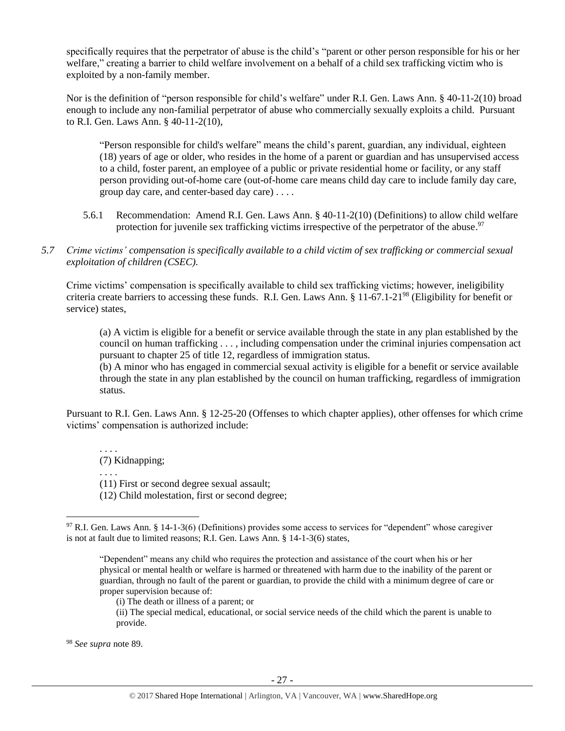specifically requires that the perpetrator of abuse is the child's "parent or other person responsible for his or her welfare," creating a barrier to child welfare involvement on a behalf of a child sex trafficking victim who is exploited by a non-family member.

Nor is the definition of "person responsible for child's welfare" under R.I. Gen. Laws Ann. § 40-11-2(10) broad enough to include any non-familial perpetrator of abuse who commercially sexually exploits a child. Pursuant to R.I. Gen. Laws Ann. § 40-11-2(10),

> "Person responsible for child's welfare" means the child's parent, guardian, any individual, eighteen (18) years of age or older, who resides in the home of a parent or guardian and has unsupervised access to a child, foster parent, an employee of a public or private residential home or facility, or any staff person providing out-of-home care (out-of-home care means child day care to include family day care, group day care, and center-based day care) . . . .

5.6.1 Recommendation: Amend R.I. Gen. Laws Ann. § 40-11-2(10) (Definitions) to allow child welfare protection for juvenile sex trafficking victims irrespective of the perpetrator of the abuse.[97]

*5.7 Crime victims' compensation is specifically available to a child victim of sex trafficking or commercial sexual exploitation of children (CSEC).*

Crime victims' compensation is specifically available to child sex trafficking victims; however, ineligibility criteria create barriers to accessing these funds. R.I. Gen. Laws Ann. § 11-67.1-21[98] (Eligibility for benefit or service) states,

> (a) A victim is eligible for a benefit or service available through the state in any plan established by the council on human trafficking . . . , including compensation under the criminal injuries compensation act pursuant to chapter 25 of title 12, regardless of immigration status.
> (b) A minor who has engaged in commercial sexual activity is eligible for a benefit or service available through the state in any plan established by the council on human trafficking, regardless of immigration status.

Pursuant to R.I. Gen. Laws Ann. § 12-25-20 (Offenses to which chapter applies), other offenses for which crime victims' compensation is authorized include:

> . . . .
> (7) Kidnapping;
> . . . .
> (11) First or second degree sexual assault;
> (12) Child molestation, first or second degree;

---

[97] R.I. Gen. Laws Ann. § 14-1-3(6) (Definitions) provides some access to services for "dependent" whose caregiver is not at fault due to limited reasons; R.I. Gen. Laws Ann. § 14-1-3(6) states,

> "Dependent" means any child who requires the protection and assistance of the court when his or her physical or mental health or welfare is harmed or threatened with harm due to the inability of the parent or guardian, through no fault of the parent or guardian, to provide the child with a minimum degree of care or proper supervision because of:
> (i) The death or illness of a parent; or
> (ii) The special medical, educational, or social service needs of the child which the parent is unable to provide.

[98] *See supra* note 89.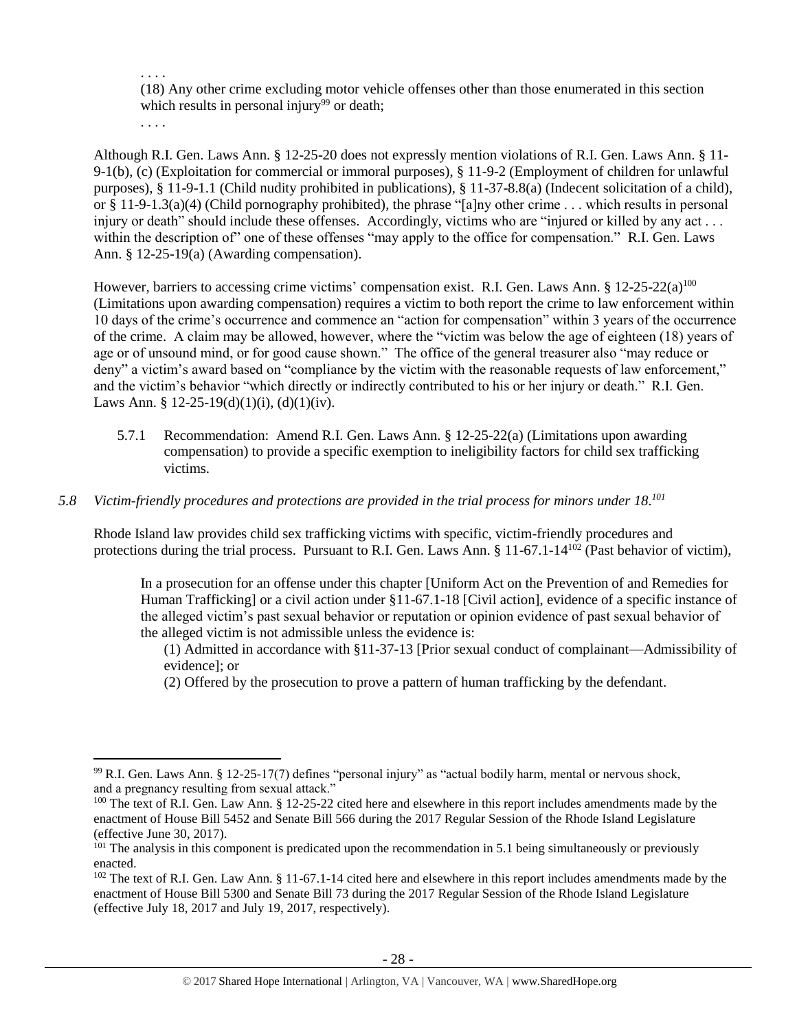> . . . .
>
> (18) Any other crime excluding motor vehicle offenses other than those enumerated in this section which results in personal injury[99] or death;
>
> . . . .

Although R.I. Gen. Laws Ann. § 12-25-20 does not expressly mention violations of R.I. Gen. Laws Ann. § 11-9-1(b), (c) (Exploitation for commercial or immoral purposes), § 11-9-2 (Employment of children for unlawful purposes), § 11-9-1.1 (Child nudity prohibited in publications), § 11-37-8.8(a) (Indecent solicitation of a child), or § 11-9-1.3(a)(4) (Child pornography prohibited), the phrase "[a]ny other crime . . . which results in personal injury or death" should include these offenses. Accordingly, victims who are "injured or killed by any act . . . within the description of" one of these offenses "may apply to the office for compensation." R.I. Gen. Laws Ann. § 12-25-19(a) (Awarding compensation).

However, barriers to accessing crime victims' compensation exist. R.I. Gen. Laws Ann. § 12-25-22(a)[100] (Limitations upon awarding compensation) requires a victim to both report the crime to law enforcement within 10 days of the crime's occurrence and commence an "action for compensation" within 3 years of the occurrence of the crime. A claim may be allowed, however, where the "victim was below the age of eighteen (18) years of age or of unsound mind, or for good cause shown." The office of the general treasurer also "may reduce or deny" a victim's award based on "compliance by the victim with the reasonable requests of law enforcement," and the victim's behavior "which directly or indirectly contributed to his or her injury or death." R.I. Gen. Laws Ann. § 12-25-19(d)(1)(i), (d)(1)(iv).

5.7.1 Recommendation: Amend R.I. Gen. Laws Ann. § 12-25-22(a) (Limitations upon awarding compensation) to provide a specific exemption to ineligibility factors for child sex trafficking victims.

### *5.8 Victim-friendly procedures and protections are provided in the trial process for minors under 18.[101]*

Rhode Island law provides child sex trafficking victims with specific, victim-friendly procedures and protections during the trial process. Pursuant to R.I. Gen. Laws Ann. § 11-67.1-14[102] (Past behavior of victim),

> In a prosecution for an offense under this chapter [Uniform Act on the Prevention of and Remedies for Human Trafficking] or a civil action under §11-67.1-18 [Civil action], evidence of a specific instance of the alleged victim's past sexual behavior or reputation or opinion evidence of past sexual behavior of the alleged victim is not admissible unless the evidence is:
>
> (1) Admitted in accordance with §11-37-13 [Prior sexual conduct of complainant—Admissibility of evidence]; or
>
> (2) Offered by the prosecution to prove a pattern of human trafficking by the defendant.

---

[99] R.I. Gen. Laws Ann. § 12-25-17(7) defines "personal injury" as "actual bodily harm, mental or nervous shock, and a pregnancy resulting from sexual attack."

[100] The text of R.I. Gen. Law Ann. § 12-25-22 cited here and elsewhere in this report includes amendments made by the enactment of House Bill 5452 and Senate Bill 566 during the 2017 Regular Session of the Rhode Island Legislature (effective June 30, 2017).

[101] The analysis in this component is predicated upon the recommendation in 5.1 being simultaneously or previously enacted.

[102] The text of R.I. Gen. Law Ann. § 11-67.1-14 cited here and elsewhere in this report includes amendments made by the enactment of House Bill 5300 and Senate Bill 73 during the 2017 Regular Session of the Rhode Island Legislature (effective July 18, 2017 and July 19, 2017, respectively).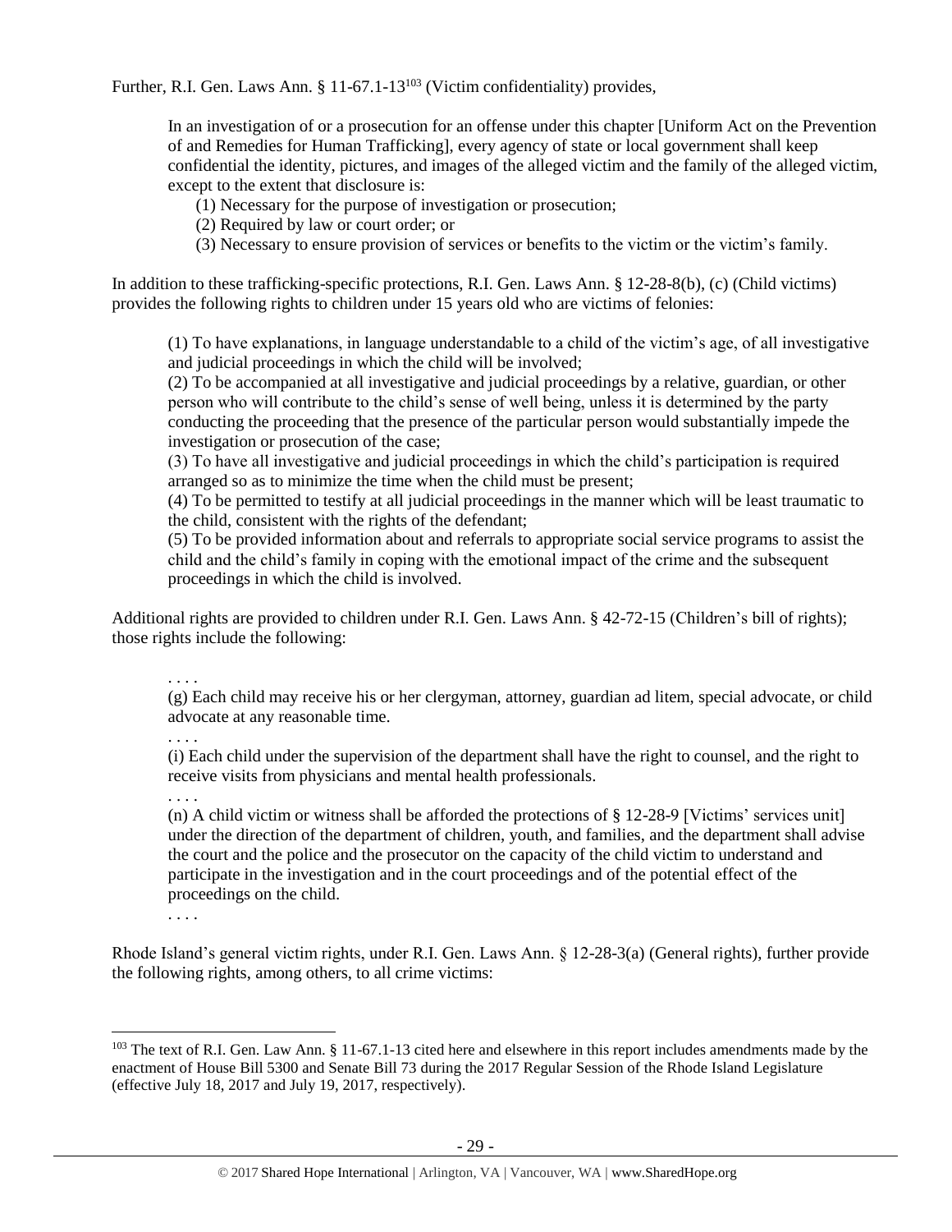Further, R.I. Gen. Laws Ann. § 11-67.1-13[103] (Victim confidentiality) provides,

> In an investigation of or a prosecution for an offense under this chapter [Uniform Act on the Prevention of and Remedies for Human Trafficking], every agency of state or local government shall keep confidential the identity, pictures, and images of the alleged victim and the family of the alleged victim, except to the extent that disclosure is:
>
> (1) Necessary for the purpose of investigation or prosecution;
> (2) Required by law or court order; or
> (3) Necessary to ensure provision of services or benefits to the victim or the victim's family.

In addition to these trafficking-specific protections, R.I. Gen. Laws Ann. § 12-28-8(b), (c) (Child victims) provides the following rights to children under 15 years old who are victims of felonies:

> (1) To have explanations, in language understandable to a child of the victim's age, of all investigative and judicial proceedings in which the child will be involved;
> (2) To be accompanied at all investigative and judicial proceedings by a relative, guardian, or other person who will contribute to the child's sense of well being, unless it is determined by the party conducting the proceeding that the presence of the particular person would substantially impede the investigation or prosecution of the case;
> (3) To have all investigative and judicial proceedings in which the child's participation is required arranged so as to minimize the time when the child must be present;
> (4) To be permitted to testify at all judicial proceedings in the manner which will be least traumatic to the child, consistent with the rights of the defendant;
> (5) To be provided information about and referrals to appropriate social service programs to assist the child and the child's family in coping with the emotional impact of the crime and the subsequent proceedings in which the child is involved.

Additional rights are provided to children under R.I. Gen. Laws Ann. § 42-72-15 (Children's bill of rights); those rights include the following:

> . . . .
> (g) Each child may receive his or her clergyman, attorney, guardian ad litem, special advocate, or child advocate at any reasonable time.
> . . . .
> (i) Each child under the supervision of the department shall have the right to counsel, and the right to receive visits from physicians and mental health professionals.
> . . . .
> (n) A child victim or witness shall be afforded the protections of § 12-28-9 [Victims' services unit] under the direction of the department of children, youth, and families, and the department shall advise the court and the police and the prosecutor on the capacity of the child victim to understand and participate in the investigation and in the court proceedings and of the potential effect of the proceedings on the child.
> . . . .

Rhode Island's general victim rights, under R.I. Gen. Laws Ann. § 12-28-3(a) (General rights), further provide the following rights, among others, to all crime victims:

---

[103] The text of R.I. Gen. Law Ann. § 11-67.1-13 cited here and elsewhere in this report includes amendments made by the enactment of House Bill 5300 and Senate Bill 73 during the 2017 Regular Session of the Rhode Island Legislature (effective July 18, 2017 and July 19, 2017, respectively).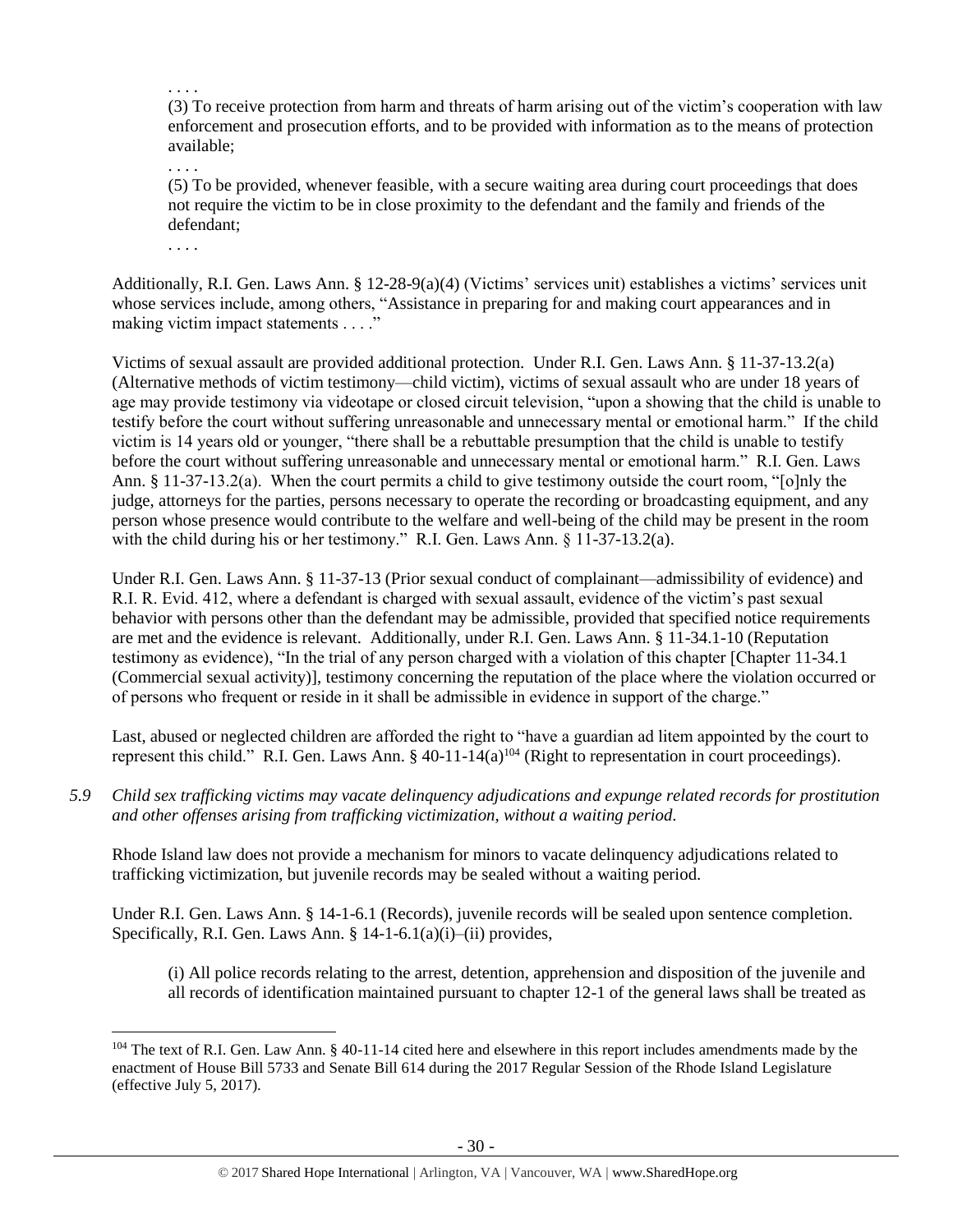. . . .

> (3) To receive protection from harm and threats of harm arising out of the victim's cooperation with law enforcement and prosecution efforts, and to be provided with information as to the means of protection available;
>
> . . . .
>
> (5) To be provided, whenever feasible, with a secure waiting area during court proceedings that does not require the victim to be in close proximity to the defendant and the family and friends of the defendant;
>
> . . . .

Additionally, R.I. Gen. Laws Ann. § 12-28-9(a)(4) (Victims' services unit) establishes a victims' services unit whose services include, among others, "Assistance in preparing for and making court appearances and in making victim impact statements . . . ."

Victims of sexual assault are provided additional protection. Under R.I. Gen. Laws Ann. § 11-37-13.2(a) (Alternative methods of victim testimony—child victim), victims of sexual assault who are under 18 years of age may provide testimony via videotape or closed circuit television, "upon a showing that the child is unable to testify before the court without suffering unreasonable and unnecessary mental or emotional harm." If the child victim is 14 years old or younger, "there shall be a rebuttable presumption that the child is unable to testify before the court without suffering unreasonable and unnecessary mental or emotional harm." R.I. Gen. Laws Ann. § 11-37-13.2(a). When the court permits a child to give testimony outside the court room, "[o]nly the judge, attorneys for the parties, persons necessary to operate the recording or broadcasting equipment, and any person whose presence would contribute to the welfare and well-being of the child may be present in the room with the child during his or her testimony." R.I. Gen. Laws Ann. § 11-37-13.2(a).

Under R.I. Gen. Laws Ann. § 11-37-13 (Prior sexual conduct of complainant—admissibility of evidence) and R.I. R. Evid. 412, where a defendant is charged with sexual assault, evidence of the victim's past sexual behavior with persons other than the defendant may be admissible, provided that specified notice requirements are met and the evidence is relevant. Additionally, under R.I. Gen. Laws Ann. § 11-34.1-10 (Reputation testimony as evidence), "In the trial of any person charged with a violation of this chapter [Chapter 11-34.1 (Commercial sexual activity)], testimony concerning the reputation of the place where the violation occurred or of persons who frequent or reside in it shall be admissible in evidence in support of the charge."

Last, abused or neglected children are afforded the right to "have a guardian ad litem appointed by the court to represent this child." R.I. Gen. Laws Ann. § 40-11-14(a)[104] (Right to representation in court proceedings).

*5.9 Child sex trafficking victims may vacate delinquency adjudications and expunge related records for prostitution and other offenses arising from trafficking victimization, without a waiting period.*

Rhode Island law does not provide a mechanism for minors to vacate delinquency adjudications related to trafficking victimization, but juvenile records may be sealed without a waiting period.

Under R.I. Gen. Laws Ann. § 14-1-6.1 (Records), juvenile records will be sealed upon sentence completion. Specifically, R.I. Gen. Laws Ann. § 14-1-6.1(a)(i)–(ii) provides,

> (i) All police records relating to the arrest, detention, apprehension and disposition of the juvenile and all records of identification maintained pursuant to chapter 12-1 of the general laws shall be treated as

[104] The text of R.I. Gen. Law Ann. § 40-11-14 cited here and elsewhere in this report includes amendments made by the enactment of House Bill 5733 and Senate Bill 614 during the 2017 Regular Session of the Rhode Island Legislature (effective July 5, 2017).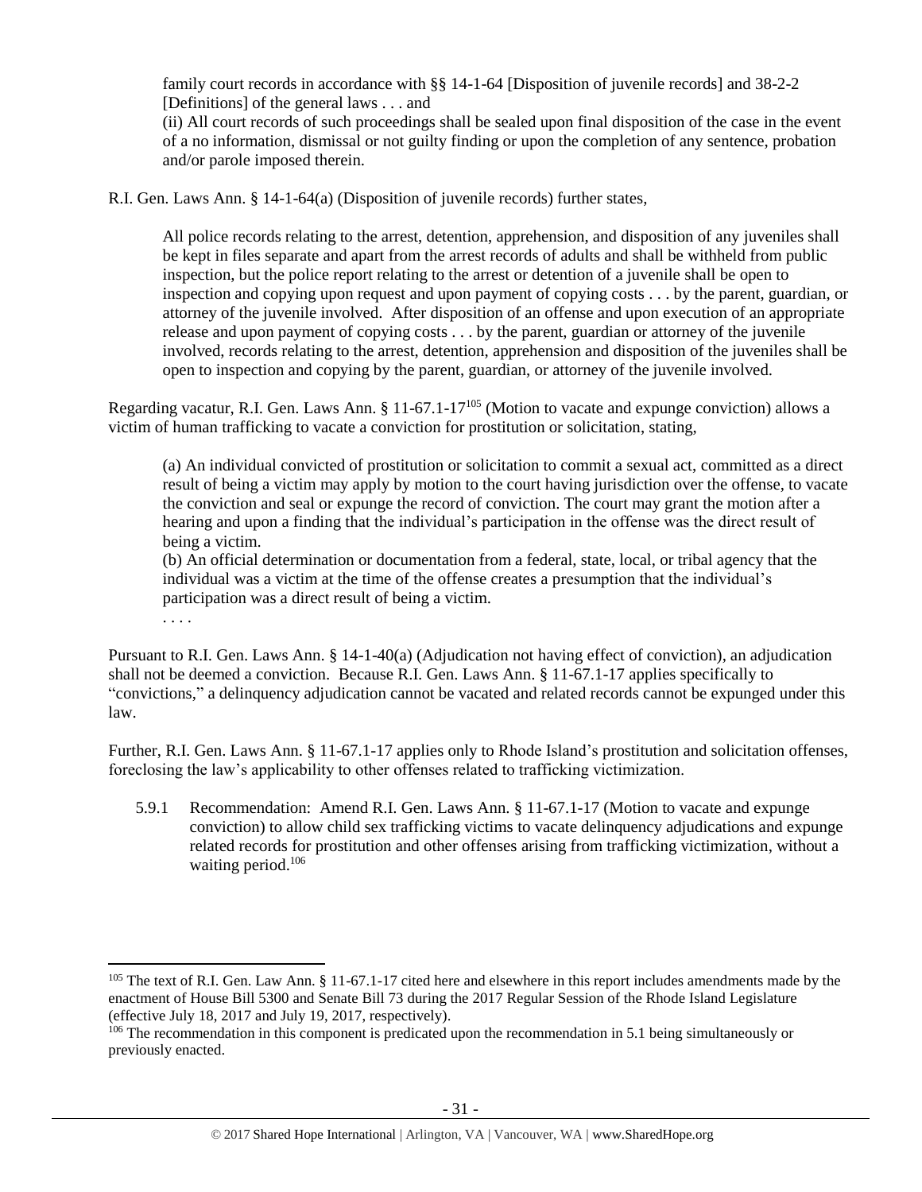> family court records in accordance with §§ 14-1-64 [Disposition of juvenile records] and 38-2-2 [Definitions] of the general laws . . . and
> (ii) All court records of such proceedings shall be sealed upon final disposition of the case in the event of a no information, dismissal or not guilty finding or upon the completion of any sentence, probation and/or parole imposed therein.

R.I. Gen. Laws Ann. § 14-1-64(a) (Disposition of juvenile records) further states,

> All police records relating to the arrest, detention, apprehension, and disposition of any juveniles shall be kept in files separate and apart from the arrest records of adults and shall be withheld from public inspection, but the police report relating to the arrest or detention of a juvenile shall be open to inspection and copying upon request and upon payment of copying costs . . . by the parent, guardian, or attorney of the juvenile involved. After disposition of an offense and upon execution of an appropriate release and upon payment of copying costs . . . by the parent, guardian or attorney of the juvenile involved, records relating to the arrest, detention, apprehension and disposition of the juveniles shall be open to inspection and copying by the parent, guardian, or attorney of the juvenile involved.

Regarding vacatur, R.I. Gen. Laws Ann. § 11-67.1-17[105] (Motion to vacate and expunge conviction) allows a victim of human trafficking to vacate a conviction for prostitution or solicitation, stating,

> (a) An individual convicted of prostitution or solicitation to commit a sexual act, committed as a direct result of being a victim may apply by motion to the court having jurisdiction over the offense, to vacate the conviction and seal or expunge the record of conviction. The court may grant the motion after a hearing and upon a finding that the individual's participation in the offense was the direct result of being a victim.
> (b) An official determination or documentation from a federal, state, local, or tribal agency that the individual was a victim at the time of the offense creates a presumption that the individual's participation was a direct result of being a victim.
> . . . .

Pursuant to R.I. Gen. Laws Ann. § 14-1-40(a) (Adjudication not having effect of conviction), an adjudication shall not be deemed a conviction. Because R.I. Gen. Laws Ann. § 11-67.1-17 applies specifically to "convictions," a delinquency adjudication cannot be vacated and related records cannot be expunged under this law.

Further, R.I. Gen. Laws Ann. § 11-67.1-17 applies only to Rhode Island's prostitution and solicitation offenses, foreclosing the law's applicability to other offenses related to trafficking victimization.

5.9.1 Recommendation: Amend R.I. Gen. Laws Ann. § 11-67.1-17 (Motion to vacate and expunge conviction) to allow child sex trafficking victims to vacate delinquency adjudications and expunge related records for prostitution and other offenses arising from trafficking victimization, without a waiting period.[106]

---

[105] The text of R.I. Gen. Law Ann. § 11-67.1-17 cited here and elsewhere in this report includes amendments made by the enactment of House Bill 5300 and Senate Bill 73 during the 2017 Regular Session of the Rhode Island Legislature (effective July 18, 2017 and July 19, 2017, respectively).

[106] The recommendation in this component is predicated upon the recommendation in 5.1 being simultaneously or previously enacted.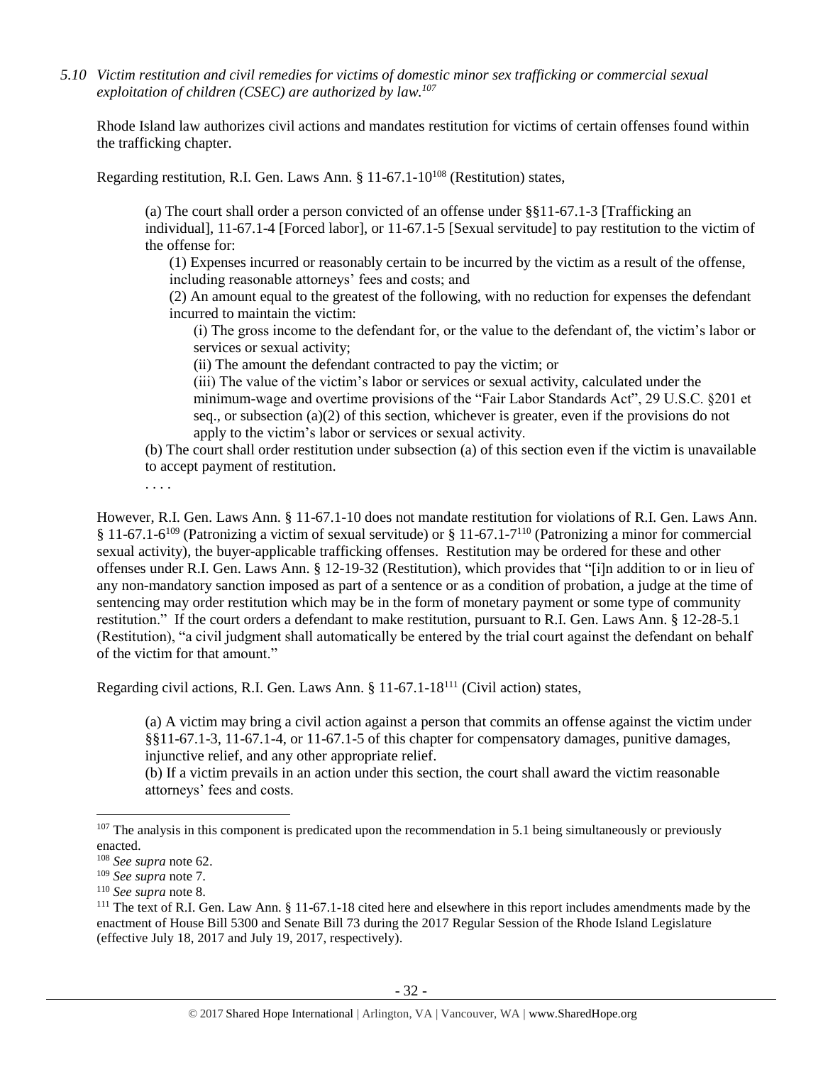*5.10 Victim restitution and civil remedies for victims of domestic minor sex trafficking or commercial sexual exploitation of children (CSEC) are authorized by law.*[107]

Rhode Island law authorizes civil actions and mandates restitution for victims of certain offenses found within the trafficking chapter.

Regarding restitution, R.I. Gen. Laws Ann. § 11-67.1-10[108] (Restitution) states,

> (a) The court shall order a person convicted of an offense under §§11-67.1-3 [Trafficking an individual], 11-67.1-4 [Forced labor], or 11-67.1-5 [Sexual servitude] to pay restitution to the victim of the offense for:
>
> (1) Expenses incurred or reasonably certain to be incurred by the victim as a result of the offense, including reasonable attorneys' fees and costs; and
>
> (2) An amount equal to the greatest of the following, with no reduction for expenses the defendant incurred to maintain the victim:
>
> (i) The gross income to the defendant for, or the value to the defendant of, the victim's labor or services or sexual activity;
>
> (ii) The amount the defendant contracted to pay the victim; or
>
> (iii) The value of the victim's labor or services or sexual activity, calculated under the minimum-wage and overtime provisions of the "Fair Labor Standards Act", 29 U.S.C. §201 et seq., or subsection (a)(2) of this section, whichever is greater, even if the provisions do not apply to the victim's labor or services or sexual activity.
>
> (b) The court shall order restitution under subsection (a) of this section even if the victim is unavailable to accept payment of restitution.
>
> . . . .

However, R.I. Gen. Laws Ann. § 11-67.1-10 does not mandate restitution for violations of R.I. Gen. Laws Ann. § 11-67.1-6[109] (Patronizing a victim of sexual servitude) or § 11-67.1-7[110] (Patronizing a minor for commercial sexual activity), the buyer-applicable trafficking offenses. Restitution may be ordered for these and other offenses under R.I. Gen. Laws Ann. § 12-19-32 (Restitution), which provides that "[i]n addition to or in lieu of any non-mandatory sanction imposed as part of a sentence or as a condition of probation, a judge at the time of sentencing may order restitution which may be in the form of monetary payment or some type of community restitution." If the court orders a defendant to make restitution, pursuant to R.I. Gen. Laws Ann. § 12-28-5.1 (Restitution), "a civil judgment shall automatically be entered by the trial court against the defendant on behalf of the victim for that amount."

Regarding civil actions, R.I. Gen. Laws Ann. § 11-67.1-18[111] (Civil action) states,

> (a) A victim may bring a civil action against a person that commits an offense against the victim under §§11-67.1-3, 11-67.1-4, or 11-67.1-5 of this chapter for compensatory damages, punitive damages, injunctive relief, and any other appropriate relief.
>
> (b) If a victim prevails in an action under this section, the court shall award the victim reasonable attorneys' fees and costs.

---

[107] The analysis in this component is predicated upon the recommendation in 5.1 being simultaneously or previously enacted.

[108] *See supra* note 62.

[109] *See supra* note 7.

[110] *See supra* note 8.

[111] The text of R.I. Gen. Law Ann. § 11-67.1-18 cited here and elsewhere in this report includes amendments made by the enactment of House Bill 5300 and Senate Bill 73 during the 2017 Regular Session of the Rhode Island Legislature (effective July 18, 2017 and July 19, 2017, respectively).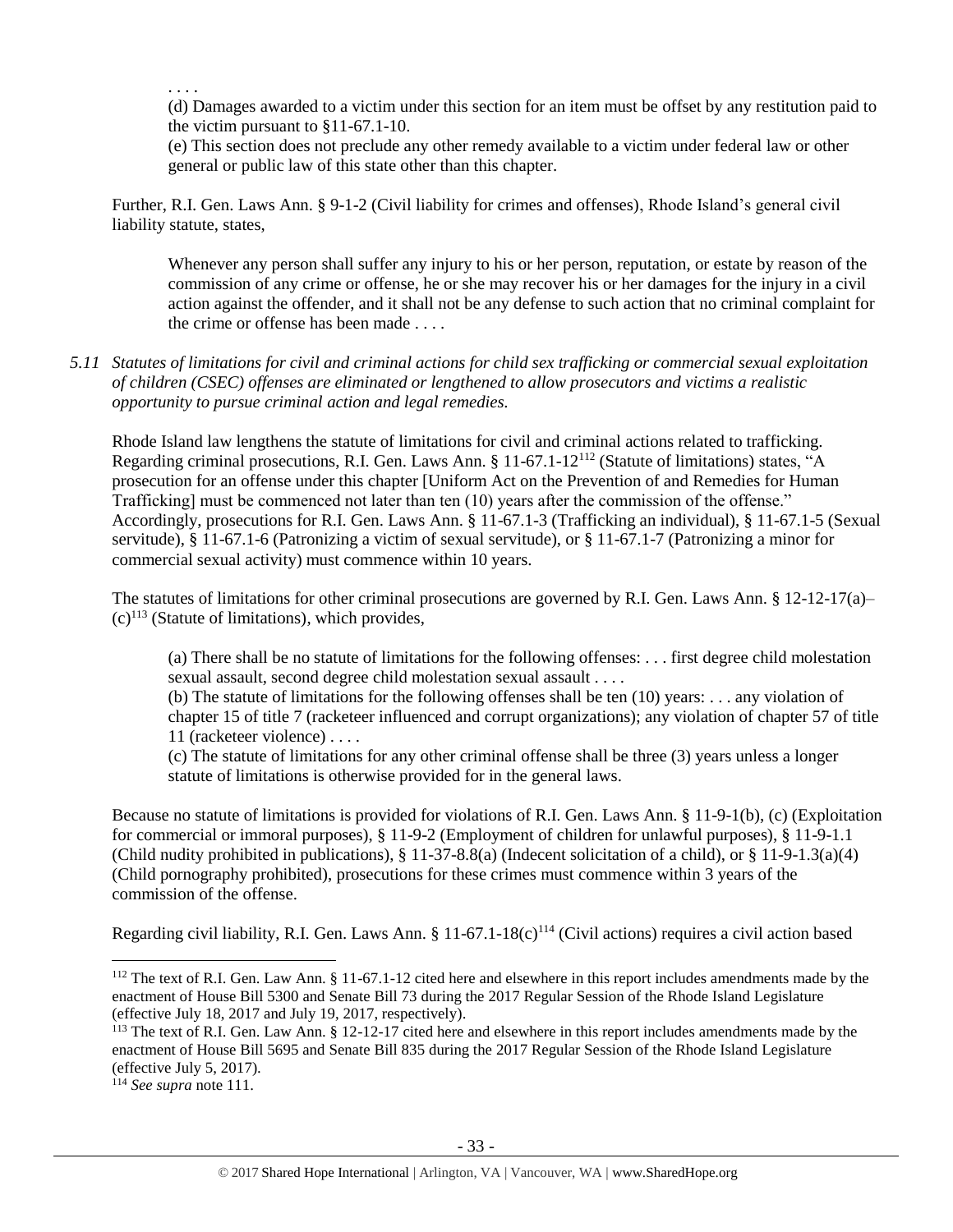. . . .

(d) Damages awarded to a victim under this section for an item must be offset by any restitution paid to the victim pursuant to §11-67.1-10.

(e) This section does not preclude any other remedy available to a victim under federal law or other general or public law of this state other than this chapter.

Further, R.I. Gen. Laws Ann. § 9-1-2 (Civil liability for crimes and offenses), Rhode Island's general civil liability statute, states,

> Whenever any person shall suffer any injury to his or her person, reputation, or estate by reason of the commission of any crime or offense, he or she may recover his or her damages for the injury in a civil action against the offender, and it shall not be any defense to such action that no criminal complaint for the crime or offense has been made . . . .

*5.11 Statutes of limitations for civil and criminal actions for child sex trafficking or commercial sexual exploitation of children (CSEC) offenses are eliminated or lengthened to allow prosecutors and victims a realistic opportunity to pursue criminal action and legal remedies.*

Rhode Island law lengthens the statute of limitations for civil and criminal actions related to trafficking. Regarding criminal prosecutions, R.I. Gen. Laws Ann. § 11-67.1-12[112] (Statute of limitations) states, "A prosecution for an offense under this chapter [Uniform Act on the Prevention of and Remedies for Human Trafficking] must be commenced not later than ten (10) years after the commission of the offense." Accordingly, prosecutions for R.I. Gen. Laws Ann. § 11-67.1-3 (Trafficking an individual), § 11-67.1-5 (Sexual servitude), § 11-67.1-6 (Patronizing a victim of sexual servitude), or § 11-67.1-7 (Patronizing a minor for commercial sexual activity) must commence within 10 years.

The statutes of limitations for other criminal prosecutions are governed by R.I. Gen. Laws Ann. § 12-12-17(a)–(c)[113] (Statute of limitations), which provides,

> (a) There shall be no statute of limitations for the following offenses: . . . first degree child molestation sexual assault, second degree child molestation sexual assault . . . .
>
> (b) The statute of limitations for the following offenses shall be ten (10) years: . . . any violation of chapter 15 of title 7 (racketeer influenced and corrupt organizations); any violation of chapter 57 of title 11 (racketeer violence) . . . .
>
> (c) The statute of limitations for any other criminal offense shall be three (3) years unless a longer statute of limitations is otherwise provided for in the general laws.

Because no statute of limitations is provided for violations of R.I. Gen. Laws Ann. § 11-9-1(b), (c) (Exploitation for commercial or immoral purposes), § 11-9-2 (Employment of children for unlawful purposes), § 11-9-1.1 (Child nudity prohibited in publications), § 11-37-8.8(a) (Indecent solicitation of a child), or § 11-9-1.3(a)(4) (Child pornography prohibited), prosecutions for these crimes must commence within 3 years of the commission of the offense.

Regarding civil liability, R.I. Gen. Laws Ann. § 11-67.1-18(c)[114] (Civil actions) requires a civil action based

---

[112] The text of R.I. Gen. Law Ann. § 11-67.1-12 cited here and elsewhere in this report includes amendments made by the enactment of House Bill 5300 and Senate Bill 73 during the 2017 Regular Session of the Rhode Island Legislature (effective July 18, 2017 and July 19, 2017, respectively).

[113] The text of R.I. Gen. Law Ann. § 12-12-17 cited here and elsewhere in this report includes amendments made by the enactment of House Bill 5695 and Senate Bill 835 during the 2017 Regular Session of the Rhode Island Legislature (effective July 5, 2017).

[114] *See supra* note 111.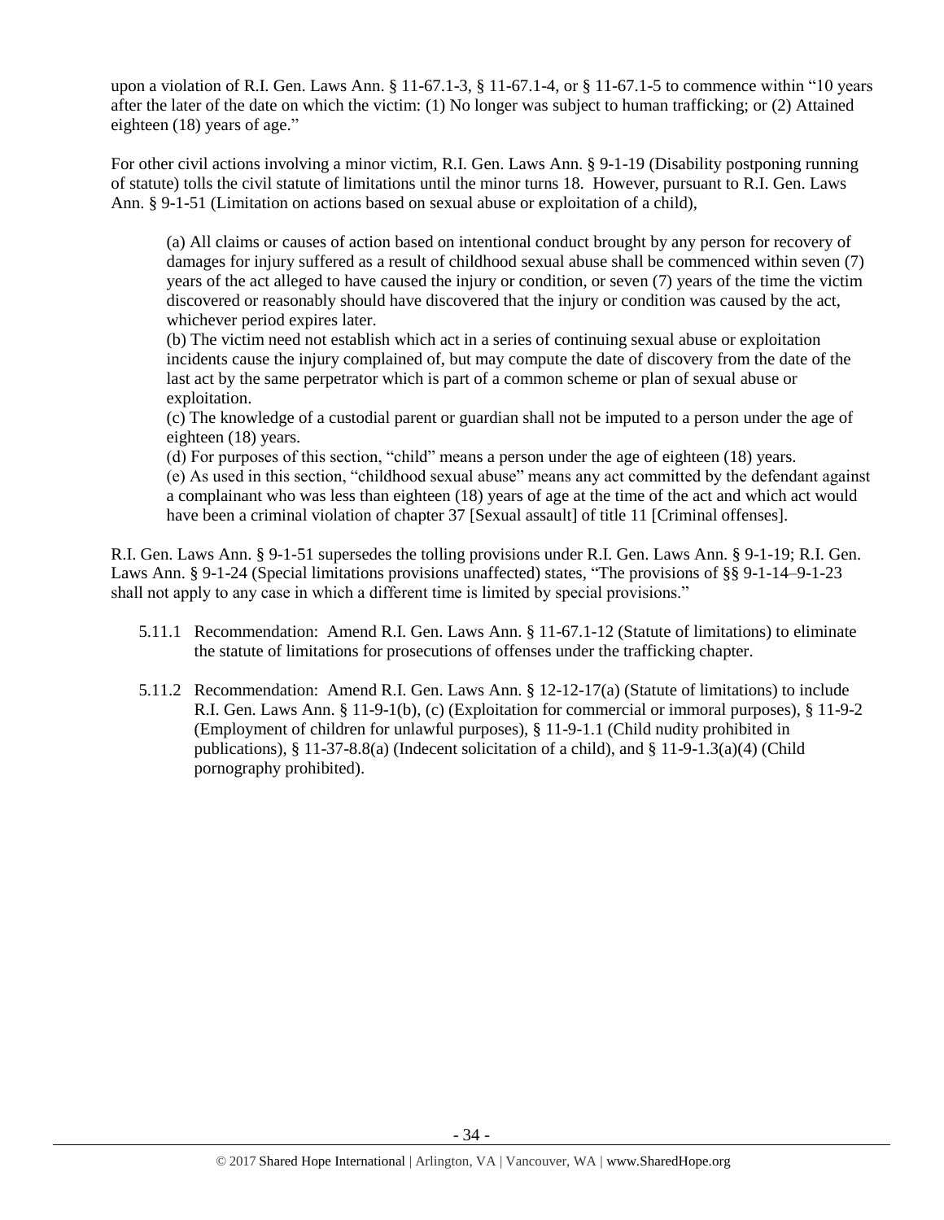upon a violation of R.I. Gen. Laws Ann. § 11-67.1-3, § 11-67.1-4, or § 11-67.1-5 to commence within "10 years after the later of the date on which the victim: (1) No longer was subject to human trafficking; or (2) Attained eighteen (18) years of age."

For other civil actions involving a minor victim, R.I. Gen. Laws Ann. § 9-1-19 (Disability postponing running of statute) tolls the civil statute of limitations until the minor turns 18. However, pursuant to R.I. Gen. Laws Ann. § 9-1-51 (Limitation on actions based on sexual abuse or exploitation of a child),

> (a) All claims or causes of action based on intentional conduct brought by any person for recovery of damages for injury suffered as a result of childhood sexual abuse shall be commenced within seven (7) years of the act alleged to have caused the injury or condition, or seven (7) years of the time the victim discovered or reasonably should have discovered that the injury or condition was caused by the act, whichever period expires later.
>
> (b) The victim need not establish which act in a series of continuing sexual abuse or exploitation incidents cause the injury complained of, but may compute the date of discovery from the date of the last act by the same perpetrator which is part of a common scheme or plan of sexual abuse or exploitation.
>
> (c) The knowledge of a custodial parent or guardian shall not be imputed to a person under the age of eighteen (18) years.
>
> (d) For purposes of this section, "child" means a person under the age of eighteen (18) years.
>
> (e) As used in this section, "childhood sexual abuse" means any act committed by the defendant against a complainant who was less than eighteen (18) years of age at the time of the act and which act would have been a criminal violation of chapter 37 [Sexual assault] of title 11 [Criminal offenses].

R.I. Gen. Laws Ann. § 9-1-51 supersedes the tolling provisions under R.I. Gen. Laws Ann. § 9-1-19; R.I. Gen. Laws Ann. § 9-1-24 (Special limitations provisions unaffected) states, "The provisions of §§ 9-1-14–9-1-23 shall not apply to any case in which a different time is limited by special provisions."

5.11.1 Recommendation: Amend R.I. Gen. Laws Ann. § 11-67.1-12 (Statute of limitations) to eliminate the statute of limitations for prosecutions of offenses under the trafficking chapter.

5.11.2 Recommendation: Amend R.I. Gen. Laws Ann. § 12-12-17(a) (Statute of limitations) to include R.I. Gen. Laws Ann. § 11-9-1(b), (c) (Exploitation for commercial or immoral purposes), § 11-9-2 (Employment of children for unlawful purposes), § 11-9-1.1 (Child nudity prohibited in publications), § 11-37-8.8(a) (Indecent solicitation of a child), and § 11-9-1.3(a)(4) (Child pornography prohibited).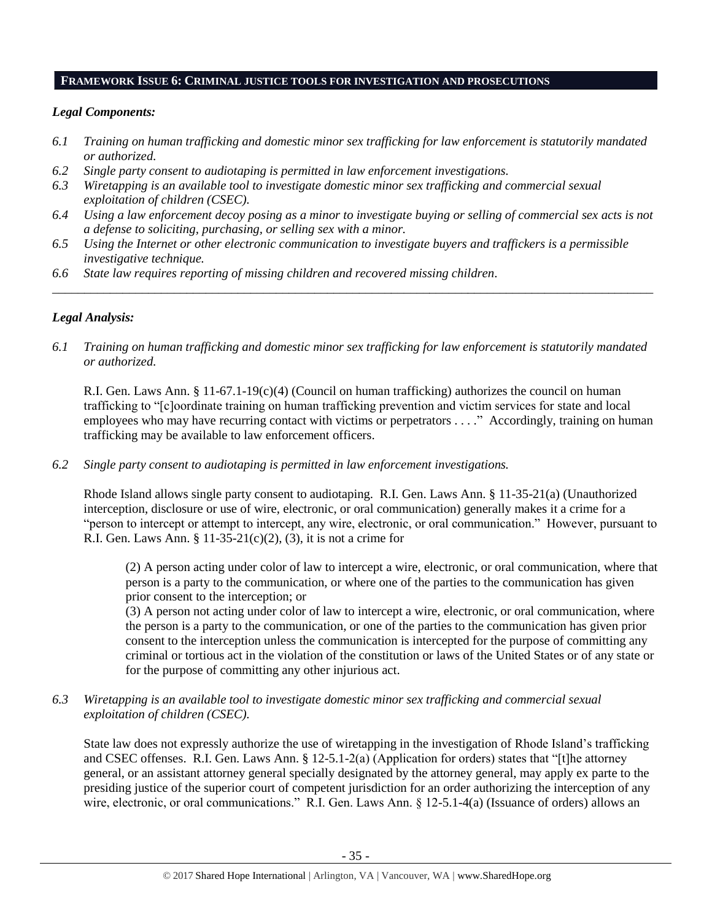## FRAMEWORK ISSUE 6: CRIMINAL JUSTICE TOOLS FOR INVESTIGATION AND PROSECUTIONS

### *Legal Components:*

- *6.1 Training on human trafficking and domestic minor sex trafficking for law enforcement is statutorily mandated or authorized.*
- *6.2 Single party consent to audiotaping is permitted in law enforcement investigations.*
- *6.3 Wiretapping is an available tool to investigate domestic minor sex trafficking and commercial sexual exploitation of children (CSEC).*
- *6.4 Using a law enforcement decoy posing as a minor to investigate buying or selling of commercial sex acts is not a defense to soliciting, purchasing, or selling sex with a minor.*
- *6.5 Using the Internet or other electronic communication to investigate buyers and traffickers is a permissible investigative technique.*
- *6.6 State law requires reporting of missing children and recovered missing children.*

---

### *Legal Analysis:*

*6.1 Training on human trafficking and domestic minor sex trafficking for law enforcement is statutorily mandated or authorized.*

R.I. Gen. Laws Ann. § 11-67.1-19(c)(4) (Council on human trafficking) authorizes the council on human trafficking to "[c]oordinate training on human trafficking prevention and victim services for state and local employees who may have recurring contact with victims or perpetrators . . . ." Accordingly, training on human trafficking may be available to law enforcement officers.

*6.2 Single party consent to audiotaping is permitted in law enforcement investigations.*

Rhode Island allows single party consent to audiotaping. R.I. Gen. Laws Ann. § 11-35-21(a) (Unauthorized interception, disclosure or use of wire, electronic, or oral communication) generally makes it a crime for a "person to intercept or attempt to intercept, any wire, electronic, or oral communication." However, pursuant to R.I. Gen. Laws Ann. § 11-35-21(c)(2), (3), it is not a crime for

> (2) A person acting under color of law to intercept a wire, electronic, or oral communication, where that person is a party to the communication, or where one of the parties to the communication has given prior consent to the interception; or
>
> (3) A person not acting under color of law to intercept a wire, electronic, or oral communication, where the person is a party to the communication, or one of the parties to the communication has given prior consent to the interception unless the communication is intercepted for the purpose of committing any criminal or tortious act in the violation of the constitution or laws of the United States or of any state or for the purpose of committing any other injurious act.

*6.3 Wiretapping is an available tool to investigate domestic minor sex trafficking and commercial sexual exploitation of children (CSEC).*

State law does not expressly authorize the use of wiretapping in the investigation of Rhode Island's trafficking and CSEC offenses. R.I. Gen. Laws Ann. § 12-5.1-2(a) (Application for orders) states that "[t]he attorney general, or an assistant attorney general specially designated by the attorney general, may apply ex parte to the presiding justice of the superior court of competent jurisdiction for an order authorizing the interception of any wire, electronic, or oral communications." R.I. Gen. Laws Ann. § 12-5.1-4(a) (Issuance of orders) allows an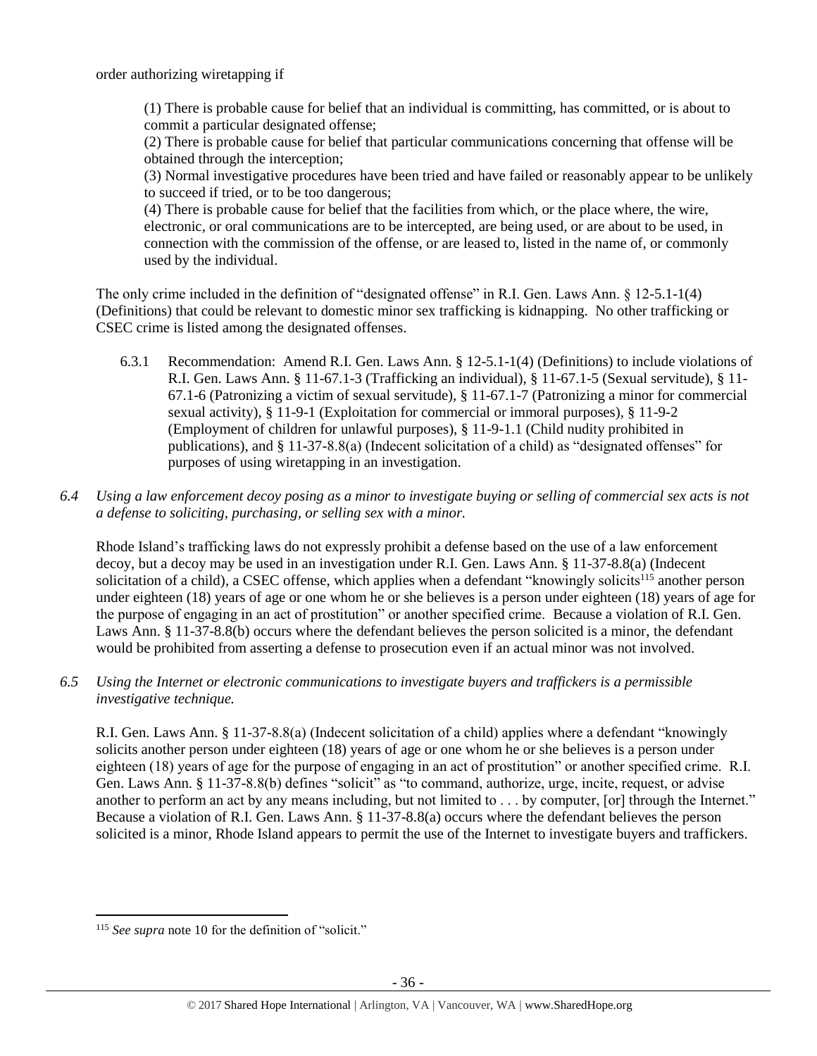order authorizing wiretapping if

> (1) There is probable cause for belief that an individual is committing, has committed, or is about to commit a particular designated offense;
> (2) There is probable cause for belief that particular communications concerning that offense will be obtained through the interception;
> (3) Normal investigative procedures have been tried and have failed or reasonably appear to be unlikely to succeed if tried, or to be too dangerous;
> (4) There is probable cause for belief that the facilities from which, or the place where, the wire, electronic, or oral communications are to be intercepted, are being used, or are about to be used, in connection with the commission of the offense, or are leased to, listed in the name of, or commonly used by the individual.

The only crime included in the definition of "designated offense" in R.I. Gen. Laws Ann. § 12-5.1-1(4) (Definitions) that could be relevant to domestic minor sex trafficking is kidnapping. No other trafficking or CSEC crime is listed among the designated offenses.

6.3.1 Recommendation: Amend R.I. Gen. Laws Ann. § 12-5.1-1(4) (Definitions) to include violations of R.I. Gen. Laws Ann. § 11-67.1-3 (Trafficking an individual), § 11-67.1-5 (Sexual servitude), § 11-67.1-6 (Patronizing a victim of sexual servitude), § 11-67.1-7 (Patronizing a minor for commercial sexual activity), § 11-9-1 (Exploitation for commercial or immoral purposes), § 11-9-2 (Employment of children for unlawful purposes), § 11-9-1.1 (Child nudity prohibited in publications), and § 11-37-8.8(a) (Indecent solicitation of a child) as "designated offenses" for purposes of using wiretapping in an investigation.

*6.4 Using a law enforcement decoy posing as a minor to investigate buying or selling of commercial sex acts is not a defense to soliciting, purchasing, or selling sex with a minor.*

Rhode Island's trafficking laws do not expressly prohibit a defense based on the use of a law enforcement decoy, but a decoy may be used in an investigation under R.I. Gen. Laws Ann. § 11-37-8.8(a) (Indecent solicitation of a child), a CSEC offense, which applies when a defendant "knowingly solicits[115] another person under eighteen (18) years of age or one whom he or she believes is a person under eighteen (18) years of age for the purpose of engaging in an act of prostitution" or another specified crime. Because a violation of R.I. Gen. Laws Ann. § 11-37-8.8(b) occurs where the defendant believes the person solicited is a minor, the defendant would be prohibited from asserting a defense to prosecution even if an actual minor was not involved.

*6.5 Using the Internet or electronic communications to investigate buyers and traffickers is a permissible investigative technique.*

R.I. Gen. Laws Ann. § 11-37-8.8(a) (Indecent solicitation of a child) applies where a defendant "knowingly solicits another person under eighteen (18) years of age or one whom he or she believes is a person under eighteen (18) years of age for the purpose of engaging in an act of prostitution" or another specified crime. R.I. Gen. Laws Ann. § 11-37-8.8(b) defines "solicit" as "to command, authorize, urge, incite, request, or advise another to perform an act by any means including, but not limited to . . . by computer, [or] through the Internet." Because a violation of R.I. Gen. Laws Ann. § 11-37-8.8(a) occurs where the defendant believes the person solicited is a minor, Rhode Island appears to permit the use of the Internet to investigate buyers and traffickers.

---

[115] *See supra* note 10 for the definition of "solicit."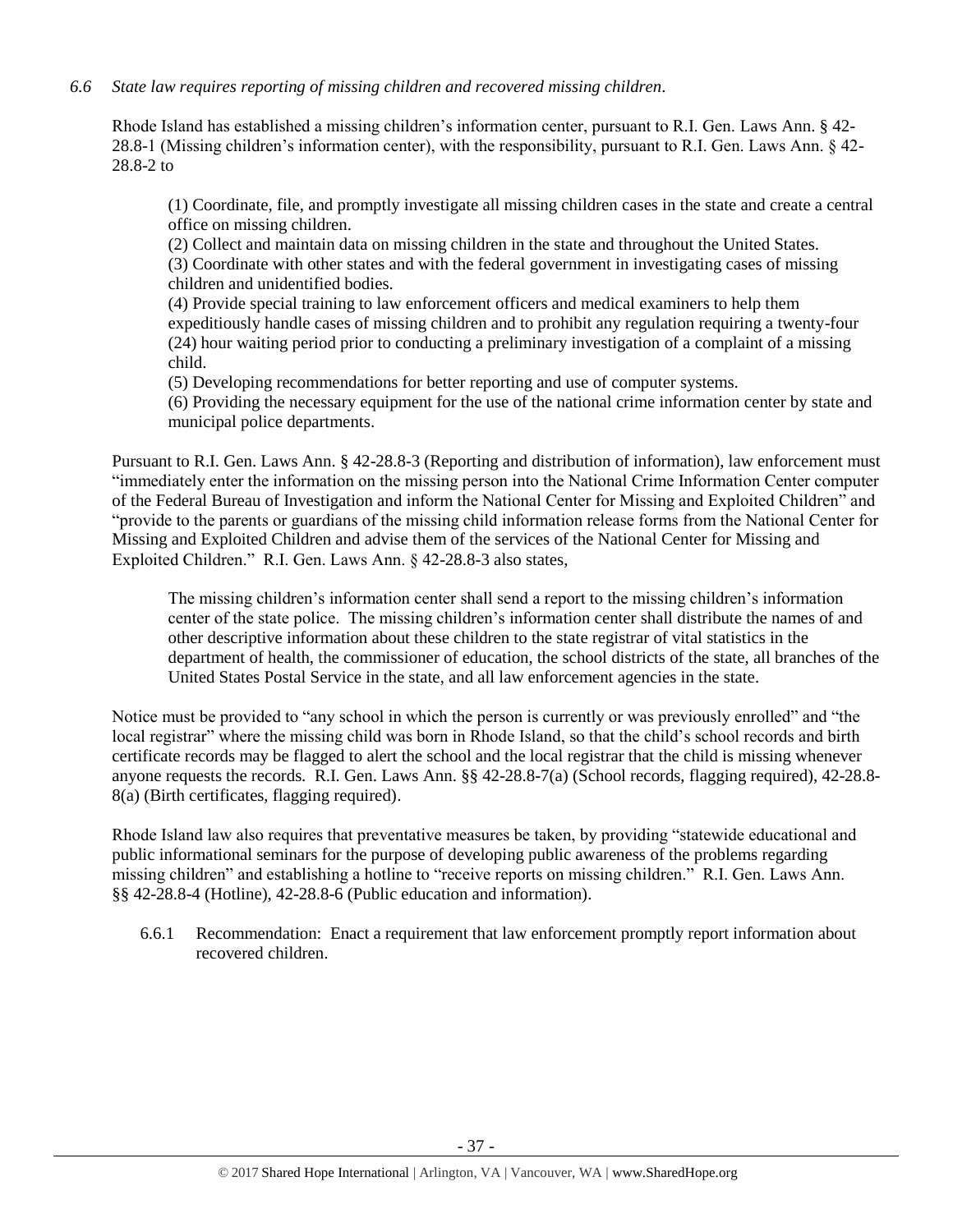*6.6 State law requires reporting of missing children and recovered missing children.*

Rhode Island has established a missing children's information center, pursuant to R.I. Gen. Laws Ann. § 42-28.8-1 (Missing children's information center), with the responsibility, pursuant to R.I. Gen. Laws Ann. § 42-28.8-2 to

> (1) Coordinate, file, and promptly investigate all missing children cases in the state and create a central office on missing children.
> (2) Collect and maintain data on missing children in the state and throughout the United States.
> (3) Coordinate with other states and with the federal government in investigating cases of missing children and unidentified bodies.
> (4) Provide special training to law enforcement officers and medical examiners to help them expeditiously handle cases of missing children and to prohibit any regulation requiring a twenty-four (24) hour waiting period prior to conducting a preliminary investigation of a complaint of a missing child.
> (5) Developing recommendations for better reporting and use of computer systems.
> (6) Providing the necessary equipment for the use of the national crime information center by state and municipal police departments.

Pursuant to R.I. Gen. Laws Ann. § 42-28.8-3 (Reporting and distribution of information), law enforcement must "immediately enter the information on the missing person into the National Crime Information Center computer of the Federal Bureau of Investigation and inform the National Center for Missing and Exploited Children" and "provide to the parents or guardians of the missing child information release forms from the National Center for Missing and Exploited Children and advise them of the services of the National Center for Missing and Exploited Children." R.I. Gen. Laws Ann. § 42-28.8-3 also states,

> The missing children's information center shall send a report to the missing children's information center of the state police. The missing children's information center shall distribute the names of and other descriptive information about these children to the state registrar of vital statistics in the department of health, the commissioner of education, the school districts of the state, all branches of the United States Postal Service in the state, and all law enforcement agencies in the state.

Notice must be provided to "any school in which the person is currently or was previously enrolled" and "the local registrar" where the missing child was born in Rhode Island, so that the child's school records and birth certificate records may be flagged to alert the school and the local registrar that the child is missing whenever anyone requests the records. R.I. Gen. Laws Ann. §§ 42-28.8-7(a) (School records, flagging required), 42-28.8-8(a) (Birth certificates, flagging required).

Rhode Island law also requires that preventative measures be taken, by providing "statewide educational and public informational seminars for the purpose of developing public awareness of the problems regarding missing children" and establishing a hotline to "receive reports on missing children." R.I. Gen. Laws Ann. §§ 42-28.8-4 (Hotline), 42-28.8-6 (Public education and information).

6.6.1 Recommendation: Enact a requirement that law enforcement promptly report information about recovered children.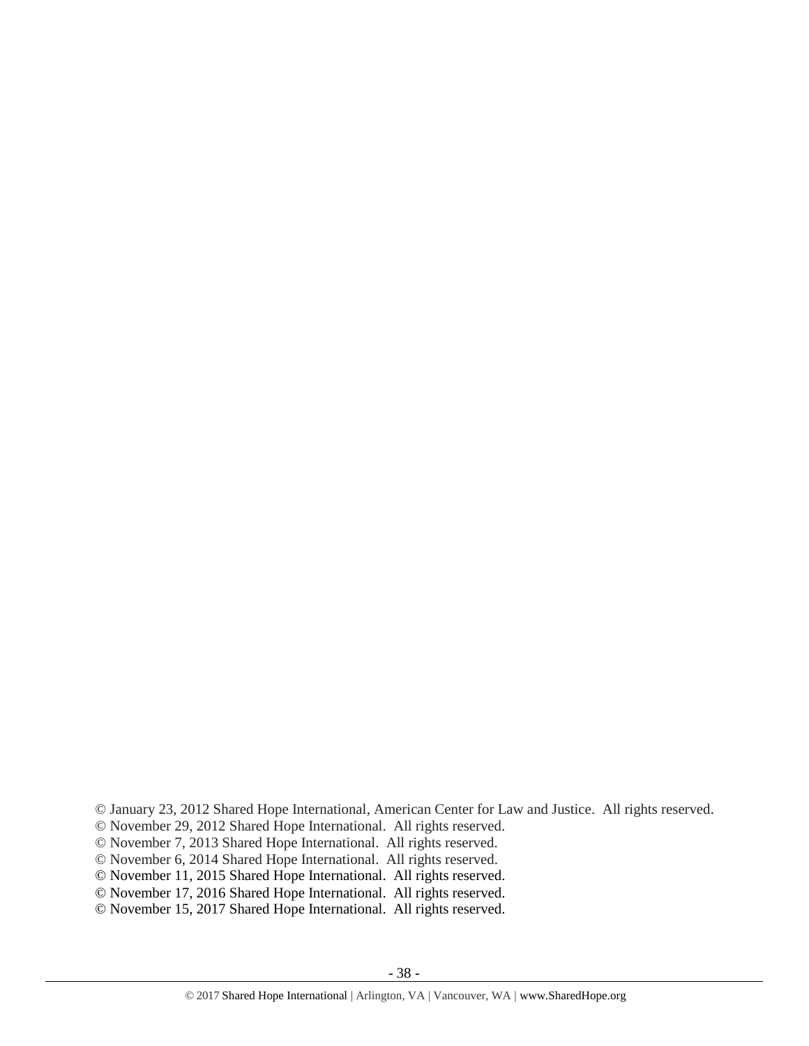© January 23, 2012 Shared Hope International, American Center for Law and Justice. All rights reserved.
© November 29, 2012 Shared Hope International. All rights reserved.
© November 7, 2013 Shared Hope International. All rights reserved.
© November 6, 2014 Shared Hope International. All rights reserved.
© November 11, 2015 Shared Hope International. All rights reserved.
© November 17, 2016 Shared Hope International. All rights reserved.
© November 15, 2017 Shared Hope International. All rights reserved.